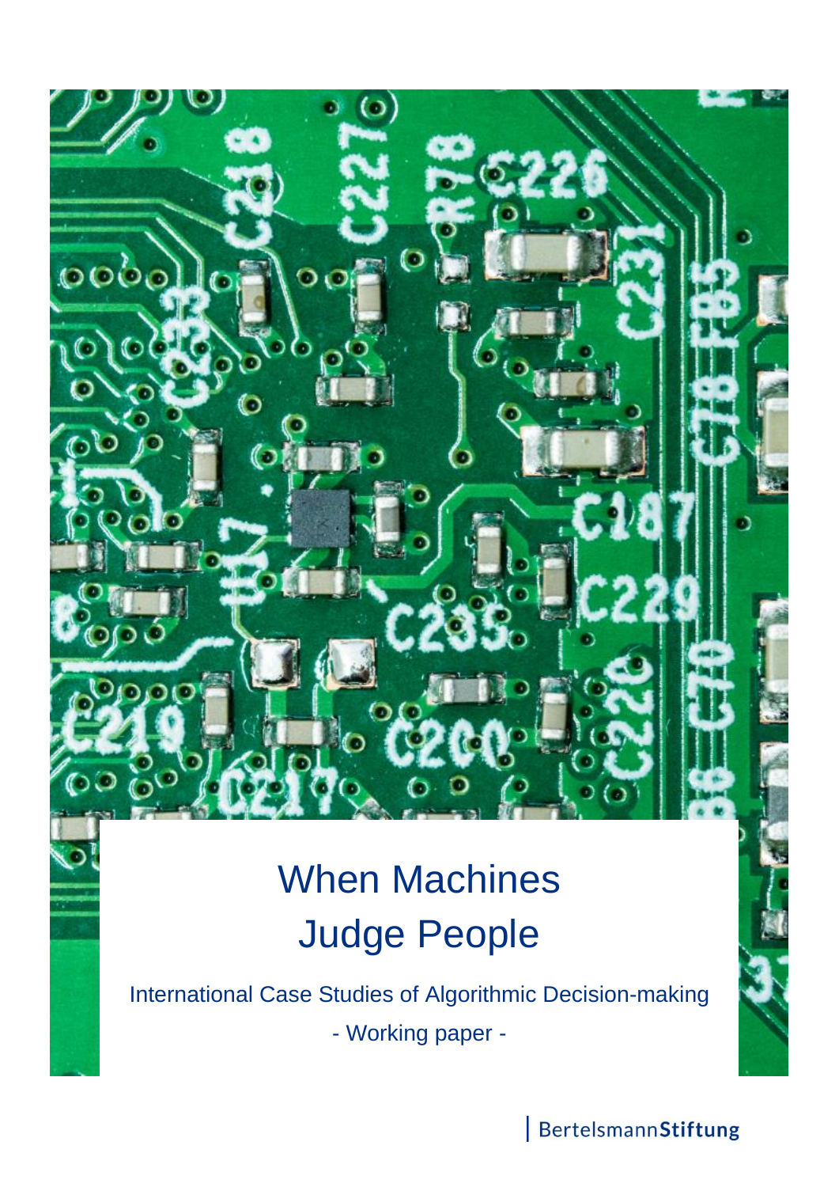# When Machines Judge People

International Case Studies of Algorithmic Decision-making

- Working paper -

BertelsmannStiftung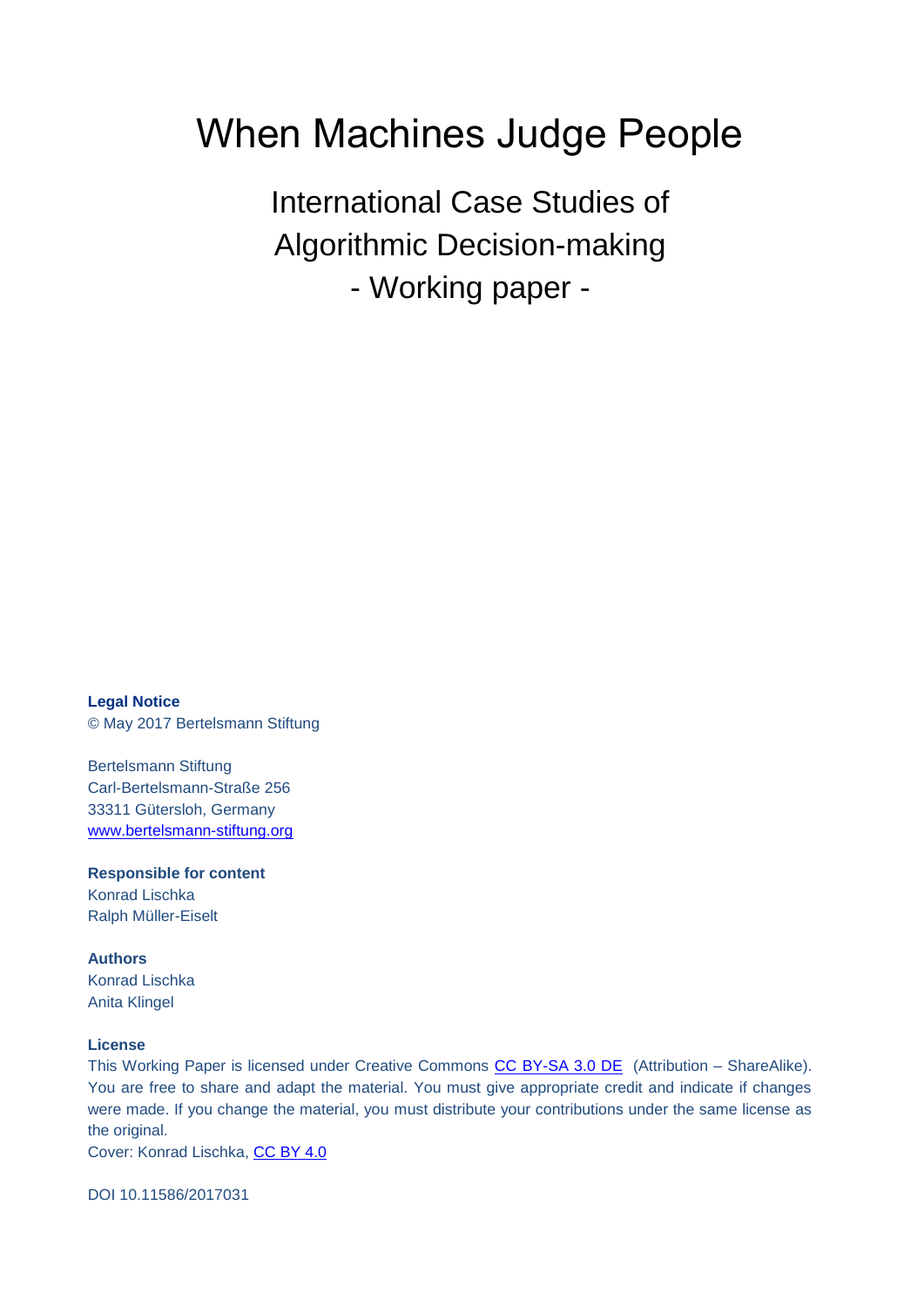# When Machines Judge People

## International Case Studies of Algorithmic Decision-making

## - Working paper -

**Legal Notice**

© May 2017 Bertelsmann Stiftung

Bertelsmann Stiftung
Carl-Bertelsmann-Straße 256
33311 Gütersloh, Germany
www.bertelsmann-stiftung.org

**Responsible for content**

Konrad Lischka
Ralph Müller-Eiselt

**Authors**

Konrad Lischka
Anita Klingel

**License**

This Working Paper is licensed under Creative Commons CC BY-SA 3.0 DE (Attribution – ShareAlike). You are free to share and adapt the material. You must give appropriate credit and indicate if changes were made. If you change the material, you must distribute your contributions under the same license as the original.

Cover: Konrad Lischka, CC BY 4.0

DOI 10.11586/2017031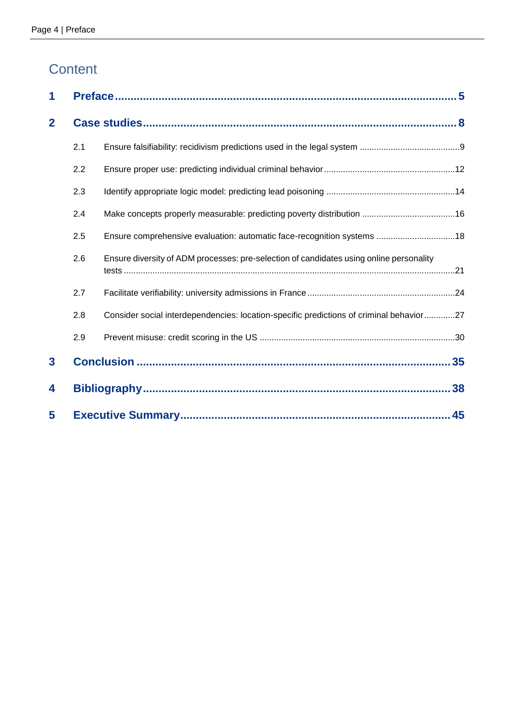# Content

| | | |
|---|---|---|
| **1** | **Preface** | **5** |
| **2** | **Case studies** | **8** |
| 2.1 | Ensure falsifiability: recidivism predictions used in the legal system | 9 |
| 2.2 | Ensure proper use: predicting individual criminal behavior | 12 |
| 2.3 | Identify appropriate logic model: predicting lead poisoning | 14 |
| 2.4 | Make concepts properly measurable: predicting poverty distribution | 16 |
| 2.5 | Ensure comprehensive evaluation: automatic face-recognition systems | 18 |
| 2.6 | Ensure diversity of ADM processes: pre-selection of candidates using online personality tests | 21 |
| 2.7 | Facilitate verifiability: university admissions in France | 24 |
| 2.8 | Consider social interdependencies: location-specific predictions of criminal behavior | 27 |
| 2.9 | Prevent misuse: credit scoring in the US | 30 |
| **3** | **Conclusion** | **35** |
| **4** | **Bibliography** | **38** |
| **5** | **Executive Summary** | **45** |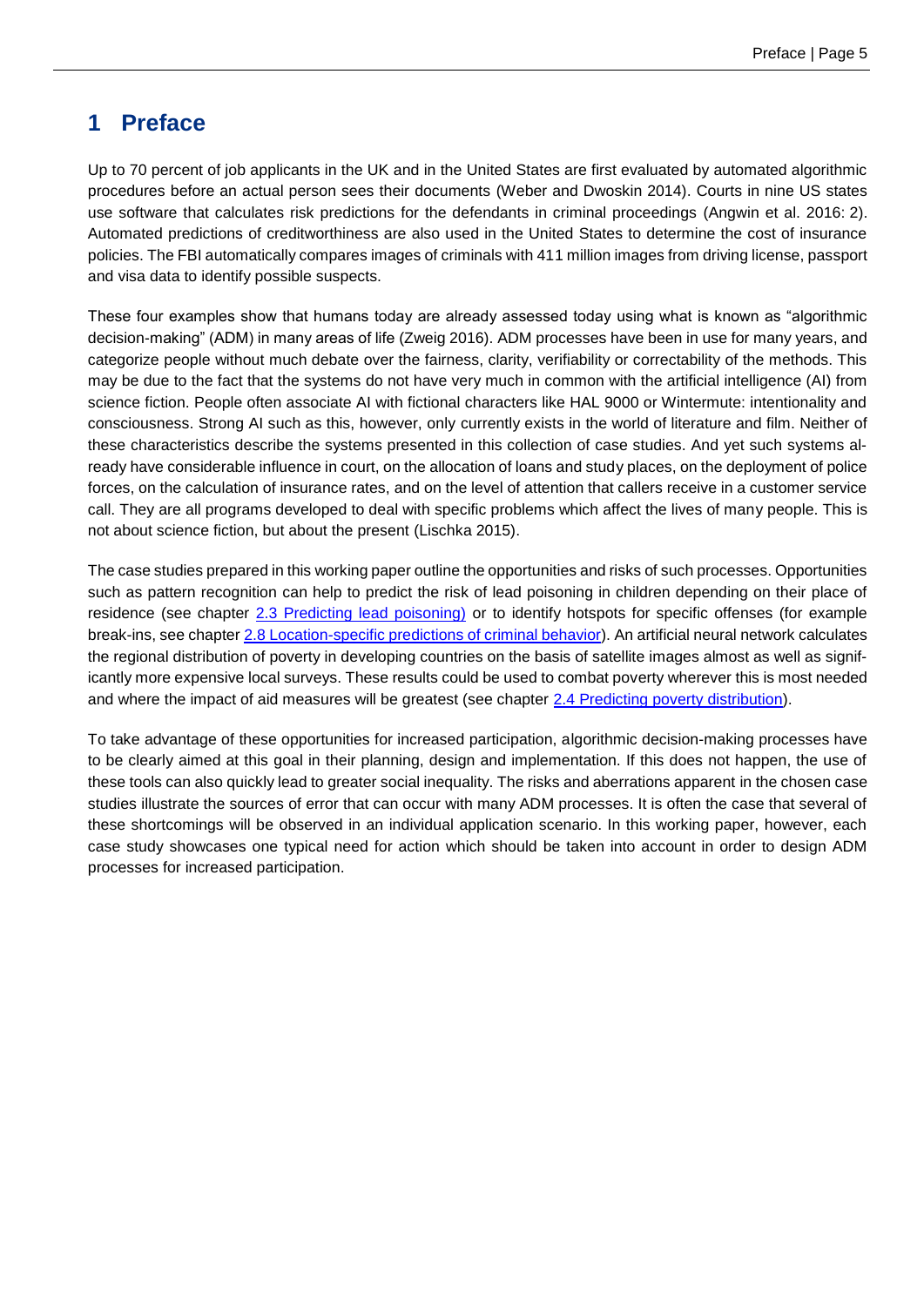# 1 Preface

Up to 70 percent of job applicants in the UK and in the United States are first evaluated by automated algorithmic procedures before an actual person sees their documents (Weber and Dwoskin 2014). Courts in nine US states use software that calculates risk predictions for the defendants in criminal proceedings (Angwin et al. 2016: 2). Automated predictions of creditworthiness are also used in the United States to determine the cost of insurance policies. The FBI automatically compares images of criminals with 411 million images from driving license, passport and visa data to identify possible suspects.

These four examples show that humans today are already assessed today using what is known as "algorithmic decision-making" (ADM) in many areas of life (Zweig 2016). ADM processes have been in use for many years, and categorize people without much debate over the fairness, clarity, verifiability or correctability of the methods. This may be due to the fact that the systems do not have very much in common with the artificial intelligence (AI) from science fiction. People often associate AI with fictional characters like HAL 9000 or Wintermute: intentionality and consciousness. Strong AI such as this, however, only currently exists in the world of literature and film. Neither of these characteristics describe the systems presented in this collection of case studies. And yet such systems already have considerable influence in court, on the allocation of loans and study places, on the deployment of police forces, on the calculation of insurance rates, and on the level of attention that callers receive in a customer service call. They are all programs developed to deal with specific problems which affect the lives of many people. This is not about science fiction, but about the present (Lischka 2015).

The case studies prepared in this working paper outline the opportunities and risks of such processes. Opportunities such as pattern recognition can help to predict the risk of lead poisoning in children depending on their place of residence (see chapter 2.3 Predicting lead poisoning) or to identify hotspots for specific offenses (for example break-ins, see chapter 2.8 Location-specific predictions of criminal behavior). An artificial neural network calculates the regional distribution of poverty in developing countries on the basis of satellite images almost as well as significantly more expensive local surveys. These results could be used to combat poverty wherever this is most needed and where the impact of aid measures will be greatest (see chapter 2.4 Predicting poverty distribution).

To take advantage of these opportunities for increased participation, algorithmic decision-making processes have to be clearly aimed at this goal in their planning, design and implementation. If this does not happen, the use of these tools can also quickly lead to greater social inequality. The risks and aberrations apparent in the chosen case studies illustrate the sources of error that can occur with many ADM processes. It is often the case that several of these shortcomings will be observed in an individual application scenario. In this working paper, however, each case study showcases one typical need for action which should be taken into account in order to design ADM processes for increased participation.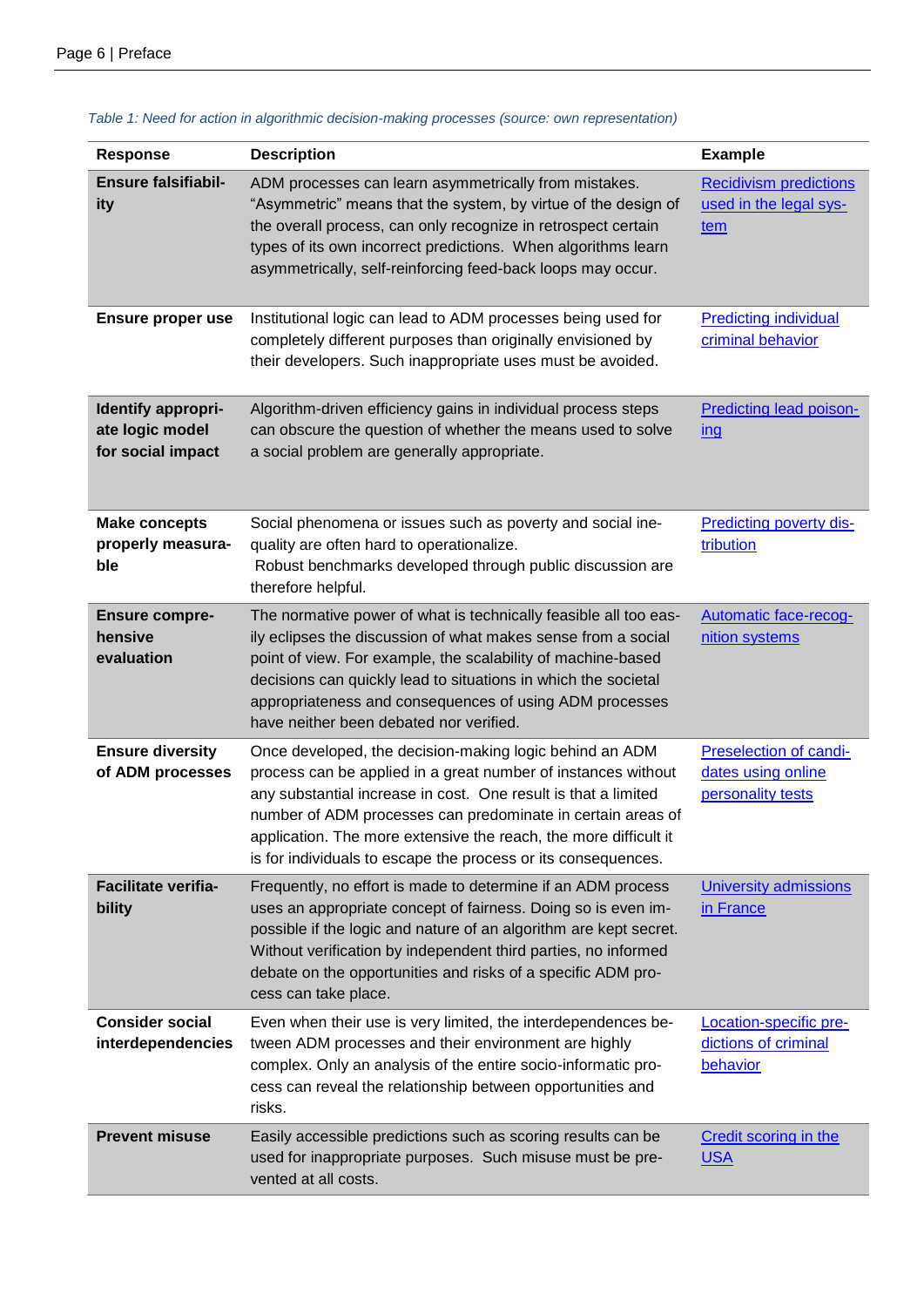*Table 1: Need for action in algorithmic decision-making processes (source: own representation)*

| Response | Description | Example |
|---|---|---|
| **Ensure falsifiability** | ADM processes can learn asymmetrically from mistakes. "Asymmetric" means that the system, by virtue of the design of the overall process, can only recognize in retrospect certain types of its own incorrect predictions. When algorithms learn asymmetrically, self-reinforcing feed-back loops may occur. | Recidivism predictions used in the legal system |
| **Ensure proper use** | Institutional logic can lead to ADM processes being used for completely different purposes than originally envisioned by their developers. Such inappropriate uses must be avoided. | Predicting individual criminal behavior |
| **Identify appropriate logic model for social impact** | Algorithm-driven efficiency gains in individual process steps can obscure the question of whether the means used to solve a social problem are generally appropriate. | Predicting lead poisoning |
| **Make concepts properly measurable** | Social phenomena or issues such as poverty and social inequality are often hard to operationalize. Robust benchmarks developed through public discussion are therefore helpful. | Predicting poverty distribution |
| **Ensure comprehensive evaluation** | The normative power of what is technically feasible all too easily eclipses the discussion of what makes sense from a social point of view. For example, the scalability of machine-based decisions can quickly lead to situations in which the societal appropriateness and consequences of using ADM processes have neither been debated nor verified. | Automatic face-recognition systems |
| **Ensure diversity of ADM processes** | Once developed, the decision-making logic behind an ADM process can be applied in a great number of instances without any substantial increase in cost. One result is that a limited number of ADM processes can predominate in certain areas of application. The more extensive the reach, the more difficult it is for individuals to escape the process or its consequences. | Preselection of candidates using online personality tests |
| **Facilitate verifiability** | Frequently, no effort is made to determine if an ADM process uses an appropriate concept of fairness. Doing so is even impossible if the logic and nature of an algorithm are kept secret. Without verification by independent third parties, no informed debate on the opportunities and risks of a specific ADM process can take place. | University admissions in France |
| **Consider social interdependencies** | Even when their use is very limited, the interdependences between ADM processes and their environment are highly complex. Only an analysis of the entire socio-informatic process can reveal the relationship between opportunities and risks. | Location-specific predictions of criminal behavior |
| **Prevent misuse** | Easily accessible predictions such as scoring results can be used for inappropriate purposes. Such misuse must be prevented at all costs. | Credit scoring in the USA |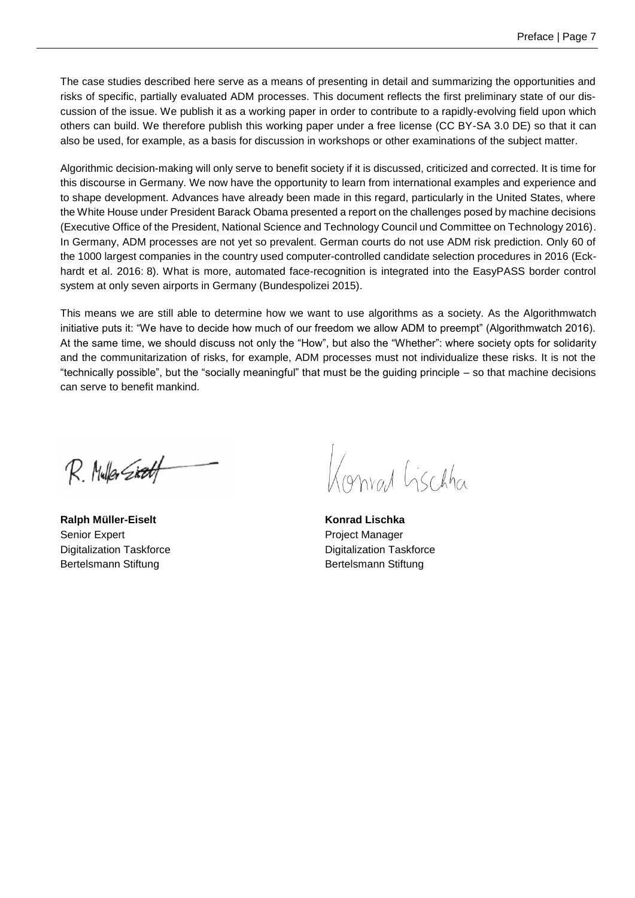The case studies described here serve as a means of presenting in detail and summarizing the opportunities and risks of specific, partially evaluated ADM processes. This document reflects the first preliminary state of our discussion of the issue. We publish it as a working paper in order to contribute to a rapidly-evolving field upon which others can build. We therefore publish this working paper under a free license (CC BY-SA 3.0 DE) so that it can also be used, for example, as a basis for discussion in workshops or other examinations of the subject matter.

Algorithmic decision-making will only serve to benefit society if it is discussed, criticized and corrected. It is time for this discourse in Germany. We now have the opportunity to learn from international examples and experience and to shape development. Advances have already been made in this regard, particularly in the United States, where the White House under President Barack Obama presented a report on the challenges posed by machine decisions (Executive Office of the President, National Science and Technology Council und Committee on Technology 2016). In Germany, ADM processes are not yet so prevalent. German courts do not use ADM risk prediction. Only 60 of the 1000 largest companies in the country used computer-controlled candidate selection procedures in 2016 (Eckhardt et al. 2016: 8). What is more, automated face-recognition is integrated into the EasyPASS border control system at only seven airports in Germany (Bundespolizei 2015).

This means we are still able to determine how we want to use algorithms as a society. As the Algorithmwatch initiative puts it: "We have to decide how much of our freedom we allow ADM to preempt" (Algorithmwatch 2016). At the same time, we should discuss not only the "How", but also the "Whether": where society opts for solidarity and the communitarization of risks, for example, ADM processes must not individualize these risks. It is not the "technically possible", but the "socially meaningful" that must be the guiding principle – so that machine decisions can serve to benefit mankind.

**Ralph Müller-Eiselt**
Senior Expert
Digitalization Taskforce
Bertelsmann Stiftung

**Konrad Lischka**
Project Manager
Digitalization Taskforce
Bertelsmann Stiftung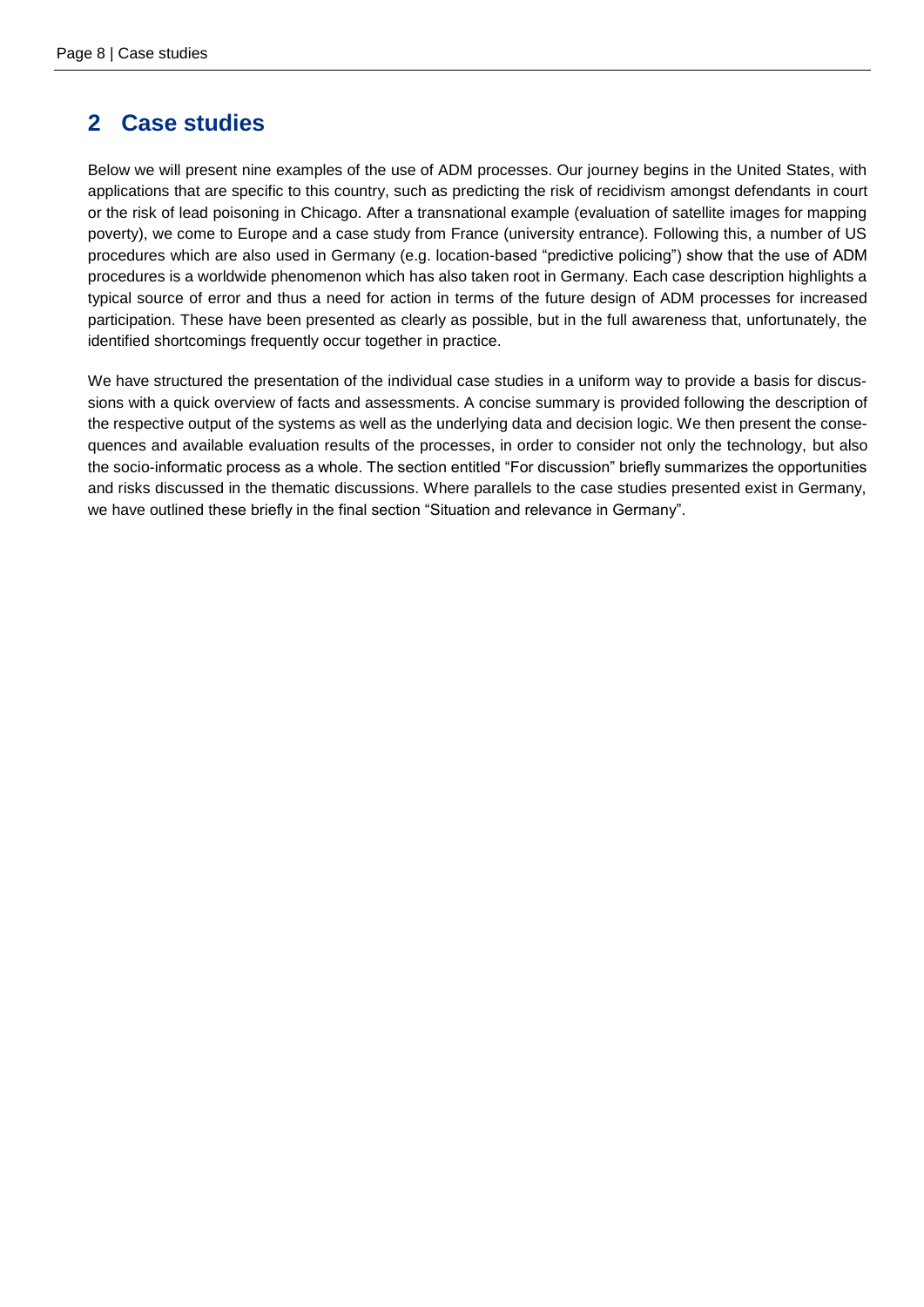## 2 Case studies

Below we will present nine examples of the use of ADM processes. Our journey begins in the United States, with applications that are specific to this country, such as predicting the risk of recidivism amongst defendants in court or the risk of lead poisoning in Chicago. After a transnational example (evaluation of satellite images for mapping poverty), we come to Europe and a case study from France (university entrance). Following this, a number of US procedures which are also used in Germany (e.g. location-based "predictive policing") show that the use of ADM procedures is a worldwide phenomenon which has also taken root in Germany. Each case description highlights a typical source of error and thus a need for action in terms of the future design of ADM processes for increased participation. These have been presented as clearly as possible, but in the full awareness that, unfortunately, the identified shortcomings frequently occur together in practice.

We have structured the presentation of the individual case studies in a uniform way to provide a basis for discussions with a quick overview of facts and assessments. A concise summary is provided following the description of the respective output of the systems as well as the underlying data and decision logic. We then present the consequences and available evaluation results of the processes, in order to consider not only the technology, but also the socio-informatic process as a whole. The section entitled "For discussion" briefly summarizes the opportunities and risks discussed in the thematic discussions. Where parallels to the case studies presented exist in Germany, we have outlined these briefly in the final section "Situation and relevance in Germany".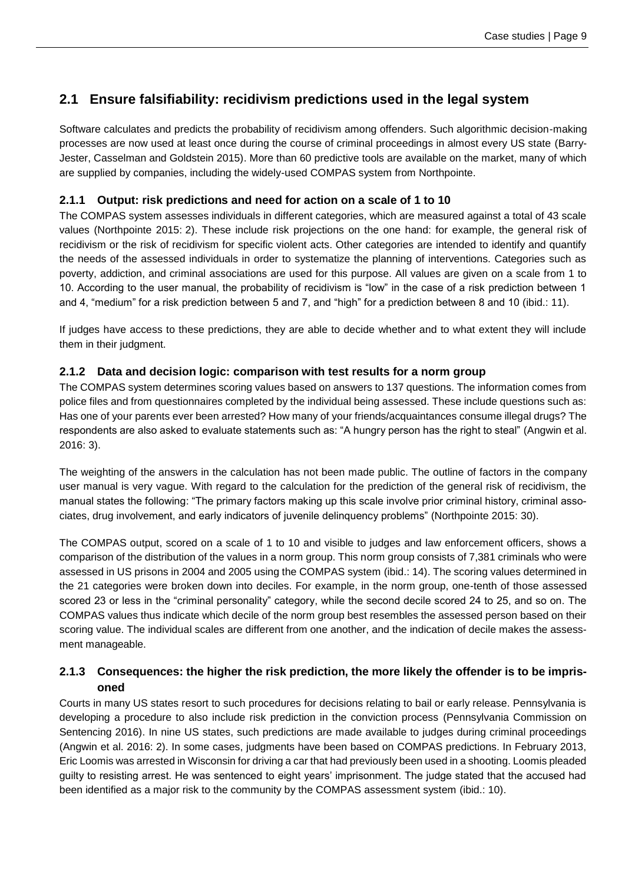## 2.1 Ensure falsifiability: recidivism predictions used in the legal system

Software calculates and predicts the probability of recidivism among offenders. Such algorithmic decision-making processes are now used at least once during the course of criminal proceedings in almost every US state (Barry-Jester, Casselman and Goldstein 2015). More than 60 predictive tools are available on the market, many of which are supplied by companies, including the widely-used COMPAS system from Northpointe.

### 2.1.1 Output: risk predictions and need for action on a scale of 1 to 10

The COMPAS system assesses individuals in different categories, which are measured against a total of 43 scale values (Northpointe 2015: 2). These include risk projections on the one hand: for example, the general risk of recidivism or the risk of recidivism for specific violent acts. Other categories are intended to identify and quantify the needs of the assessed individuals in order to systematize the planning of interventions. Categories such as poverty, addiction, and criminal associations are used for this purpose. All values are given on a scale from 1 to 10. According to the user manual, the probability of recidivism is "low" in the case of a risk prediction between 1 and 4, "medium" for a risk prediction between 5 and 7, and "high" for a prediction between 8 and 10 (ibid.: 11).

If judges have access to these predictions, they are able to decide whether and to what extent they will include them in their judgment.

### 2.1.2 Data and decision logic: comparison with test results for a norm group

The COMPAS system determines scoring values based on answers to 137 questions. The information comes from police files and from questionnaires completed by the individual being assessed. These include questions such as: Has one of your parents ever been arrested? How many of your friends/acquaintances consume illegal drugs? The respondents are also asked to evaluate statements such as: "A hungry person has the right to steal" (Angwin et al. 2016: 3).

The weighting of the answers in the calculation has not been made public. The outline of factors in the company user manual is very vague. With regard to the calculation for the prediction of the general risk of recidivism, the manual states the following: "The primary factors making up this scale involve prior criminal history, criminal associates, drug involvement, and early indicators of juvenile delinquency problems" (Northpointe 2015: 30).

The COMPAS output, scored on a scale of 1 to 10 and visible to judges and law enforcement officers, shows a comparison of the distribution of the values in a norm group. This norm group consists of 7,381 criminals who were assessed in US prisons in 2004 and 2005 using the COMPAS system (ibid.: 14). The scoring values determined in the 21 categories were broken down into deciles. For example, in the norm group, one-tenth of those assessed scored 23 or less in the "criminal personality" category, while the second decile scored 24 to 25, and so on. The COMPAS values thus indicate which decile of the norm group best resembles the assessed person based on their scoring value. The individual scales are different from one another, and the indication of decile makes the assessment manageable.

### 2.1.3 Consequences: the higher the risk prediction, the more likely the offender is to be imprisoned

Courts in many US states resort to such procedures for decisions relating to bail or early release. Pennsylvania is developing a procedure to also include risk prediction in the conviction process (Pennsylvania Commission on Sentencing 2016). In nine US states, such predictions are made available to judges during criminal proceedings (Angwin et al. 2016: 2). In some cases, judgments have been based on COMPAS predictions. In February 2013, Eric Loomis was arrested in Wisconsin for driving a car that had previously been used in a shooting. Loomis pleaded guilty to resisting arrest. He was sentenced to eight years' imprisonment. The judge stated that the accused had been identified as a major risk to the community by the COMPAS assessment system (ibid.: 10).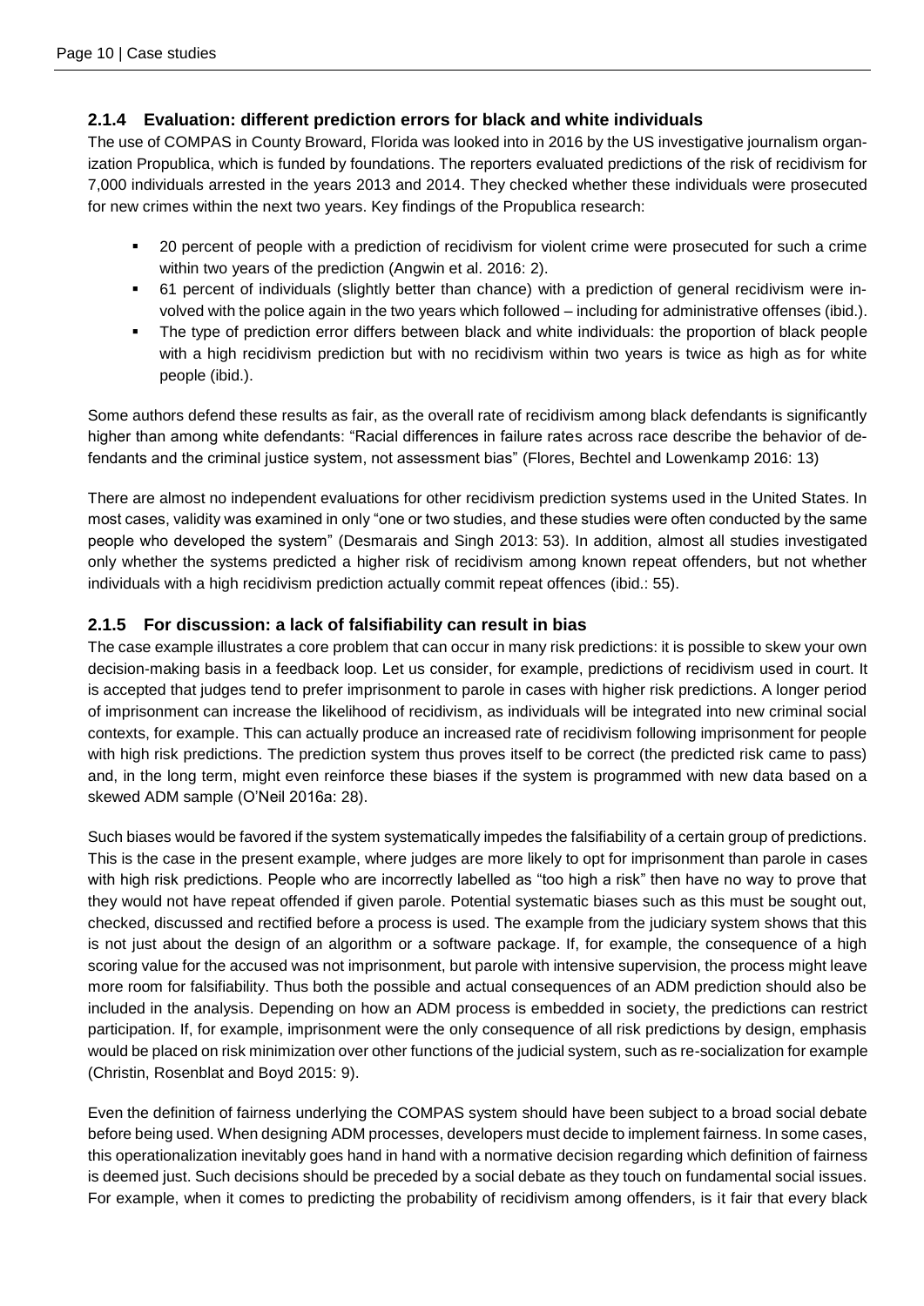### 2.1.4 Evaluation: different prediction errors for black and white individuals

The use of COMPAS in County Broward, Florida was looked into in 2016 by the US investigative journalism organization Propublica, which is funded by foundations. The reporters evaluated predictions of the risk of recidivism for 7,000 individuals arrested in the years 2013 and 2014. They checked whether these individuals were prosecuted for new crimes within the next two years. Key findings of the Propublica research:

- 20 percent of people with a prediction of recidivism for violent crime were prosecuted for such a crime within two years of the prediction (Angwin et al. 2016: 2).
- 61 percent of individuals (slightly better than chance) with a prediction of general recidivism were involved with the police again in the two years which followed – including for administrative offenses (ibid.).
- The type of prediction error differs between black and white individuals: the proportion of black people with a high recidivism prediction but with no recidivism within two years is twice as high as for white people (ibid.).

Some authors defend these results as fair, as the overall rate of recidivism among black defendants is significantly higher than among white defendants: "Racial differences in failure rates across race describe the behavior of defendants and the criminal justice system, not assessment bias" (Flores, Bechtel and Lowenkamp 2016: 13)

There are almost no independent evaluations for other recidivism prediction systems used in the United States. In most cases, validity was examined in only "one or two studies, and these studies were often conducted by the same people who developed the system" (Desmarais and Singh 2013: 53). In addition, almost all studies investigated only whether the systems predicted a higher risk of recidivism among known repeat offenders, but not whether individuals with a high recidivism prediction actually commit repeat offences (ibid.: 55).

### 2.1.5 For discussion: a lack of falsifiability can result in bias

The case example illustrates a core problem that can occur in many risk predictions: it is possible to skew your own decision-making basis in a feedback loop. Let us consider, for example, predictions of recidivism used in court. It is accepted that judges tend to prefer imprisonment to parole in cases with higher risk predictions. A longer period of imprisonment can increase the likelihood of recidivism, as individuals will be integrated into new criminal social contexts, for example. This can actually produce an increased rate of recidivism following imprisonment for people with high risk predictions. The prediction system thus proves itself to be correct (the predicted risk came to pass) and, in the long term, might even reinforce these biases if the system is programmed with new data based on a skewed ADM sample (O'Neil 2016a: 28).

Such biases would be favored if the system systematically impedes the falsifiability of a certain group of predictions. This is the case in the present example, where judges are more likely to opt for imprisonment than parole in cases with high risk predictions. People who are incorrectly labelled as "too high a risk" then have no way to prove that they would not have repeat offended if given parole. Potential systematic biases such as this must be sought out, checked, discussed and rectified before a process is used. The example from the judiciary system shows that this is not just about the design of an algorithm or a software package. If, for example, the consequence of a high scoring value for the accused was not imprisonment, but parole with intensive supervision, the process might leave more room for falsifiability. Thus both the possible and actual consequences of an ADM prediction should also be included in the analysis. Depending on how an ADM process is embedded in society, the predictions can restrict participation. If, for example, imprisonment were the only consequence of all risk predictions by design, emphasis would be placed on risk minimization over other functions of the judicial system, such as re-socialization for example (Christin, Rosenblat and Boyd 2015: 9).

Even the definition of fairness underlying the COMPAS system should have been subject to a broad social debate before being used. When designing ADM processes, developers must decide to implement fairness. In some cases, this operationalization inevitably goes hand in hand with a normative decision regarding which definition of fairness is deemed just. Such decisions should be preceded by a social debate as they touch on fundamental social issues. For example, when it comes to predicting the probability of recidivism among offenders, is it fair that every black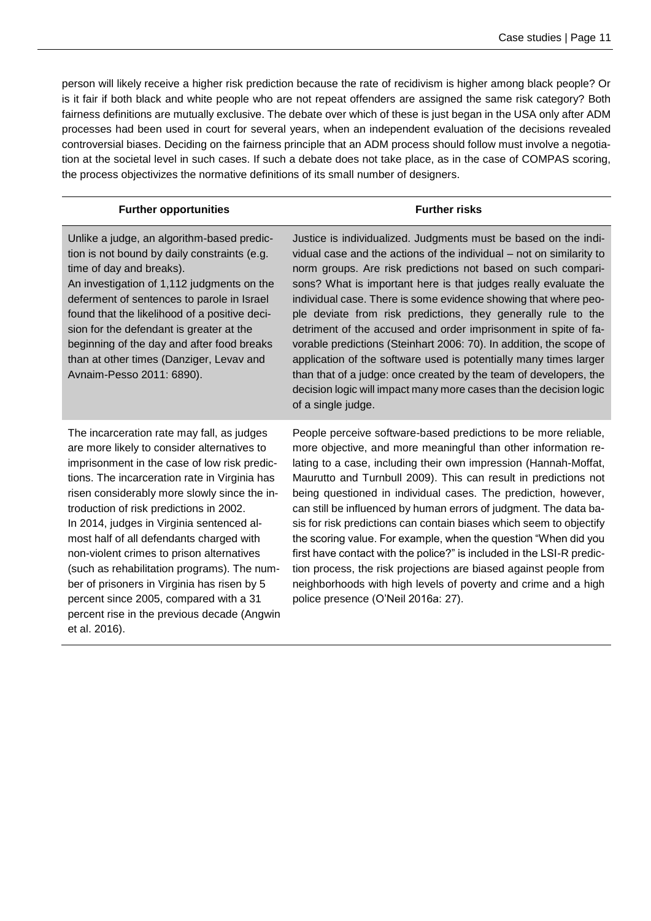person will likely receive a higher risk prediction because the rate of recidivism is higher among black people? Or is it fair if both black and white people who are not repeat offenders are assigned the same risk category? Both fairness definitions are mutually exclusive. The debate over which of these is just began in the USA only after ADM processes had been used in court for several years, when an independent evaluation of the decisions revealed controversial biases. Deciding on the fairness principle that an ADM process should follow must involve a negotiation at the societal level in such cases. If such a debate does not take place, as in the case of COMPAS scoring, the process objectivizes the normative definitions of its small number of designers.

| Further opportunities | Further risks |
|---|---|
| Unlike a judge, an algorithm-based prediction is not bound by daily constraints (e.g. time of day and breaks).<br>An investigation of 1,112 judgments on the deferment of sentences to parole in Israel found that the likelihood of a positive decision for the defendant is greater at the beginning of the day and after food breaks than at other times (Danziger, Levav and Avnaim-Pesso 2011: 6890). | Justice is individualized. Judgments must be based on the individual case and the actions of the individual – not on similarity to norm groups. Are risk predictions not based on such comparisons? What is important here is that judges really evaluate the individual case. There is some evidence showing that where people deviate from risk predictions, they generally rule to the detriment of the accused and order imprisonment in spite of favorable predictions (Steinhart 2006: 70). In addition, the scope of application of the software used is potentially many times larger than that of a judge: once created by the team of developers, the decision logic will impact many more cases than the decision logic of a single judge. |
| The incarceration rate may fall, as judges are more likely to consider alternatives to imprisonment in the case of low risk predictions. The incarceration rate in Virginia has risen considerably more slowly since the introduction of risk predictions in 2002.<br>In 2014, judges in Virginia sentenced almost half of all defendants charged with non-violent crimes to prison alternatives (such as rehabilitation programs). The number of prisoners in Virginia has risen by 5 percent since 2005, compared with a 31 percent rise in the previous decade (Angwin et al. 2016). | People perceive software-based predictions to be more reliable, more objective, and more meaningful than other information relating to a case, including their own impression (Hannah-Moffat, Maurutto and Turnbull 2009). This can result in predictions not being questioned in individual cases. The prediction, however, can still be influenced by human errors of judgment. The data basis for risk predictions can contain biases which seem to objectify the scoring value. For example, when the question "When did you first have contact with the police?" is included in the LSI-R prediction process, the risk projections are biased against people from neighborhoods with high levels of poverty and crime and a high police presence (O'Neil 2016a: 27). |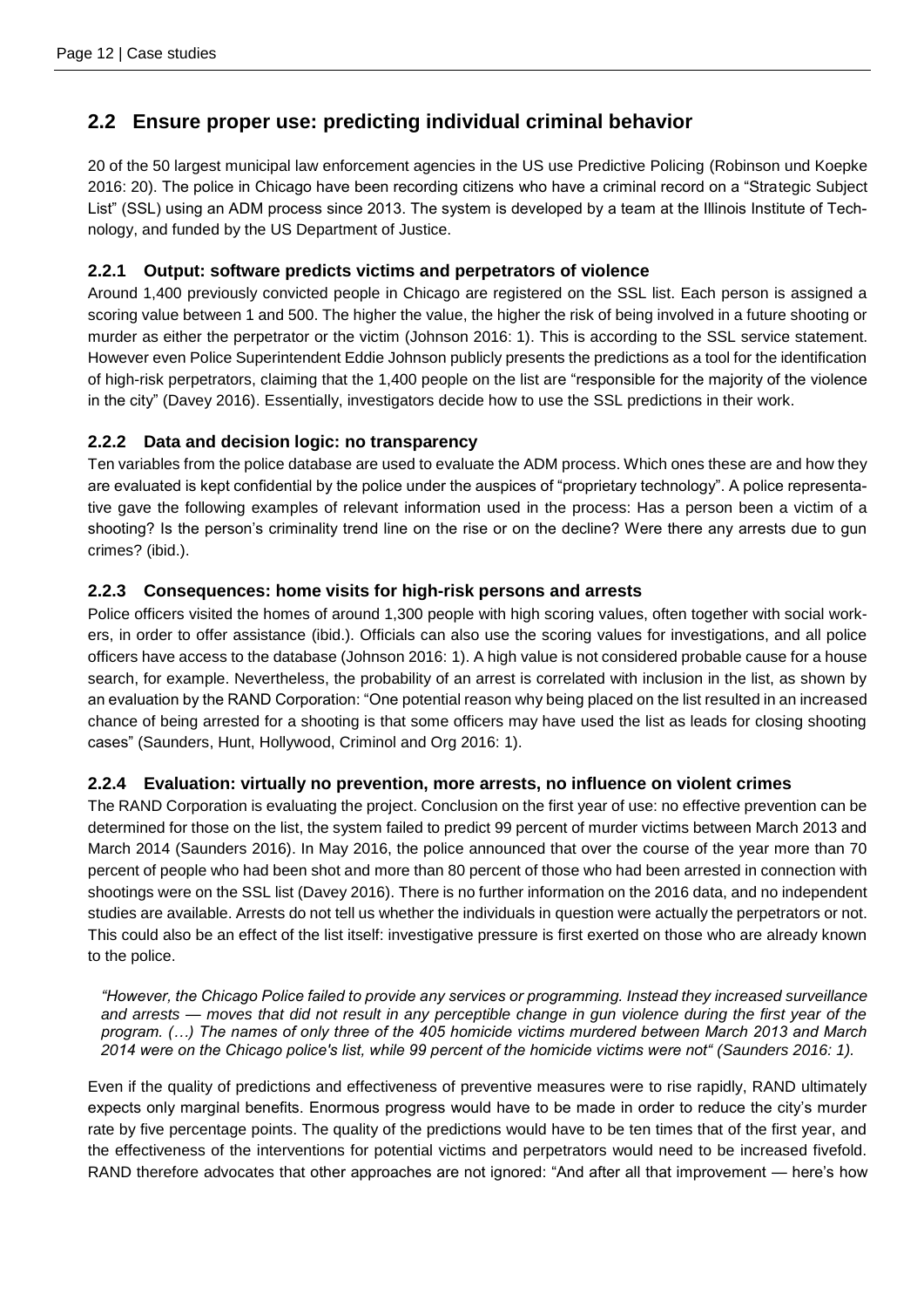## 2.2 Ensure proper use: predicting individual criminal behavior

20 of the 50 largest municipal law enforcement agencies in the US use Predictive Policing (Robinson und Koepke 2016: 20). The police in Chicago have been recording citizens who have a criminal record on a "Strategic Subject List" (SSL) using an ADM process since 2013. The system is developed by a team at the Illinois Institute of Technology, and funded by the US Department of Justice.

### 2.2.1 Output: software predicts victims and perpetrators of violence

Around 1,400 previously convicted people in Chicago are registered on the SSL list. Each person is assigned a scoring value between 1 and 500. The higher the value, the higher the risk of being involved in a future shooting or murder as either the perpetrator or the victim (Johnson 2016: 1). This is according to the SSL service statement. However even Police Superintendent Eddie Johnson publicly presents the predictions as a tool for the identification of high-risk perpetrators, claiming that the 1,400 people on the list are "responsible for the majority of the violence in the city" (Davey 2016). Essentially, investigators decide how to use the SSL predictions in their work.

### 2.2.2 Data and decision logic: no transparency

Ten variables from the police database are used to evaluate the ADM process. Which ones these are and how they are evaluated is kept confidential by the police under the auspices of "proprietary technology". A police representative gave the following examples of relevant information used in the process: Has a person been a victim of a shooting? Is the person's criminality trend line on the rise or on the decline? Were there any arrests due to gun crimes? (ibid.).

### 2.2.3 Consequences: home visits for high-risk persons and arrests

Police officers visited the homes of around 1,300 people with high scoring values, often together with social workers, in order to offer assistance (ibid.). Officials can also use the scoring values for investigations, and all police officers have access to the database (Johnson 2016: 1). A high value is not considered probable cause for a house search, for example. Nevertheless, the probability of an arrest is correlated with inclusion in the list, as shown by an evaluation by the RAND Corporation: "One potential reason why being placed on the list resulted in an increased chance of being arrested for a shooting is that some officers may have used the list as leads for closing shooting cases" (Saunders, Hunt, Hollywood, Criminol and Org 2016: 1).

### 2.2.4 Evaluation: virtually no prevention, more arrests, no influence on violent crimes

The RAND Corporation is evaluating the project. Conclusion on the first year of use: no effective prevention can be determined for those on the list, the system failed to predict 99 percent of murder victims between March 2013 and March 2014 (Saunders 2016). In May 2016, the police announced that over the course of the year more than 70 percent of people who had been shot and more than 80 percent of those who had been arrested in connection with shootings were on the SSL list (Davey 2016). There is no further information on the 2016 data, and no independent studies are available. Arrests do not tell us whether the individuals in question were actually the perpetrators or not. This could also be an effect of the list itself: investigative pressure is first exerted on those who are already known to the police.

> *"However, the Chicago Police failed to provide any services or programming. Instead they increased surveillance and arrests — moves that did not result in any perceptible change in gun violence during the first year of the program. (…) The names of only three of the 405 homicide victims murdered between March 2013 and March 2014 were on the Chicago police's list, while 99 percent of the homicide victims were not" (Saunders 2016: 1).*

Even if the quality of predictions and effectiveness of preventive measures were to rise rapidly, RAND ultimately expects only marginal benefits. Enormous progress would have to be made in order to reduce the city's murder rate by five percentage points. The quality of the predictions would have to be ten times that of the first year, and the effectiveness of the interventions for potential victims and perpetrators would need to be increased fivefold. RAND therefore advocates that other approaches are not ignored: "And after all that improvement — here's how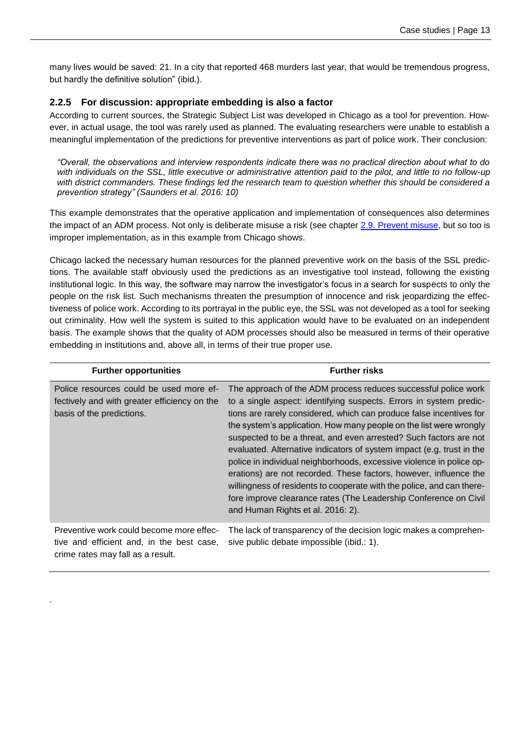many lives would be saved: 21. In a city that reported 468 murders last year, that would be tremendous progress, but hardly the definitive solution" (ibid.).

### 2.2.5 For discussion: appropriate embedding is also a factor

According to current sources, the Strategic Subject List was developed in Chicago as a tool for prevention. However, in actual usage, the tool was rarely used as planned. The evaluating researchers were unable to establish a meaningful implementation of the predictions for preventive interventions as part of police work. Their conclusion:

> *"Overall, the observations and interview respondents indicate there was no practical direction about what to do with individuals on the SSL, little executive or administrative attention paid to the pilot, and little to no follow-up with district commanders. These findings led the research team to question whether this should be considered a prevention strategy" (Saunders et al. 2016: 10)*

This example demonstrates that the operative application and implementation of consequences also determines the impact of an ADM process. Not only is deliberate misuse a risk (see chapter 2.9. Prevent misuse, but so too is improper implementation, as in this example from Chicago shows.

Chicago lacked the necessary human resources for the planned preventive work on the basis of the SSL predictions. The available staff obviously used the predictions as an investigative tool instead, following the existing institutional logic. In this way, the software may narrow the investigator's focus in a search for suspects to only the people on the risk list. Such mechanisms threaten the presumption of innocence and risk jeopardizing the effectiveness of police work. According to its portrayal in the public eye, the SSL was not developed as a tool for seeking out criminality. How well the system is suited to this application would have to be evaluated on an independent basis. The example shows that the quality of ADM processes should also be measured in terms of their operative embedding in institutions and, above all, in terms of their true proper use.

| Further opportunities | Further risks |
|---|---|
| Police resources could be used more effectively and with greater efficiency on the basis of the predictions. | The approach of the ADM process reduces successful police work to a single aspect: identifying suspects. Errors in system predictions are rarely considered, which can produce false incentives for the system's application. How many people on the list were wrongly suspected to be a threat, and even arrested? Such factors are not evaluated. Alternative indicators of system impact (e.g. trust in the police in individual neighborhoods, excessive violence in police operations) are not recorded. These factors, however, influence the willingness of residents to cooperate with the police, and can therefore improve clearance rates (The Leadership Conference on Civil and Human Rights et al. 2016: 2). |
| Preventive work could become more effective and efficient and, in the best case, crime rates may fall as a result. | The lack of transparency of the decision logic makes a comprehensive public debate impossible (ibid.: 1). |

.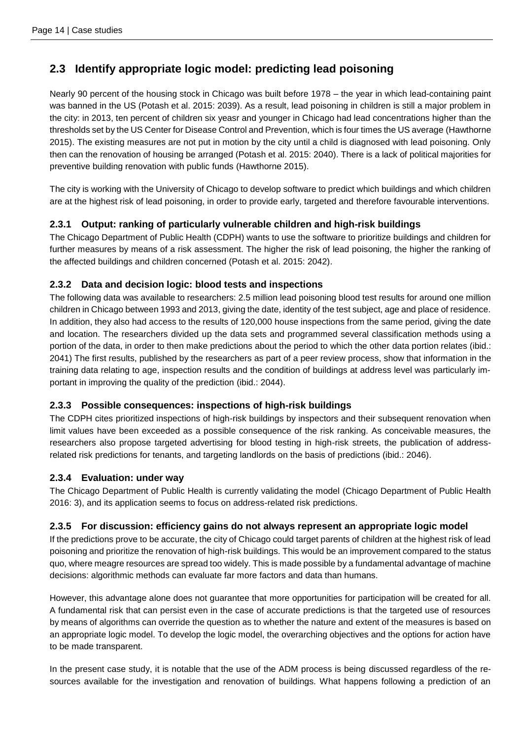## 2.3 Identify appropriate logic model: predicting lead poisoning

Nearly 90 percent of the housing stock in Chicago was built before 1978 – the year in which lead-containing paint was banned in the US (Potash et al. 2015: 2039). As a result, lead poisoning in children is still a major problem in the city: in 2013, ten percent of children six yeasr and younger in Chicago had lead concentrations higher than the thresholds set by the US Center for Disease Control and Prevention, which is four times the US average (Hawthorne 2015). The existing measures are not put in motion by the city until a child is diagnosed with lead poisoning. Only then can the renovation of housing be arranged (Potash et al. 2015: 2040). There is a lack of political majorities for preventive building renovation with public funds (Hawthorne 2015).

The city is working with the University of Chicago to develop software to predict which buildings and which children are at the highest risk of lead poisoning, in order to provide early, targeted and therefore favourable interventions.

### 2.3.1 Output: ranking of particularly vulnerable children and high-risk buildings

The Chicago Department of Public Health (CDPH) wants to use the software to prioritize buildings and children for further measures by means of a risk assessment. The higher the risk of lead poisoning, the higher the ranking of the affected buildings and children concerned (Potash et al. 2015: 2042).

### 2.3.2 Data and decision logic: blood tests and inspections

The following data was available to researchers: 2.5 million lead poisoning blood test results for around one million children in Chicago between 1993 and 2013, giving the date, identity of the test subject, age and place of residence. In addition, they also had access to the results of 120,000 house inspections from the same period, giving the date and location. The researchers divided up the data sets and programmed several classification methods using a portion of the data, in order to then make predictions about the period to which the other data portion relates (ibid.: 2041) The first results, published by the researchers as part of a peer review process, show that information in the training data relating to age, inspection results and the condition of buildings at address level was particularly important in improving the quality of the prediction (ibid.: 2044).

### 2.3.3 Possible consequences: inspections of high-risk buildings

The CDPH cites prioritized inspections of high-risk buildings by inspectors and their subsequent renovation when limit values have been exceeded as a possible consequence of the risk ranking. As conceivable measures, the researchers also propose targeted advertising for blood testing in high-risk streets, the publication of address-related risk predictions for tenants, and targeting landlords on the basis of predictions (ibid.: 2046).

### 2.3.4 Evaluation: under way

The Chicago Department of Public Health is currently validating the model (Chicago Department of Public Health 2016: 3), and its application seems to focus on address-related risk predictions.

### 2.3.5 For discussion: efficiency gains do not always represent an appropriate logic model

If the predictions prove to be accurate, the city of Chicago could target parents of children at the highest risk of lead poisoning and prioritize the renovation of high-risk buildings. This would be an improvement compared to the status quo, where meagre resources are spread too widely. This is made possible by a fundamental advantage of machine decisions: algorithmic methods can evaluate far more factors and data than humans.

However, this advantage alone does not guarantee that more opportunities for participation will be created for all. A fundamental risk that can persist even in the case of accurate predictions is that the targeted use of resources by means of algorithms can override the question as to whether the nature and extent of the measures is based on an appropriate logic model. To develop the logic model, the overarching objectives and the options for action have to be made transparent.

In the present case study, it is notable that the use of the ADM process is being discussed regardless of the resources available for the investigation and renovation of buildings. What happens following a prediction of an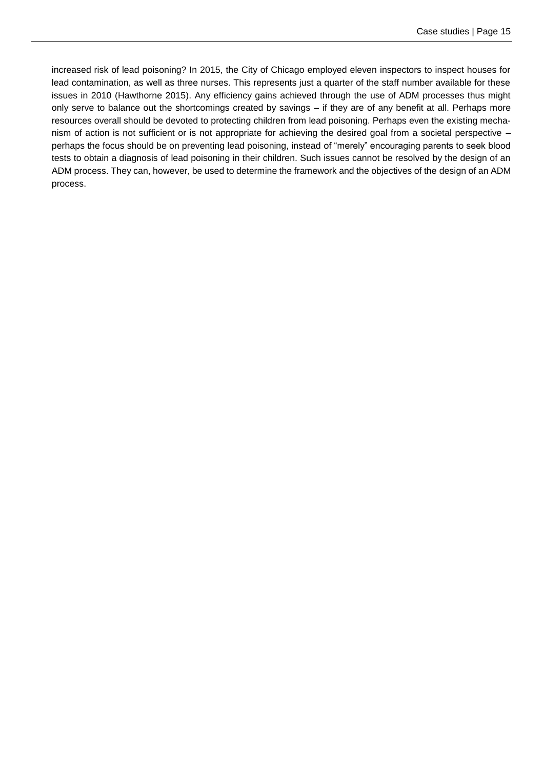increased risk of lead poisoning? In 2015, the City of Chicago employed eleven inspectors to inspect houses for lead contamination, as well as three nurses. This represents just a quarter of the staff number available for these issues in 2010 (Hawthorne 2015). Any efficiency gains achieved through the use of ADM processes thus might only serve to balance out the shortcomings created by savings – if they are of any benefit at all. Perhaps more resources overall should be devoted to protecting children from lead poisoning. Perhaps even the existing mechanism of action is not sufficient or is not appropriate for achieving the desired goal from a societal perspective – perhaps the focus should be on preventing lead poisoning, instead of "merely" encouraging parents to seek blood tests to obtain a diagnosis of lead poisoning in their children. Such issues cannot be resolved by the design of an ADM process. They can, however, be used to determine the framework and the objectives of the design of an ADM process.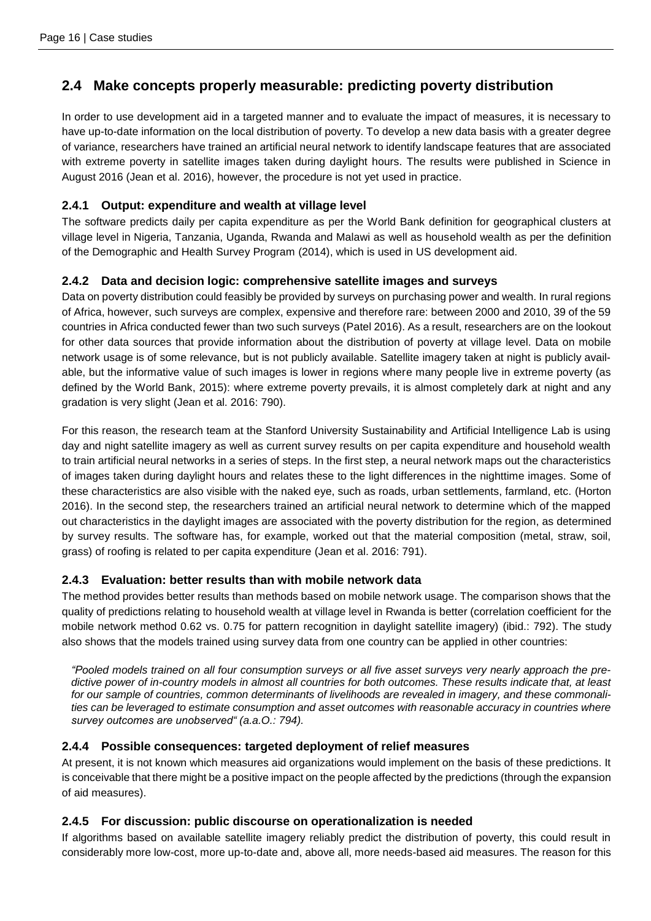## 2.4 Make concepts properly measurable: predicting poverty distribution

In order to use development aid in a targeted manner and to evaluate the impact of measures, it is necessary to have up-to-date information on the local distribution of poverty. To develop a new data basis with a greater degree of variance, researchers have trained an artificial neural network to identify landscape features that are associated with extreme poverty in satellite images taken during daylight hours. The results were published in Science in August 2016 (Jean et al. 2016), however, the procedure is not yet used in practice.

### 2.4.1 Output: expenditure and wealth at village level

The software predicts daily per capita expenditure as per the World Bank definition for geographical clusters at village level in Nigeria, Tanzania, Uganda, Rwanda and Malawi as well as household wealth as per the definition of the Demographic and Health Survey Program (2014), which is used in US development aid.

### 2.4.2 Data and decision logic: comprehensive satellite images and surveys

Data on poverty distribution could feasibly be provided by surveys on purchasing power and wealth. In rural regions of Africa, however, such surveys are complex, expensive and therefore rare: between 2000 and 2010, 39 of the 59 countries in Africa conducted fewer than two such surveys (Patel 2016). As a result, researchers are on the lookout for other data sources that provide information about the distribution of poverty at village level. Data on mobile network usage is of some relevance, but is not publicly available. Satellite imagery taken at night is publicly available, but the informative value of such images is lower in regions where many people live in extreme poverty (as defined by the World Bank, 2015): where extreme poverty prevails, it is almost completely dark at night and any gradation is very slight (Jean et al. 2016: 790).

For this reason, the research team at the Stanford University Sustainability and Artificial Intelligence Lab is using day and night satellite imagery as well as current survey results on per capita expenditure and household wealth to train artificial neural networks in a series of steps. In the first step, a neural network maps out the characteristics of images taken during daylight hours and relates these to the light differences in the nighttime images. Some of these characteristics are also visible with the naked eye, such as roads, urban settlements, farmland, etc. (Horton 2016). In the second step, the researchers trained an artificial neural network to determine which of the mapped out characteristics in the daylight images are associated with the poverty distribution for the region, as determined by survey results. The software has, for example, worked out that the material composition (metal, straw, soil, grass) of roofing is related to per capita expenditure (Jean et al. 2016: 791).

### 2.4.3 Evaluation: better results than with mobile network data

The method provides better results than methods based on mobile network usage. The comparison shows that the quality of predictions relating to household wealth at village level in Rwanda is better (correlation coefficient for the mobile network method 0.62 vs. 0.75 for pattern recognition in daylight satellite imagery) (ibid.: 792). The study also shows that the models trained using survey data from one country can be applied in other countries:

> *"Pooled models trained on all four consumption surveys or all five asset surveys very nearly approach the predictive power of in-country models in almost all countries for both outcomes. These results indicate that, at least for our sample of countries, common determinants of livelihoods are revealed in imagery, and these commonalities can be leveraged to estimate consumption and asset outcomes with reasonable accuracy in countries where survey outcomes are unobserved" (a.a.O.: 794).*

### 2.4.4 Possible consequences: targeted deployment of relief measures

At present, it is not known which measures aid organizations would implement on the basis of these predictions. It is conceivable that there might be a positive impact on the people affected by the predictions (through the expansion of aid measures).

### 2.4.5 For discussion: public discourse on operationalization is needed

If algorithms based on available satellite imagery reliably predict the distribution of poverty, this could result in considerably more low-cost, more up-to-date and, above all, more needs-based aid measures. The reason for this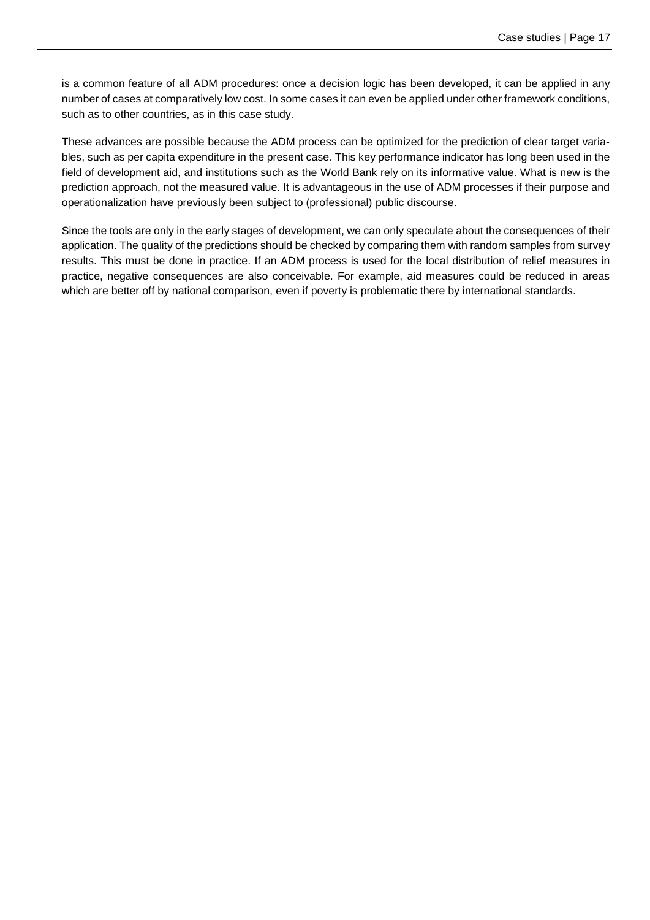is a common feature of all ADM procedures: once a decision logic has been developed, it can be applied in any number of cases at comparatively low cost. In some cases it can even be applied under other framework conditions, such as to other countries, as in this case study.

These advances are possible because the ADM process can be optimized for the prediction of clear target variables, such as per capita expenditure in the present case. This key performance indicator has long been used in the field of development aid, and institutions such as the World Bank rely on its informative value. What is new is the prediction approach, not the measured value. It is advantageous in the use of ADM processes if their purpose and operationalization have previously been subject to (professional) public discourse.

Since the tools are only in the early stages of development, we can only speculate about the consequences of their application. The quality of the predictions should be checked by comparing them with random samples from survey results. This must be done in practice. If an ADM process is used for the local distribution of relief measures in practice, negative consequences are also conceivable. For example, aid measures could be reduced in areas which are better off by national comparison, even if poverty is problematic there by international standards.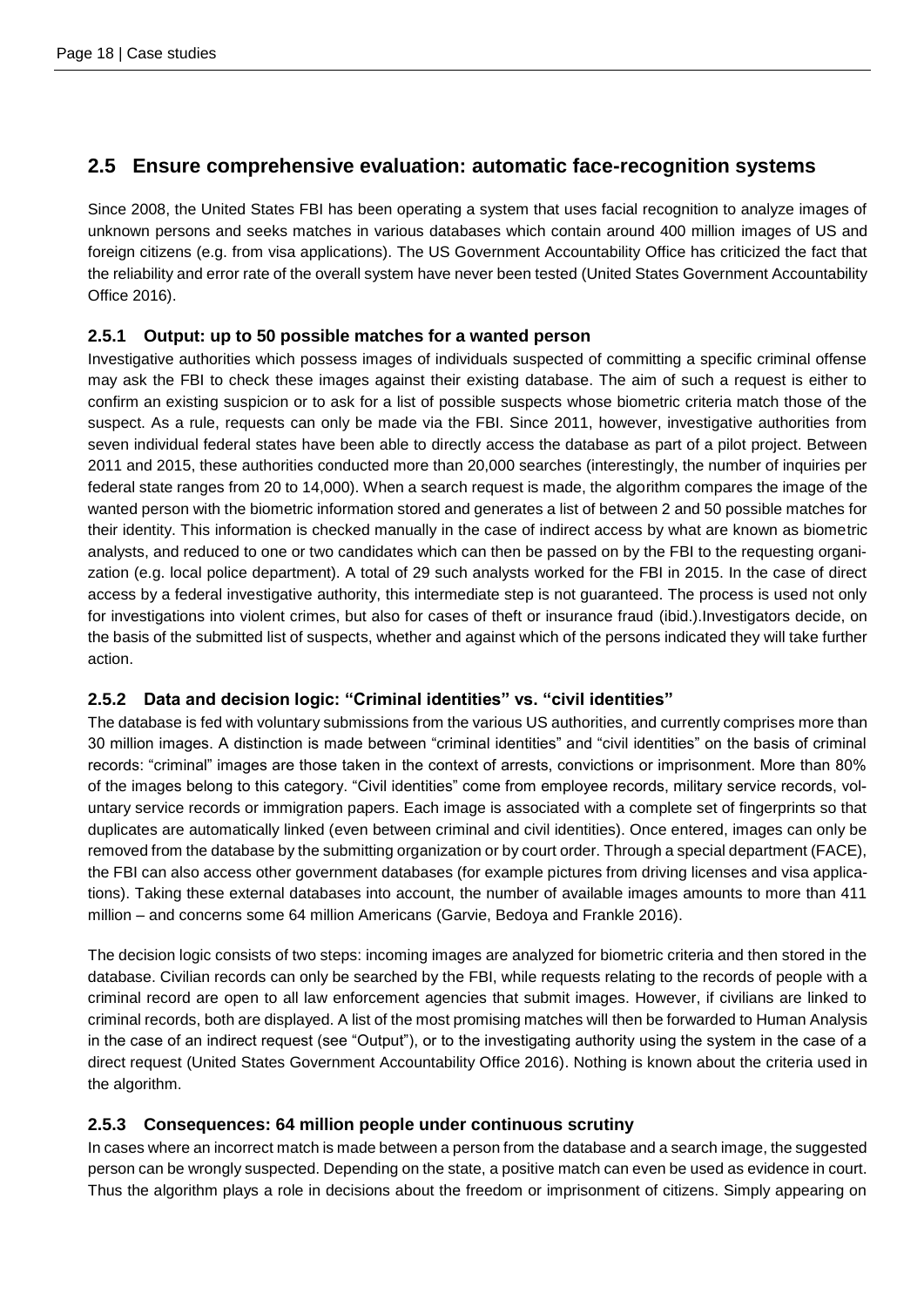## 2.5 Ensure comprehensive evaluation: automatic face-recognition systems

Since 2008, the United States FBI has been operating a system that uses facial recognition to analyze images of unknown persons and seeks matches in various databases which contain around 400 million images of US and foreign citizens (e.g. from visa applications). The US Government Accountability Office has criticized the fact that the reliability and error rate of the overall system have never been tested (United States Government Accountability Office 2016).

### 2.5.1 Output: up to 50 possible matches for a wanted person

Investigative authorities which possess images of individuals suspected of committing a specific criminal offense may ask the FBI to check these images against their existing database. The aim of such a request is either to confirm an existing suspicion or to ask for a list of possible suspects whose biometric criteria match those of the suspect. As a rule, requests can only be made via the FBI. Since 2011, however, investigative authorities from seven individual federal states have been able to directly access the database as part of a pilot project. Between 2011 and 2015, these authorities conducted more than 20,000 searches (interestingly, the number of inquiries per federal state ranges from 20 to 14,000). When a search request is made, the algorithm compares the image of the wanted person with the biometric information stored and generates a list of between 2 and 50 possible matches for their identity. This information is checked manually in the case of indirect access by what are known as biometric analysts, and reduced to one or two candidates which can then be passed on by the FBI to the requesting organization (e.g. local police department). A total of 29 such analysts worked for the FBI in 2015. In the case of direct access by a federal investigative authority, this intermediate step is not guaranteed. The process is used not only for investigations into violent crimes, but also for cases of theft or insurance fraud (ibid.).Investigators decide, on the basis of the submitted list of suspects, whether and against which of the persons indicated they will take further action.

### 2.5.2 Data and decision logic: "Criminal identities" vs. "civil identities"

The database is fed with voluntary submissions from the various US authorities, and currently comprises more than 30 million images. A distinction is made between "criminal identities" and "civil identities" on the basis of criminal records: "criminal" images are those taken in the context of arrests, convictions or imprisonment. More than 80% of the images belong to this category. "Civil identities" come from employee records, military service records, voluntary service records or immigration papers. Each image is associated with a complete set of fingerprints so that duplicates are automatically linked (even between criminal and civil identities). Once entered, images can only be removed from the database by the submitting organization or by court order. Through a special department (FACE), the FBI can also access other government databases (for example pictures from driving licenses and visa applications). Taking these external databases into account, the number of available images amounts to more than 411 million – and concerns some 64 million Americans (Garvie, Bedoya and Frankle 2016).

The decision logic consists of two steps: incoming images are analyzed for biometric criteria and then stored in the database. Civilian records can only be searched by the FBI, while requests relating to the records of people with a criminal record are open to all law enforcement agencies that submit images. However, if civilians are linked to criminal records, both are displayed. A list of the most promising matches will then be forwarded to Human Analysis in the case of an indirect request (see "Output"), or to the investigating authority using the system in the case of a direct request (United States Government Accountability Office 2016). Nothing is known about the criteria used in the algorithm.

### 2.5.3 Consequences: 64 million people under continuous scrutiny

In cases where an incorrect match is made between a person from the database and a search image, the suggested person can be wrongly suspected. Depending on the state, a positive match can even be used as evidence in court. Thus the algorithm plays a role in decisions about the freedom or imprisonment of citizens. Simply appearing on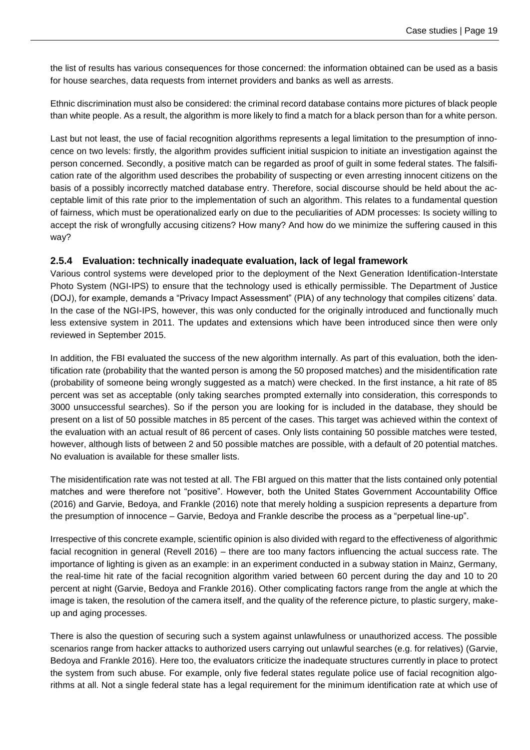the list of results has various consequences for those concerned: the information obtained can be used as a basis for house searches, data requests from internet providers and banks as well as arrests.

Ethnic discrimination must also be considered: the criminal record database contains more pictures of black people than white people. As a result, the algorithm is more likely to find a match for a black person than for a white person.

Last but not least, the use of facial recognition algorithms represents a legal limitation to the presumption of innocence on two levels: firstly, the algorithm provides sufficient initial suspicion to initiate an investigation against the person concerned. Secondly, a positive match can be regarded as proof of guilt in some federal states. The falsification rate of the algorithm used describes the probability of suspecting or even arresting innocent citizens on the basis of a possibly incorrectly matched database entry. Therefore, social discourse should be held about the acceptable limit of this rate prior to the implementation of such an algorithm. This relates to a fundamental question of fairness, which must be operationalized early on due to the peculiarities of ADM processes: Is society willing to accept the risk of wrongfully accusing citizens? How many? And how do we minimize the suffering caused in this way?

### 2.5.4 Evaluation: technically inadequate evaluation, lack of legal framework

Various control systems were developed prior to the deployment of the Next Generation Identification-Interstate Photo System (NGI-IPS) to ensure that the technology used is ethically permissible. The Department of Justice (DOJ), for example, demands a "Privacy Impact Assessment" (PIA) of any technology that compiles citizens' data. In the case of the NGI-IPS, however, this was only conducted for the originally introduced and functionally much less extensive system in 2011. The updates and extensions which have been introduced since then were only reviewed in September 2015.

In addition, the FBI evaluated the success of the new algorithm internally. As part of this evaluation, both the identification rate (probability that the wanted person is among the 50 proposed matches) and the misidentification rate (probability of someone being wrongly suggested as a match) were checked. In the first instance, a hit rate of 85 percent was set as acceptable (only taking searches prompted externally into consideration, this corresponds to 3000 unsuccessful searches). So if the person you are looking for is included in the database, they should be present on a list of 50 possible matches in 85 percent of the cases. This target was achieved within the context of the evaluation with an actual result of 86 percent of cases. Only lists containing 50 possible matches were tested, however, although lists of between 2 and 50 possible matches are possible, with a default of 20 potential matches. No evaluation is available for these smaller lists.

The misidentification rate was not tested at all. The FBI argued on this matter that the lists contained only potential matches and were therefore not "positive". However, both the United States Government Accountability Office (2016) and Garvie, Bedoya, and Frankle (2016) note that merely holding a suspicion represents a departure from the presumption of innocence – Garvie, Bedoya and Frankle describe the process as a "perpetual line-up".

Irrespective of this concrete example, scientific opinion is also divided with regard to the effectiveness of algorithmic facial recognition in general (Revell 2016) – there are too many factors influencing the actual success rate. The importance of lighting is given as an example: in an experiment conducted in a subway station in Mainz, Germany, the real-time hit rate of the facial recognition algorithm varied between 60 percent during the day and 10 to 20 percent at night (Garvie, Bedoya and Frankle 2016). Other complicating factors range from the angle at which the image is taken, the resolution of the camera itself, and the quality of the reference picture, to plastic surgery, make-up and aging processes.

There is also the question of securing such a system against unlawfulness or unauthorized access. The possible scenarios range from hacker attacks to authorized users carrying out unlawful searches (e.g. for relatives) (Garvie, Bedoya and Frankle 2016). Here too, the evaluators criticize the inadequate structures currently in place to protect the system from such abuse. For example, only five federal states regulate police use of facial recognition algorithms at all. Not a single federal state has a legal requirement for the minimum identification rate at which use of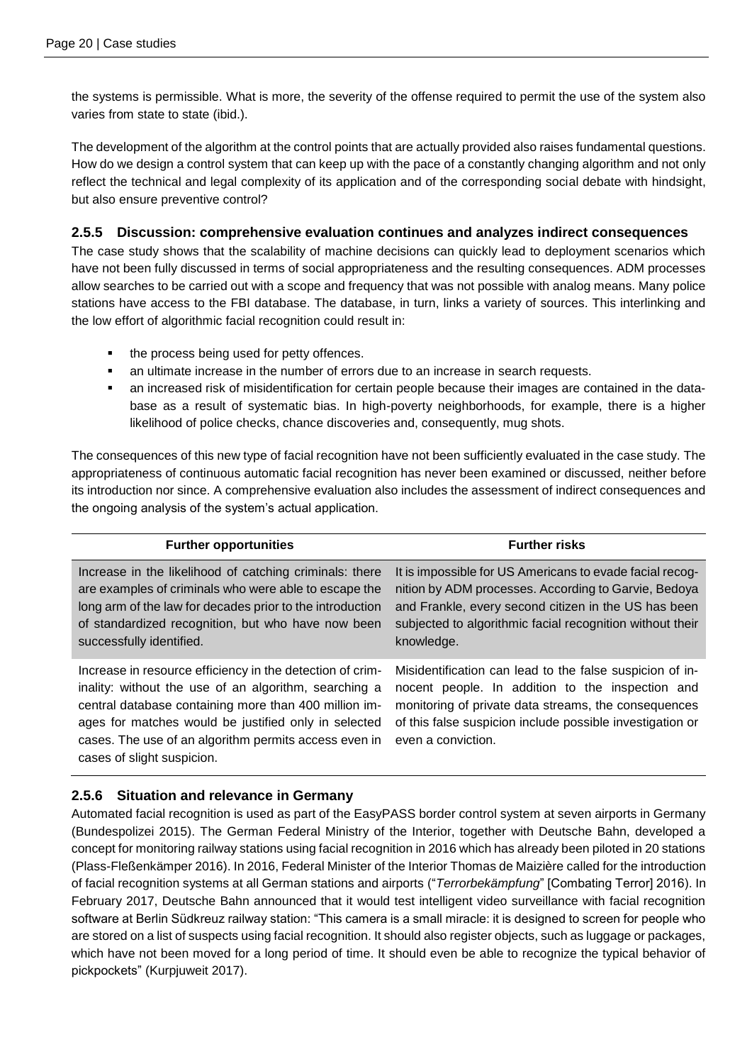the systems is permissible. What is more, the severity of the offense required to permit the use of the system also varies from state to state (ibid.).

The development of the algorithm at the control points that are actually provided also raises fundamental questions. How do we design a control system that can keep up with the pace of a constantly changing algorithm and not only reflect the technical and legal complexity of its application and of the corresponding social debate with hindsight, but also ensure preventive control?

### 2.5.5 Discussion: comprehensive evaluation continues and analyzes indirect consequences

The case study shows that the scalability of machine decisions can quickly lead to deployment scenarios which have not been fully discussed in terms of social appropriateness and the resulting consequences. ADM processes allow searches to be carried out with a scope and frequency that was not possible with analog means. Many police stations have access to the FBI database. The database, in turn, links a variety of sources. This interlinking and the low effort of algorithmic facial recognition could result in:

- the process being used for petty offences.
- an ultimate increase in the number of errors due to an increase in search requests.
- an increased risk of misidentification for certain people because their images are contained in the database as a result of systematic bias. In high-poverty neighborhoods, for example, there is a higher likelihood of police checks, chance discoveries and, consequently, mug shots.

The consequences of this new type of facial recognition have not been sufficiently evaluated in the case study. The appropriateness of continuous automatic facial recognition has never been examined or discussed, neither before its introduction nor since. A comprehensive evaluation also includes the assessment of indirect consequences and the ongoing analysis of the system's actual application.

| Further opportunities | Further risks |
| --- | --- |
| Increase in the likelihood of catching criminals: there are examples of criminals who were able to escape the long arm of the law for decades prior to the introduction of standardized recognition, but who have now been successfully identified. | It is impossible for US Americans to evade facial recognition by ADM processes. According to Garvie, Bedoya and Frankle, every second citizen in the US has been subjected to algorithmic facial recognition without their knowledge. |
| Increase in resource efficiency in the detection of criminality: without the use of an algorithm, searching a central database containing more than 400 million images for matches would be justified only in selected cases. The use of an algorithm permits access even in cases of slight suspicion. | Misidentification can lead to the false suspicion of innocent people. In addition to the inspection and monitoring of private data streams, the consequences of this false suspicion include possible investigation or even a conviction. |

### 2.5.6 Situation and relevance in Germany

Automated facial recognition is used as part of the EasyPASS border control system at seven airports in Germany (Bundespolizei 2015). The German Federal Ministry of the Interior, together with Deutsche Bahn, developed a concept for monitoring railway stations using facial recognition in 2016 which has already been piloted in 20 stations (Plass-Fleßenkämper 2016). In 2016, Federal Minister of the Interior Thomas de Maizière called for the introduction of facial recognition systems at all German stations and airports ("*Terrorbekämpfung*" [Combating Terror] 2016). In February 2017, Deutsche Bahn announced that it would test intelligent video surveillance with facial recognition software at Berlin Südkreuz railway station: "This camera is a small miracle: it is designed to screen for people who are stored on a list of suspects using facial recognition. It should also register objects, such as luggage or packages, which have not been moved for a long period of time. It should even be able to recognize the typical behavior of pickpockets" (Kurpjuweit 2017).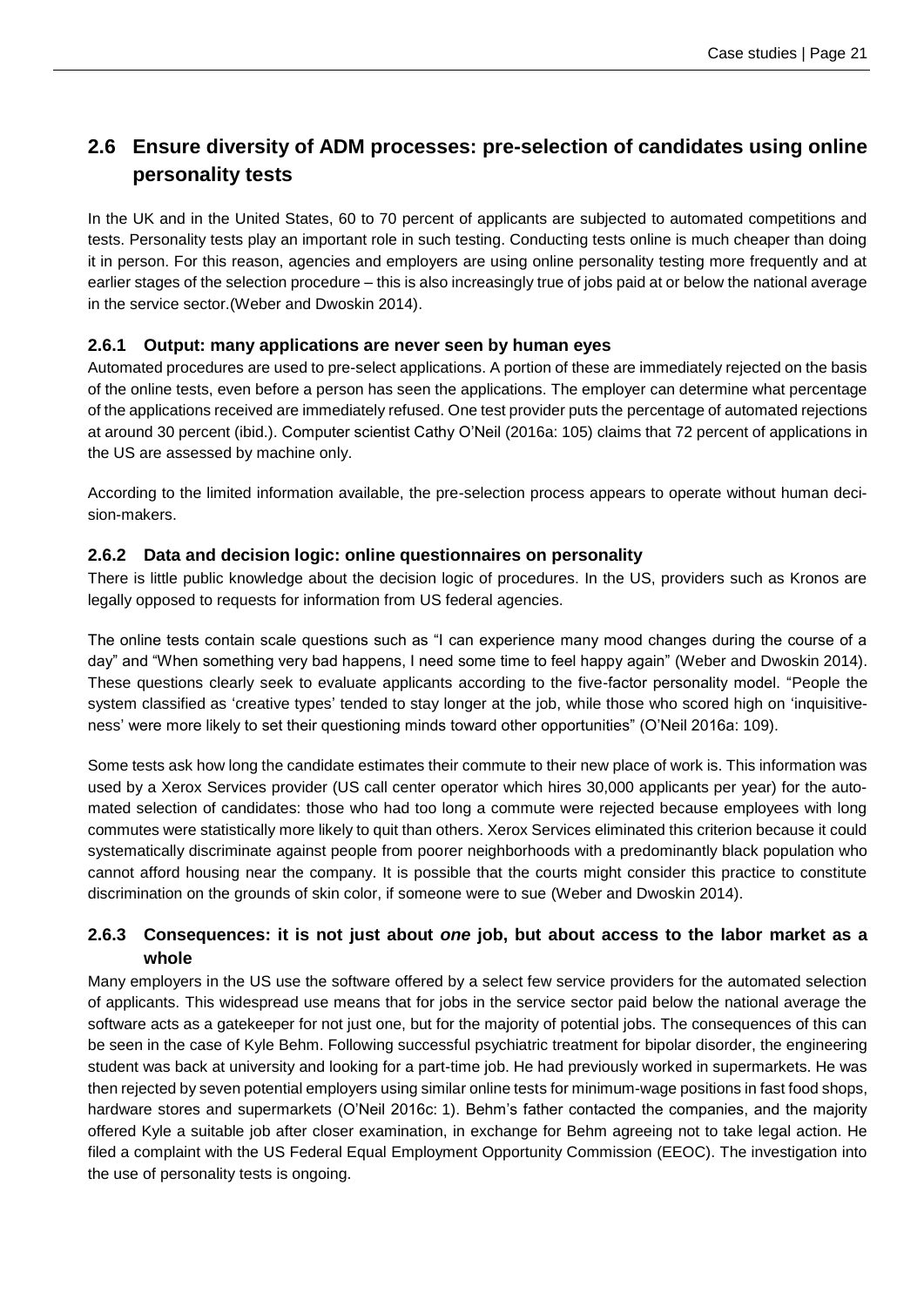## 2.6 Ensure diversity of ADM processes: pre-selection of candidates using online personality tests

In the UK and in the United States, 60 to 70 percent of applicants are subjected to automated competitions and tests. Personality tests play an important role in such testing. Conducting tests online is much cheaper than doing it in person. For this reason, agencies and employers are using online personality testing more frequently and at earlier stages of the selection procedure – this is also increasingly true of jobs paid at or below the national average in the service sector.(Weber and Dwoskin 2014).

### 2.6.1 Output: many applications are never seen by human eyes

Automated procedures are used to pre-select applications. A portion of these are immediately rejected on the basis of the online tests, even before a person has seen the applications. The employer can determine what percentage of the applications received are immediately refused. One test provider puts the percentage of automated rejections at around 30 percent (ibid.). Computer scientist Cathy O'Neil (2016a: 105) claims that 72 percent of applications in the US are assessed by machine only.

According to the limited information available, the pre-selection process appears to operate without human decision-makers.

### 2.6.2 Data and decision logic: online questionnaires on personality

There is little public knowledge about the decision logic of procedures. In the US, providers such as Kronos are legally opposed to requests for information from US federal agencies.

The online tests contain scale questions such as "I can experience many mood changes during the course of a day" and "When something very bad happens, I need some time to feel happy again" (Weber and Dwoskin 2014). These questions clearly seek to evaluate applicants according to the five-factor personality model. "People the system classified as 'creative types' tended to stay longer at the job, while those who scored high on 'inquisitiveness' were more likely to set their questioning minds toward other opportunities" (O'Neil 2016a: 109).

Some tests ask how long the candidate estimates their commute to their new place of work is. This information was used by a Xerox Services provider (US call center operator which hires 30,000 applicants per year) for the automated selection of candidates: those who had too long a commute were rejected because employees with long commutes were statistically more likely to quit than others. Xerox Services eliminated this criterion because it could systematically discriminate against people from poorer neighborhoods with a predominantly black population who cannot afford housing near the company. It is possible that the courts might consider this practice to constitute discrimination on the grounds of skin color, if someone were to sue (Weber and Dwoskin 2014).

### 2.6.3 Consequences: it is not just about *one* job, but about access to the labor market as a whole

Many employers in the US use the software offered by a select few service providers for the automated selection of applicants. This widespread use means that for jobs in the service sector paid below the national average the software acts as a gatekeeper for not just one, but for the majority of potential jobs. The consequences of this can be seen in the case of Kyle Behm. Following successful psychiatric treatment for bipolar disorder, the engineering student was back at university and looking for a part-time job. He had previously worked in supermarkets. He was then rejected by seven potential employers using similar online tests for minimum-wage positions in fast food shops, hardware stores and supermarkets (O'Neil 2016c: 1). Behm's father contacted the companies, and the majority offered Kyle a suitable job after closer examination, in exchange for Behm agreeing not to take legal action. He filed a complaint with the US Federal Equal Employment Opportunity Commission (EEOC). The investigation into the use of personality tests is ongoing.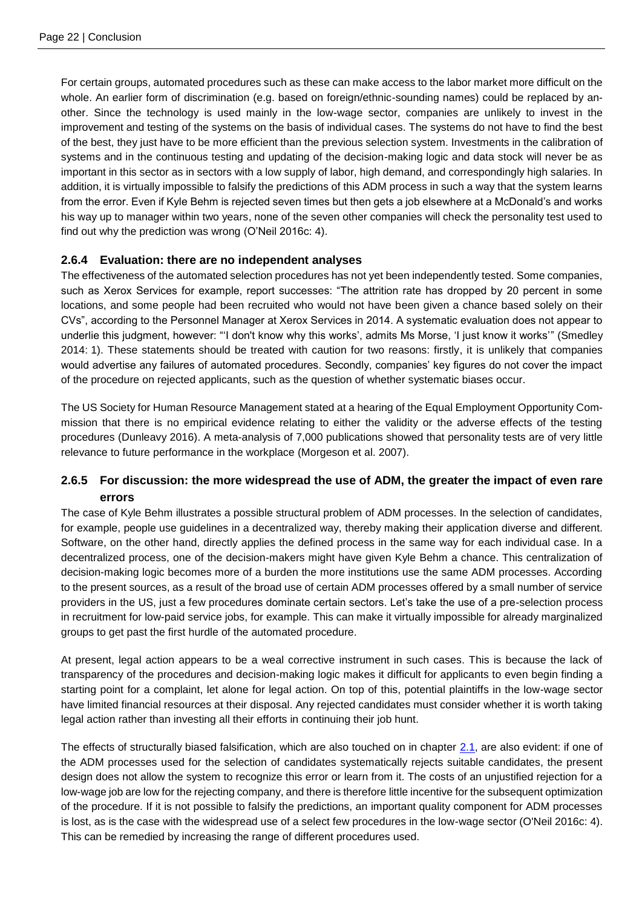For certain groups, automated procedures such as these can make access to the labor market more difficult on the whole. An earlier form of discrimination (e.g. based on foreign/ethnic-sounding names) could be replaced by another. Since the technology is used mainly in the low-wage sector, companies are unlikely to invest in the improvement and testing of the systems on the basis of individual cases. The systems do not have to find the best of the best, they just have to be more efficient than the previous selection system. Investments in the calibration of systems and in the continuous testing and updating of the decision-making logic and data stock will never be as important in this sector as in sectors with a low supply of labor, high demand, and correspondingly high salaries. In addition, it is virtually impossible to falsify the predictions of this ADM process in such a way that the system learns from the error. Even if Kyle Behm is rejected seven times but then gets a job elsewhere at a McDonald's and works his way up to manager within two years, none of the seven other companies will check the personality test used to find out why the prediction was wrong (O'Neil 2016c: 4).

### 2.6.4 Evaluation: there are no independent analyses

The effectiveness of the automated selection procedures has not yet been independently tested. Some companies, such as Xerox Services for example, report successes: "The attrition rate has dropped by 20 percent in some locations, and some people had been recruited who would not have been given a chance based solely on their CVs", according to the Personnel Manager at Xerox Services in 2014. A systematic evaluation does not appear to underlie this judgment, however: "'I don't know why this works', admits Ms Morse, 'I just know it works'" (Smedley 2014: 1). These statements should be treated with caution for two reasons: firstly, it is unlikely that companies would advertise any failures of automated procedures. Secondly, companies' key figures do not cover the impact of the procedure on rejected applicants, such as the question of whether systematic biases occur.

The US Society for Human Resource Management stated at a hearing of the Equal Employment Opportunity Commission that there is no empirical evidence relating to either the validity or the adverse effects of the testing procedures (Dunleavy 2016). A meta-analysis of 7,000 publications showed that personality tests are of very little relevance to future performance in the workplace (Morgeson et al. 2007).

### 2.6.5 For discussion: the more widespread the use of ADM, the greater the impact of even rare errors

The case of Kyle Behm illustrates a possible structural problem of ADM processes. In the selection of candidates, for example, people use guidelines in a decentralized way, thereby making their application diverse and different. Software, on the other hand, directly applies the defined process in the same way for each individual case. In a decentralized process, one of the decision-makers might have given Kyle Behm a chance. This centralization of decision-making logic becomes more of a burden the more institutions use the same ADM processes. According to the present sources, as a result of the broad use of certain ADM processes offered by a small number of service providers in the US, just a few procedures dominate certain sectors. Let's take the use of a pre-selection process in recruitment for low-paid service jobs, for example. This can make it virtually impossible for already marginalized groups to get past the first hurdle of the automated procedure.

At present, legal action appears to be a weal corrective instrument in such cases. This is because the lack of transparency of the procedures and decision-making logic makes it difficult for applicants to even begin finding a starting point for a complaint, let alone for legal action. On top of this, potential plaintiffs in the low-wage sector have limited financial resources at their disposal. Any rejected candidates must consider whether it is worth taking legal action rather than investing all their efforts in continuing their job hunt.

The effects of structurally biased falsification, which are also touched on in chapter 2.1, are also evident: if one of the ADM processes used for the selection of candidates systematically rejects suitable candidates, the present design does not allow the system to recognize this error or learn from it. The costs of an unjustified rejection for a low-wage job are low for the rejecting company, and there is therefore little incentive for the subsequent optimization of the procedure. If it is not possible to falsify the predictions, an important quality component for ADM processes is lost, as is the case with the widespread use of a select few procedures in the low-wage sector (O'Neil 2016c: 4). This can be remedied by increasing the range of different procedures used.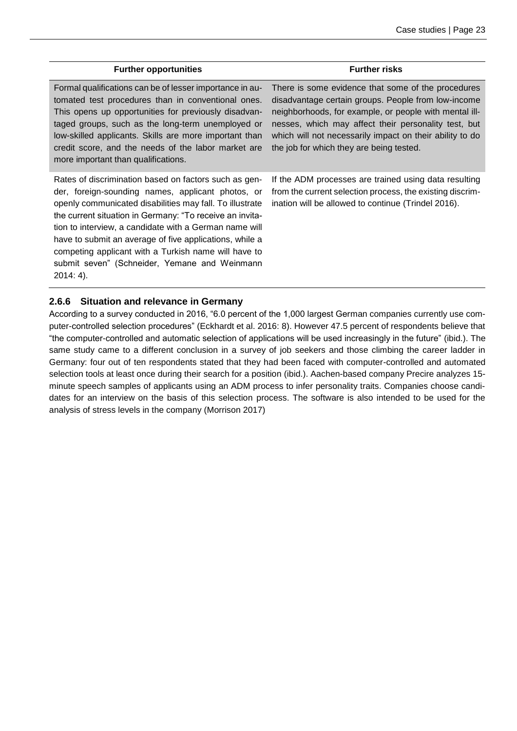| Further opportunities | Further risks |
|---|---|
| Formal qualifications can be of lesser importance in automated test procedures than in conventional ones. This opens up opportunities for previously disadvantaged groups, such as the long-term unemployed or low-skilled applicants. Skills are more important than credit score, and the needs of the labor market are more important than qualifications. | There is some evidence that some of the procedures disadvantage certain groups. People from low-income neighborhoods, for example, or people with mental illnesses, which may affect their personality test, but which will not necessarily impact on their ability to do the job for which they are being tested. |
| Rates of discrimination based on factors such as gender, foreign-sounding names, applicant photos, or openly communicated disabilities may fall. To illustrate the current situation in Germany: "To receive an invitation to interview, a candidate with a German name will have to submit an average of five applications, while a competing applicant with a Turkish name will have to submit seven" (Schneider, Yemane and Weinmann 2014: 4). | If the ADM processes are trained using data resulting from the current selection process, the existing discrimination will be allowed to continue (Trindel 2016). |

### 2.6.6 Situation and relevance in Germany

According to a survey conducted in 2016, "6.0 percent of the 1,000 largest German companies currently use computer-controlled selection procedures" (Eckhardt et al. 2016: 8). However 47.5 percent of respondents believe that "the computer-controlled and automatic selection of applications will be used increasingly in the future" (ibid.). The same study came to a different conclusion in a survey of job seekers and those climbing the career ladder in Germany: four out of ten respondents stated that they had been faced with computer-controlled and automated selection tools at least once during their search for a position (ibid.). Aachen-based company Precire analyzes 15-minute speech samples of applicants using an ADM process to infer personality traits. Companies choose candidates for an interview on the basis of this selection process. The software is also intended to be used for the analysis of stress levels in the company (Morrison 2017)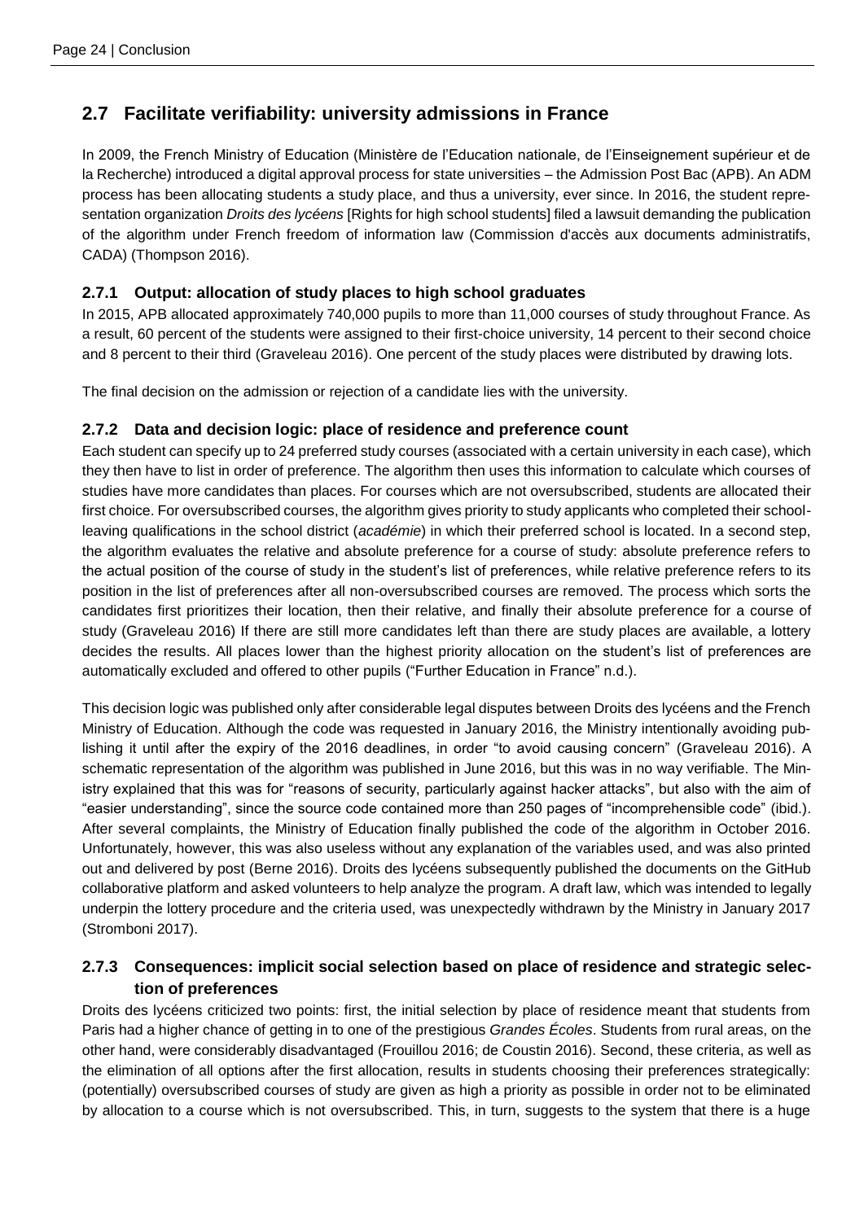## 2.7 Facilitate verifiability: university admissions in France

In 2009, the French Ministry of Education (Ministère de l'Education nationale, de l'Enseignement supérieur et de la Recherche) introduced a digital approval process for state universities – the Admission Post Bac (APB). An ADM process has been allocating students a study place, and thus a university, ever since. In 2016, the student representation organization *Droits des lycéens* [Rights for high school students] filed a lawsuit demanding the publication of the algorithm under French freedom of information law (Commission d'accès aux documents administratifs, CADA) (Thompson 2016).

### 2.7.1 Output: allocation of study places to high school graduates

In 2015, APB allocated approximately 740,000 pupils to more than 11,000 courses of study throughout France. As a result, 60 percent of the students were assigned to their first-choice university, 14 percent to their second choice and 8 percent to their third (Graveleau 2016). One percent of the study places were distributed by drawing lots.

The final decision on the admission or rejection of a candidate lies with the university.

### 2.7.2 Data and decision logic: place of residence and preference count

Each student can specify up to 24 preferred study courses (associated with a certain university in each case), which they then have to list in order of preference. The algorithm then uses this information to calculate which courses of studies have more candidates than places. For courses which are not oversubscribed, students are allocated their first choice. For oversubscribed courses, the algorithm gives priority to study applicants who completed their school-leaving qualifications in the school district (*académie*) in which their preferred school is located. In a second step, the algorithm evaluates the relative and absolute preference for a course of study: absolute preference refers to the actual position of the course of study in the student's list of preferences, while relative preference refers to its position in the list of preferences after all non-oversubscribed courses are removed. The process which sorts the candidates first prioritizes their location, then their relative, and finally their absolute preference for a course of study (Graveleau 2016) If there are still more candidates left than there are study places are available, a lottery decides the results. All places lower than the highest priority allocation on the student's list of preferences are automatically excluded and offered to other pupils ("Further Education in France" n.d.).

This decision logic was published only after considerable legal disputes between Droits des lycéens and the French Ministry of Education. Although the code was requested in January 2016, the Ministry intentionally avoiding publishing it until after the expiry of the 2016 deadlines, in order "to avoid causing concern" (Graveleau 2016). A schematic representation of the algorithm was published in June 2016, but this was in no way verifiable. The Ministry explained that this was for "reasons of security, particularly against hacker attacks", but also with the aim of "easier understanding", since the source code contained more than 250 pages of "incomprehensible code" (ibid.). After several complaints, the Ministry of Education finally published the code of the algorithm in October 2016. Unfortunately, however, this was also useless without any explanation of the variables used, and was also printed out and delivered by post (Berne 2016). Droits des lycéens subsequently published the documents on the GitHub collaborative platform and asked volunteers to help analyze the program. A draft law, which was intended to legally underpin the lottery procedure and the criteria used, was unexpectedly withdrawn by the Ministry in January 2017 (Stromboni 2017).

### 2.7.3 Consequences: implicit social selection based on place of residence and strategic selection of preferences

Droits des lycéens criticized two points: first, the initial selection by place of residence meant that students from Paris had a higher chance of getting in to one of the prestigious *Grandes Écoles*. Students from rural areas, on the other hand, were considerably disadvantaged (Frouillou 2016; de Coustin 2016). Second, these criteria, as well as the elimination of all options after the first allocation, results in students choosing their preferences strategically: (potentially) oversubscribed courses of study are given as high a priority as possible in order not to be eliminated by allocation to a course which is not oversubscribed. This, in turn, suggests to the system that there is a huge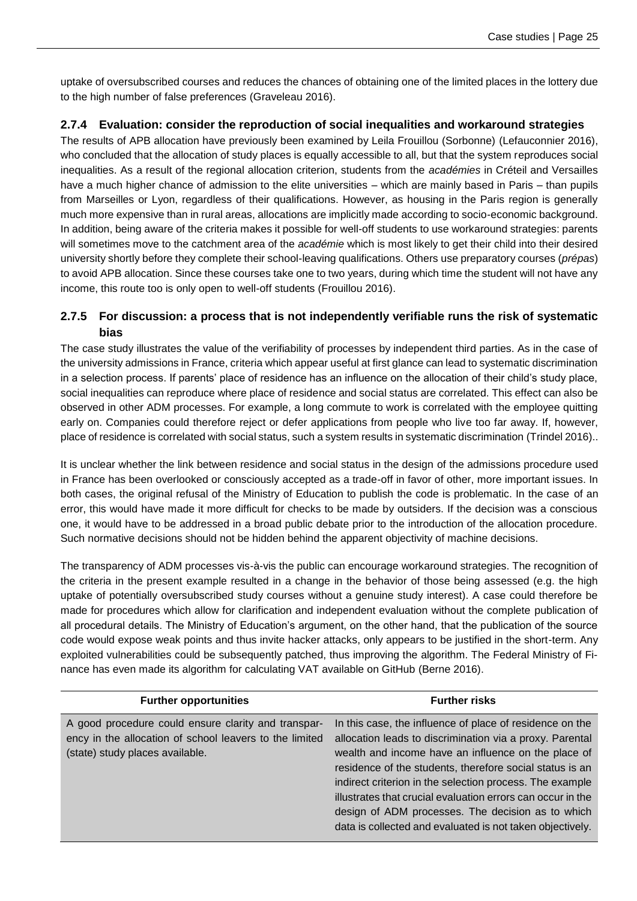uptake of oversubscribed courses and reduces the chances of obtaining one of the limited places in the lottery due to the high number of false preferences (Graveleau 2016).

### 2.7.4 Evaluation: consider the reproduction of social inequalities and workaround strategies

The results of APB allocation have previously been examined by Leila Frouillou (Sorbonne) (Lefauconnier 2016), who concluded that the allocation of study places is equally accessible to all, but that the system reproduces social inequalities. As a result of the regional allocation criterion, students from the *académies* in Créteil and Versailles have a much higher chance of admission to the elite universities – which are mainly based in Paris – than pupils from Marseilles or Lyon, regardless of their qualifications. However, as housing in the Paris region is generally much more expensive than in rural areas, allocations are implicitly made according to socio-economic background. In addition, being aware of the criteria makes it possible for well-off students to use workaround strategies: parents will sometimes move to the catchment area of the *académie* which is most likely to get their child into their desired university shortly before they complete their school-leaving qualifications. Others use preparatory courses (*prépas*) to avoid APB allocation. Since these courses take one to two years, during which time the student will not have any income, this route too is only open to well-off students (Frouillou 2016).

### 2.7.5 For discussion: a process that is not independently verifiable runs the risk of systematic bias

The case study illustrates the value of the verifiability of processes by independent third parties. As in the case of the university admissions in France, criteria which appear useful at first glance can lead to systematic discrimination in a selection process. If parents' place of residence has an influence on the allocation of their child's study place, social inequalities can reproduce where place of residence and social status are correlated. This effect can also be observed in other ADM processes. For example, a long commute to work is correlated with the employee quitting early on. Companies could therefore reject or defer applications from people who live too far away. If, however, place of residence is correlated with social status, such a system results in systematic discrimination (Trindel 2016)..

It is unclear whether the link between residence and social status in the design of the admissions procedure used in France has been overlooked or consciously accepted as a trade-off in favor of other, more important issues. In both cases, the original refusal of the Ministry of Education to publish the code is problematic. In the case of an error, this would have made it more difficult for checks to be made by outsiders. If the decision was a conscious one, it would have to be addressed in a broad public debate prior to the introduction of the allocation procedure. Such normative decisions should not be hidden behind the apparent objectivity of machine decisions.

The transparency of ADM processes vis-à-vis the public can encourage workaround strategies. The recognition of the criteria in the present example resulted in a change in the behavior of those being assessed (e.g. the high uptake of potentially oversubscribed study courses without a genuine study interest). A case could therefore be made for procedures which allow for clarification and independent evaluation without the complete publication of all procedural details. The Ministry of Education's argument, on the other hand, that the publication of the source code would expose weak points and thus invite hacker attacks, only appears to be justified in the short-term. Any exploited vulnerabilities could be subsequently patched, thus improving the algorithm. The Federal Ministry of Finance has even made its algorithm for calculating VAT available on GitHub (Berne 2016).

| Further opportunities | Further risks |
|---|---|
| A good procedure could ensure clarity and transparency in the allocation of school leavers to the limited (state) study places available. | In this case, the influence of place of residence on the allocation leads to discrimination via a proxy. Parental wealth and income have an influence on the place of residence of the students, therefore social status is an indirect criterion in the selection process. The example illustrates that crucial evaluation errors can occur in the design of ADM processes. The decision as to which data is collected and evaluated is not taken objectively. |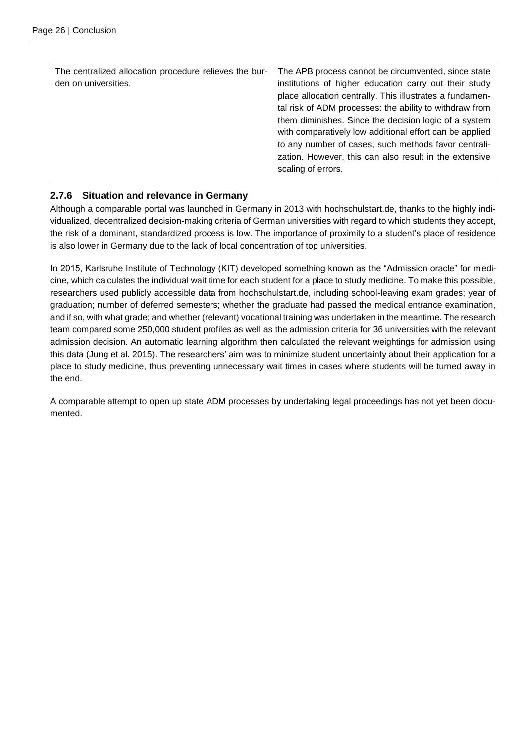| | |
|---|---|
| The centralized allocation procedure relieves the burden on universities. | The APB process cannot be circumvented, since state institutions of higher education carry out their study place allocation centrally. This illustrates a fundamental risk of ADM processes: the ability to withdraw from them diminishes. Since the decision logic of a system with comparatively low additional effort can be applied to any number of cases, such methods favor centralization. However, this can also result in the extensive scaling of errors. |

### 2.7.6 Situation and relevance in Germany

Although a comparable portal was launched in Germany in 2013 with hochschulstart.de, thanks to the highly individualized, decentralized decision-making criteria of German universities with regard to which students they accept, the risk of a dominant, standardized process is low. The importance of proximity to a student's place of residence is also lower in Germany due to the lack of local concentration of top universities.

In 2015, Karlsruhe Institute of Technology (KIT) developed something known as the "Admission oracle" for medicine, which calculates the individual wait time for each student for a place to study medicine. To make this possible, researchers used publicly accessible data from hochschulstart.de, including school-leaving exam grades; year of graduation; number of deferred semesters; whether the graduate had passed the medical entrance examination, and if so, with what grade; and whether (relevant) vocational training was undertaken in the meantime. The research team compared some 250,000 student profiles as well as the admission criteria for 36 universities with the relevant admission decision. An automatic learning algorithm then calculated the relevant weightings for admission using this data (Jung et al. 2015). The researchers' aim was to minimize student uncertainty about their application for a place to study medicine, thus preventing unnecessary wait times in cases where students will be turned away in the end.

A comparable attempt to open up state ADM processes by undertaking legal proceedings has not yet been documented.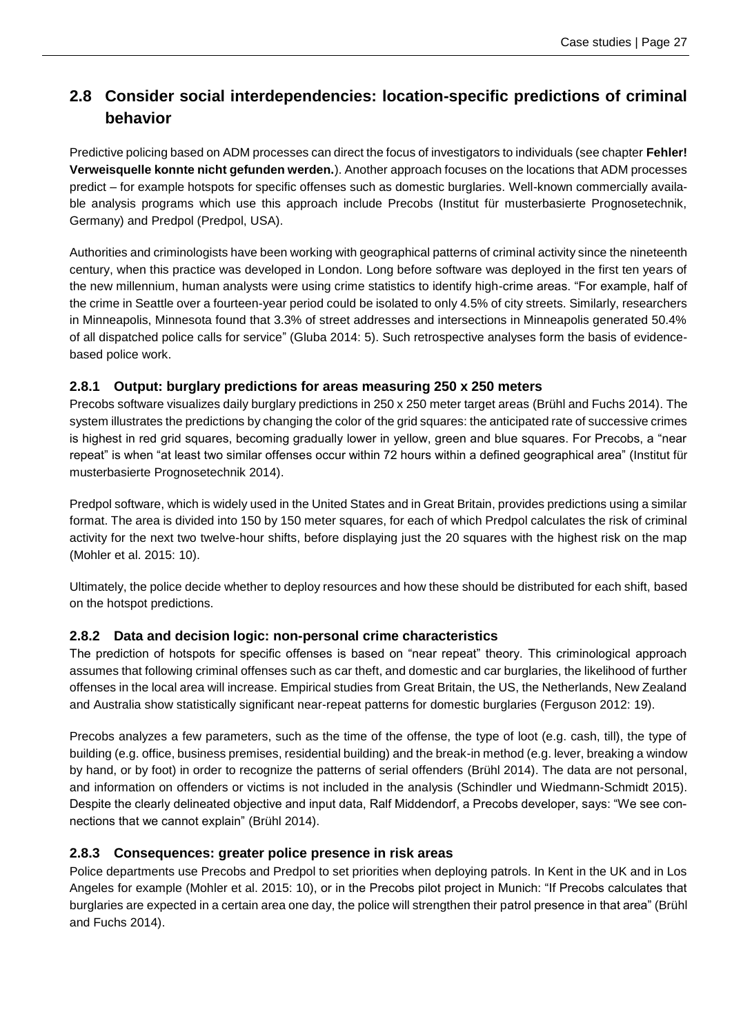## 2.8 Consider social interdependencies: location-specific predictions of criminal behavior

Predictive policing based on ADM processes can direct the focus of investigators to individuals (see chapter **Fehler! Verweisquelle konnte nicht gefunden werden.**). Another approach focuses on the locations that ADM processes predict – for example hotspots for specific offenses such as domestic burglaries. Well-known commercially available analysis programs which use this approach include Precobs (Institut für musterbasierte Prognosetechnik, Germany) and Predpol (Predpol, USA).

Authorities and criminologists have been working with geographical patterns of criminal activity since the nineteenth century, when this practice was developed in London. Long before software was deployed in the first ten years of the new millennium, human analysts were using crime statistics to identify high-crime areas. "For example, half of the crime in Seattle over a fourteen-year period could be isolated to only 4.5% of city streets. Similarly, researchers in Minneapolis, Minnesota found that 3.3% of street addresses and intersections in Minneapolis generated 50.4% of all dispatched police calls for service" (Gluba 2014: 5). Such retrospective analyses form the basis of evidence-based police work.

### 2.8.1 Output: burglary predictions for areas measuring 250 x 250 meters

Precobs software visualizes daily burglary predictions in 250 x 250 meter target areas (Brühl and Fuchs 2014). The system illustrates the predictions by changing the color of the grid squares: the anticipated rate of successive crimes is highest in red grid squares, becoming gradually lower in yellow, green and blue squares. For Precobs, a "near repeat" is when "at least two similar offenses occur within 72 hours within a defined geographical area" (Institut für musterbasierte Prognosetechnik 2014).

Predpol software, which is widely used in the United States and in Great Britain, provides predictions using a similar format. The area is divided into 150 by 150 meter squares, for each of which Predpol calculates the risk of criminal activity for the next two twelve-hour shifts, before displaying just the 20 squares with the highest risk on the map (Mohler et al. 2015: 10).

Ultimately, the police decide whether to deploy resources and how these should be distributed for each shift, based on the hotspot predictions.

### 2.8.2 Data and decision logic: non-personal crime characteristics

The prediction of hotspots for specific offenses is based on "near repeat" theory. This criminological approach assumes that following criminal offenses such as car theft, and domestic and car burglaries, the likelihood of further offenses in the local area will increase. Empirical studies from Great Britain, the US, the Netherlands, New Zealand and Australia show statistically significant near-repeat patterns for domestic burglaries (Ferguson 2012: 19).

Precobs analyzes a few parameters, such as the time of the offense, the type of loot (e.g. cash, till), the type of building (e.g. office, business premises, residential building) and the break-in method (e.g. lever, breaking a window by hand, or by foot) in order to recognize the patterns of serial offenders (Brühl 2014). The data are not personal, and information on offenders or victims is not included in the analysis (Schindler und Wiedmann-Schmidt 2015). Despite the clearly delineated objective and input data, Ralf Middendorf, a Precobs developer, says: "We see connections that we cannot explain" (Brühl 2014).

### 2.8.3 Consequences: greater police presence in risk areas

Police departments use Precobs and Predpol to set priorities when deploying patrols. In Kent in the UK and in Los Angeles for example (Mohler et al. 2015: 10), or in the Precobs pilot project in Munich: "If Precobs calculates that burglaries are expected in a certain area one day, the police will strengthen their patrol presence in that area" (Brühl and Fuchs 2014).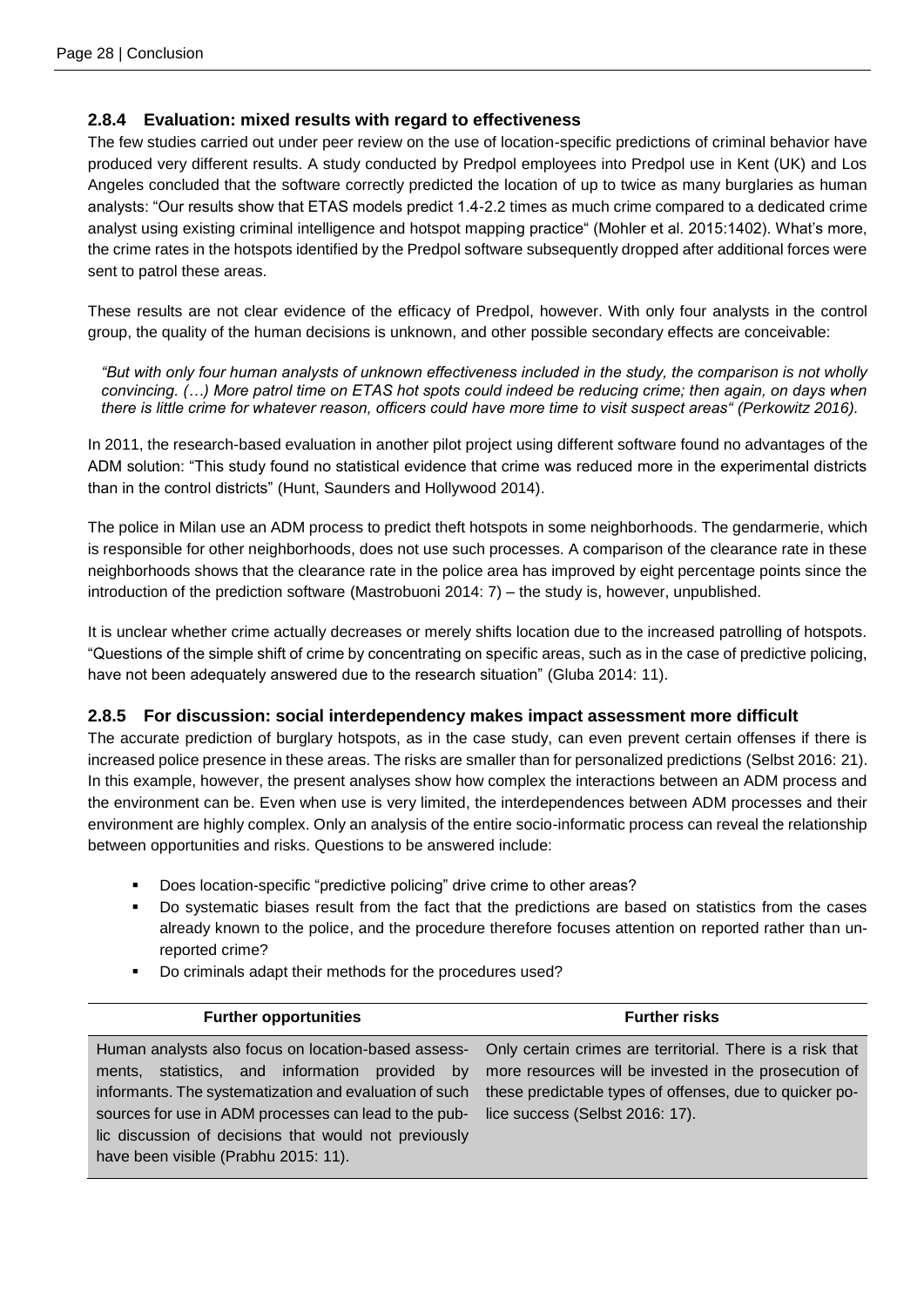### 2.8.4 Evaluation: mixed results with regard to effectiveness

The few studies carried out under peer review on the use of location-specific predictions of criminal behavior have produced very different results. A study conducted by Predpol employees into Predpol use in Kent (UK) and Los Angeles concluded that the software correctly predicted the location of up to twice as many burglaries as human analysts: "Our results show that ETAS models predict 1.4-2.2 times as much crime compared to a dedicated crime analyst using existing criminal intelligence and hotspot mapping practice" (Mohler et al. 2015:1402). What's more, the crime rates in the hotspots identified by the Predpol software subsequently dropped after additional forces were sent to patrol these areas.

These results are not clear evidence of the efficacy of Predpol, however. With only four analysts in the control group, the quality of the human decisions is unknown, and other possible secondary effects are conceivable:

> *"But with only four human analysts of unknown effectiveness included in the study, the comparison is not wholly convincing. (…) More patrol time on ETAS hot spots could indeed be reducing crime; then again, on days when there is little crime for whatever reason, officers could have more time to visit suspect areas" (Perkowitz 2016).*

In 2011, the research-based evaluation in another pilot project using different software found no advantages of the ADM solution: "This study found no statistical evidence that crime was reduced more in the experimental districts than in the control districts" (Hunt, Saunders and Hollywood 2014).

The police in Milan use an ADM process to predict theft hotspots in some neighborhoods. The gendarmerie, which is responsible for other neighborhoods, does not use such processes. A comparison of the clearance rate in these neighborhoods shows that the clearance rate in the police area has improved by eight percentage points since the introduction of the prediction software (Mastrobuoni 2014: 7) – the study is, however, unpublished.

It is unclear whether crime actually decreases or merely shifts location due to the increased patrolling of hotspots. "Questions of the simple shift of crime by concentrating on specific areas, such as in the case of predictive policing, have not been adequately answered due to the research situation" (Gluba 2014: 11).

### 2.8.5 For discussion: social interdependency makes impact assessment more difficult

The accurate prediction of burglary hotspots, as in the case study, can even prevent certain offenses if there is increased police presence in these areas. The risks are smaller than for personalized predictions (Selbst 2016: 21). In this example, however, the present analyses show how complex the interactions between an ADM process and the environment can be. Even when use is very limited, the interdependences between ADM processes and their environment are highly complex. Only an analysis of the entire socio-informatic process can reveal the relationship between opportunities and risks. Questions to be answered include:

- Does location-specific "predictive policing" drive crime to other areas?
- Do systematic biases result from the fact that the predictions are based on statistics from the cases already known to the police, and the procedure therefore focuses attention on reported rather than unreported crime?
- Do criminals adapt their methods for the procedures used?

| Further opportunities | Further risks |
|---|---|
| Human analysts also focus on location-based assessments, statistics, and information provided by informants. The systematization and evaluation of such sources for use in ADM processes can lead to the public discussion of decisions that would not previously have been visible (Prabhu 2015: 11). | Only certain crimes are territorial. There is a risk that more resources will be invested in the prosecution of these predictable types of offenses, due to quicker police success (Selbst 2016: 17). |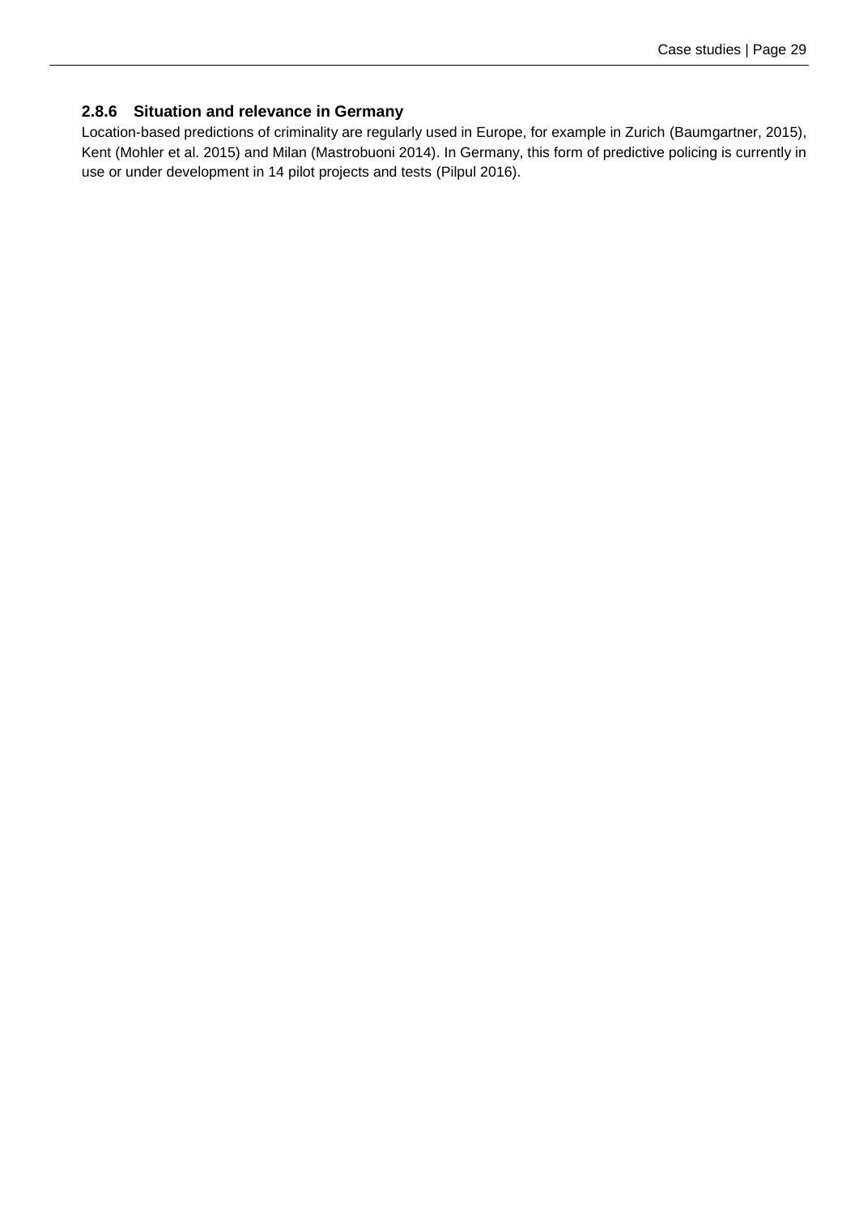### 2.8.6 Situation and relevance in Germany

Location-based predictions of criminality are regularly used in Europe, for example in Zurich (Baumgartner, 2015), Kent (Mohler et al. 2015) and Milan (Mastrobuoni 2014). In Germany, this form of predictive policing is currently in use or under development in 14 pilot projects and tests (Pilpul 2016).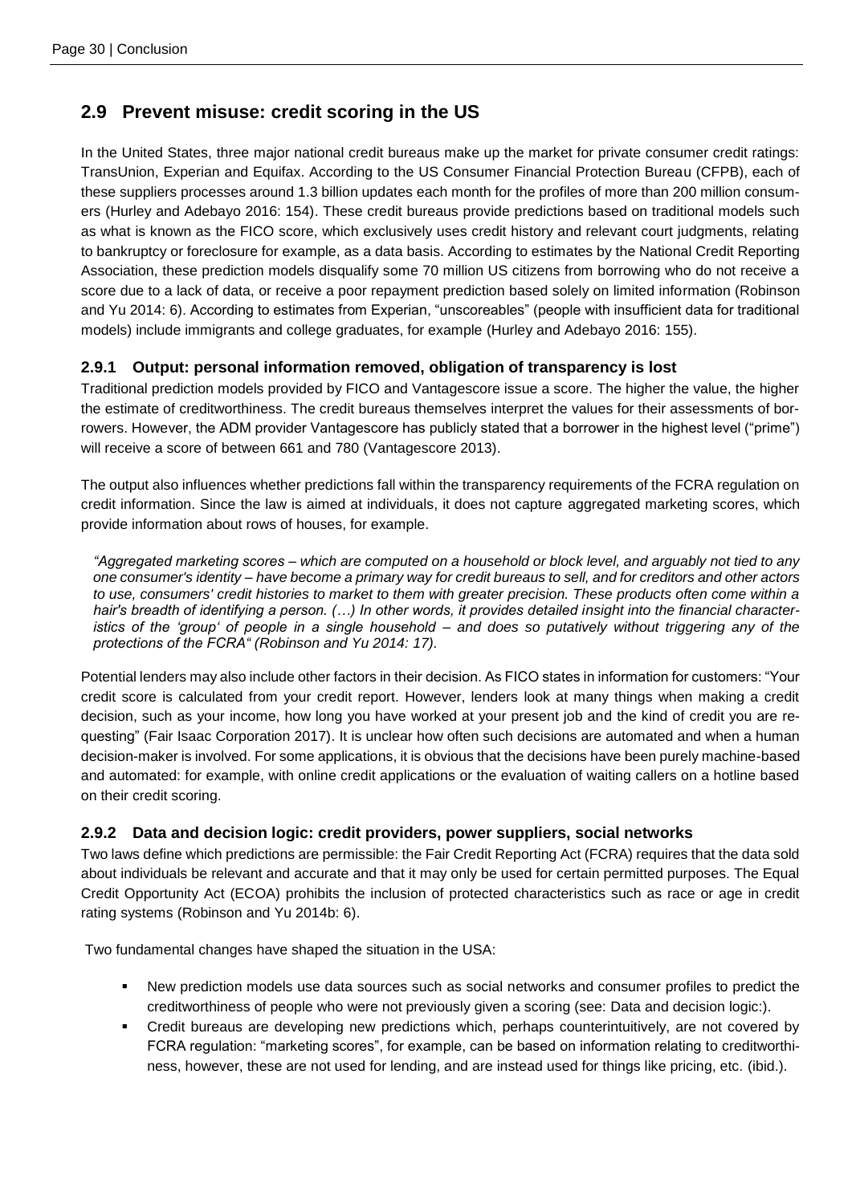## 2.9 Prevent misuse: credit scoring in the US

In the United States, three major national credit bureaus make up the market for private consumer credit ratings: TransUnion, Experian and Equifax. According to the US Consumer Financial Protection Bureau (CFPB), each of these suppliers processes around 1.3 billion updates each month for the profiles of more than 200 million consumers (Hurley and Adebayo 2016: 154). These credit bureaus provide predictions based on traditional models such as what is known as the FICO score, which exclusively uses credit history and relevant court judgments, relating to bankruptcy or foreclosure for example, as a data basis. According to estimates by the National Credit Reporting Association, these prediction models disqualify some 70 million US citizens from borrowing who do not receive a score due to a lack of data, or receive a poor repayment prediction based solely on limited information (Robinson and Yu 2014: 6). According to estimates from Experian, "unscoreables" (people with insufficient data for traditional models) include immigrants and college graduates, for example (Hurley and Adebayo 2016: 155).

### 2.9.1 Output: personal information removed, obligation of transparency is lost

Traditional prediction models provided by FICO and Vantagescore issue a score. The higher the value, the higher the estimate of creditworthiness. The credit bureaus themselves interpret the values for their assessments of borrowers. However, the ADM provider Vantagescore has publicly stated that a borrower in the highest level ("prime") will receive a score of between 661 and 780 (Vantagescore 2013).

The output also influences whether predictions fall within the transparency requirements of the FCRA regulation on credit information. Since the law is aimed at individuals, it does not capture aggregated marketing scores, which provide information about rows of houses, for example.

*"Aggregated marketing scores – which are computed on a household or block level, and arguably not tied to any one consumer's identity – have become a primary way for credit bureaus to sell, and for creditors and other actors to use, consumers' credit histories to market to them with greater precision. These products often come within a hair's breadth of identifying a person. (…) In other words, it provides detailed insight into the financial characteristics of the 'group' of people in a single household – and does so putatively without triggering any of the protections of the FCRA" (Robinson and Yu 2014: 17).*

Potential lenders may also include other factors in their decision. As FICO states in information for customers: "Your credit score is calculated from your credit report. However, lenders look at many things when making a credit decision, such as your income, how long you have worked at your present job and the kind of credit you are requesting" (Fair Isaac Corporation 2017). It is unclear how often such decisions are automated and when a human decision-maker is involved. For some applications, it is obvious that the decisions have been purely machine-based and automated: for example, with online credit applications or the evaluation of waiting callers on a hotline based on their credit scoring.

### 2.9.2 Data and decision logic: credit providers, power suppliers, social networks

Two laws define which predictions are permissible: the Fair Credit Reporting Act (FCRA) requires that the data sold about individuals be relevant and accurate and that it may only be used for certain permitted purposes. The Equal Credit Opportunity Act (ECOA) prohibits the inclusion of protected characteristics such as race or age in credit rating systems (Robinson and Yu 2014b: 6).

Two fundamental changes have shaped the situation in the USA:

- New prediction models use data sources such as social networks and consumer profiles to predict the creditworthiness of people who were not previously given a scoring (see: Data and decision logic:).
- Credit bureaus are developing new predictions which, perhaps counterintuitively, are not covered by FCRA regulation: "marketing scores", for example, can be based on information relating to creditworthiness, however, these are not used for lending, and are instead used for things like pricing, etc. (ibid.).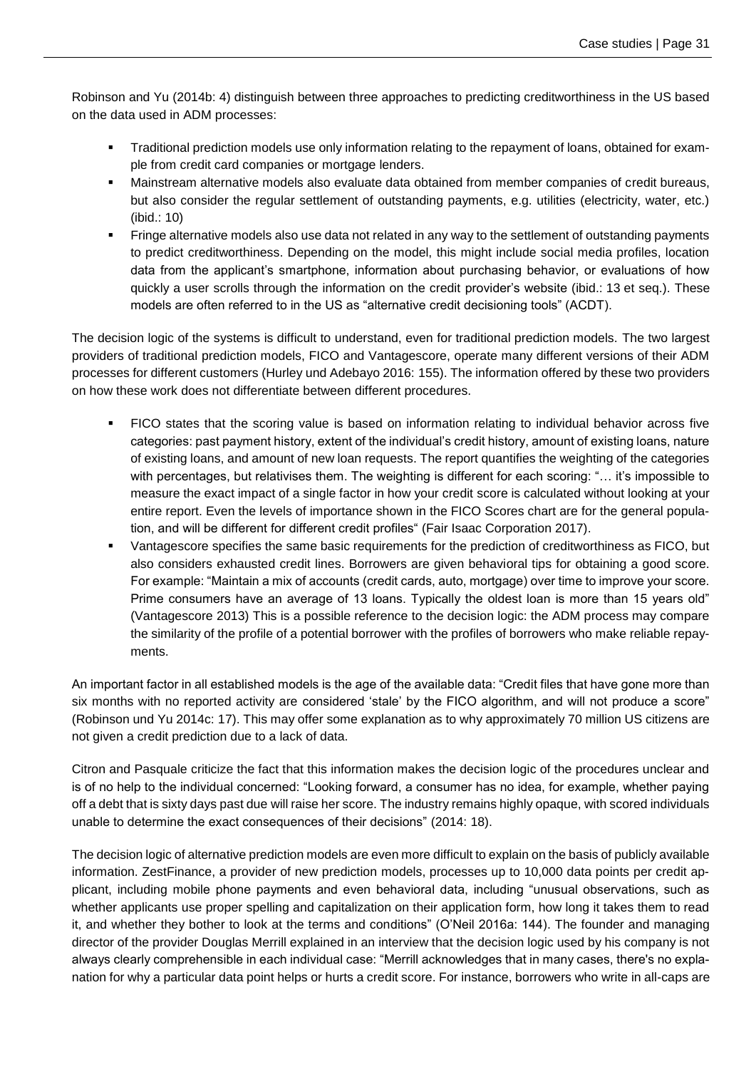Robinson and Yu (2014b: 4) distinguish between three approaches to predicting creditworthiness in the US based on the data used in ADM processes:

- Traditional prediction models use only information relating to the repayment of loans, obtained for example from credit card companies or mortgage lenders.
- Mainstream alternative models also evaluate data obtained from member companies of credit bureaus, but also consider the regular settlement of outstanding payments, e.g. utilities (electricity, water, etc.) (ibid.: 10)
- Fringe alternative models also use data not related in any way to the settlement of outstanding payments to predict creditworthiness. Depending on the model, this might include social media profiles, location data from the applicant's smartphone, information about purchasing behavior, or evaluations of how quickly a user scrolls through the information on the credit provider's website (ibid.: 13 et seq.). These models are often referred to in the US as "alternative credit decisioning tools" (ACDT).

The decision logic of the systems is difficult to understand, even for traditional prediction models. The two largest providers of traditional prediction models, FICO and Vantagescore, operate many different versions of their ADM processes for different customers (Hurley und Adebayo 2016: 155). The information offered by these two providers on how these work does not differentiate between different procedures.

- FICO states that the scoring value is based on information relating to individual behavior across five categories: past payment history, extent of the individual's credit history, amount of existing loans, nature of existing loans, and amount of new loan requests. The report quantifies the weighting of the categories with percentages, but relativises them. The weighting is different for each scoring: "… it's impossible to measure the exact impact of a single factor in how your credit score is calculated without looking at your entire report. Even the levels of importance shown in the FICO Scores chart are for the general population, and will be different for different credit profiles" (Fair Isaac Corporation 2017).
- Vantagescore specifies the same basic requirements for the prediction of creditworthiness as FICO, but also considers exhausted credit lines. Borrowers are given behavioral tips for obtaining a good score. For example: "Maintain a mix of accounts (credit cards, auto, mortgage) over time to improve your score. Prime consumers have an average of 13 loans. Typically the oldest loan is more than 15 years old" (Vantagescore 2013) This is a possible reference to the decision logic: the ADM process may compare the similarity of the profile of a potential borrower with the profiles of borrowers who make reliable repayments.

An important factor in all established models is the age of the available data: "Credit files that have gone more than six months with no reported activity are considered 'stale' by the FICO algorithm, and will not produce a score" (Robinson und Yu 2014c: 17). This may offer some explanation as to why approximately 70 million US citizens are not given a credit prediction due to a lack of data.

Citron and Pasquale criticize the fact that this information makes the decision logic of the procedures unclear and is of no help to the individual concerned: "Looking forward, a consumer has no idea, for example, whether paying off a debt that is sixty days past due will raise her score. The industry remains highly opaque, with scored individuals unable to determine the exact consequences of their decisions" (2014: 18).

The decision logic of alternative prediction models are even more difficult to explain on the basis of publicly available information. ZestFinance, a provider of new prediction models, processes up to 10,000 data points per credit applicant, including mobile phone payments and even behavioral data, including "unusual observations, such as whether applicants use proper spelling and capitalization on their application form, how long it takes them to read it, and whether they bother to look at the terms and conditions" (O'Neil 2016a: 144). The founder and managing director of the provider Douglas Merrill explained in an interview that the decision logic used by his company is not always clearly comprehensible in each individual case: "Merrill acknowledges that in many cases, there's no explanation for why a particular data point helps or hurts a credit score. For instance, borrowers who write in all-caps are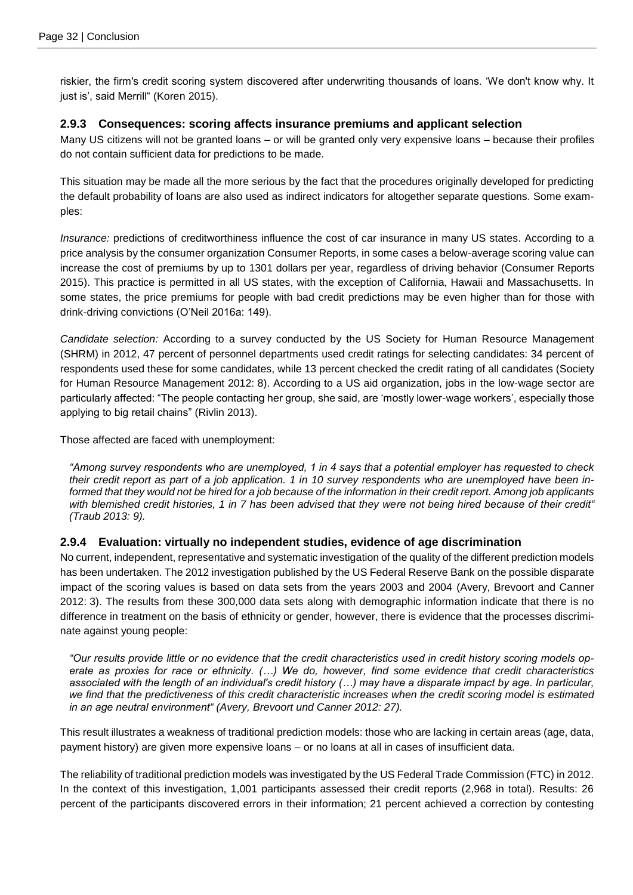riskier, the firm's credit scoring system discovered after underwriting thousands of loans. 'We don't know why. It just is', said Merrill" (Koren 2015).

### 2.9.3 Consequences: scoring affects insurance premiums and applicant selection

Many US citizens will not be granted loans – or will be granted only very expensive loans – because their profiles do not contain sufficient data for predictions to be made.

This situation may be made all the more serious by the fact that the procedures originally developed for predicting the default probability of loans are also used as indirect indicators for altogether separate questions. Some examples:

*Insurance:* predictions of creditworthiness influence the cost of car insurance in many US states. According to a price analysis by the consumer organization Consumer Reports, in some cases a below-average scoring value can increase the cost of premiums by up to 1301 dollars per year, regardless of driving behavior (Consumer Reports 2015). This practice is permitted in all US states, with the exception of California, Hawaii and Massachusetts. In some states, the price premiums for people with bad credit predictions may be even higher than for those with drink-driving convictions (O'Neil 2016a: 149).

*Candidate selection:* According to a survey conducted by the US Society for Human Resource Management (SHRM) in 2012, 47 percent of personnel departments used credit ratings for selecting candidates: 34 percent of respondents used these for some candidates, while 13 percent checked the credit rating of all candidates (Society for Human Resource Management 2012: 8). According to a US aid organization, jobs in the low-wage sector are particularly affected: "The people contacting her group, she said, are 'mostly lower-wage workers', especially those applying to big retail chains" (Rivlin 2013).

Those affected are faced with unemployment:

> *"Among survey respondents who are unemployed, 1 in 4 says that a potential employer has requested to check their credit report as part of a job application. 1 in 10 survey respondents who are unemployed have been informed that they would not be hired for a job because of the information in their credit report. Among job applicants with blemished credit histories, 1 in 7 has been advised that they were not being hired because of their credit" (Traub 2013: 9).*

### 2.9.4 Evaluation: virtually no independent studies, evidence of age discrimination

No current, independent, representative and systematic investigation of the quality of the different prediction models has been undertaken. The 2012 investigation published by the US Federal Reserve Bank on the possible disparate impact of the scoring values is based on data sets from the years 2003 and 2004 (Avery, Brevoort and Canner 2012: 3). The results from these 300,000 data sets along with demographic information indicate that there is no difference in treatment on the basis of ethnicity or gender, however, there is evidence that the processes discriminate against young people:

> *"Our results provide little or no evidence that the credit characteristics used in credit history scoring models operate as proxies for race or ethnicity. (…) We do, however, find some evidence that credit characteristics associated with the length of an individual's credit history (…) may have a disparate impact by age. In particular, we find that the predictiveness of this credit characteristic increases when the credit scoring model is estimated in an age neutral environment" (Avery, Brevoort und Canner 2012: 27).*

This result illustrates a weakness of traditional prediction models: those who are lacking in certain areas (age, data, payment history) are given more expensive loans – or no loans at all in cases of insufficient data.

The reliability of traditional prediction models was investigated by the US Federal Trade Commission (FTC) in 2012. In the context of this investigation, 1,001 participants assessed their credit reports (2,968 in total). Results: 26 percent of the participants discovered errors in their information; 21 percent achieved a correction by contesting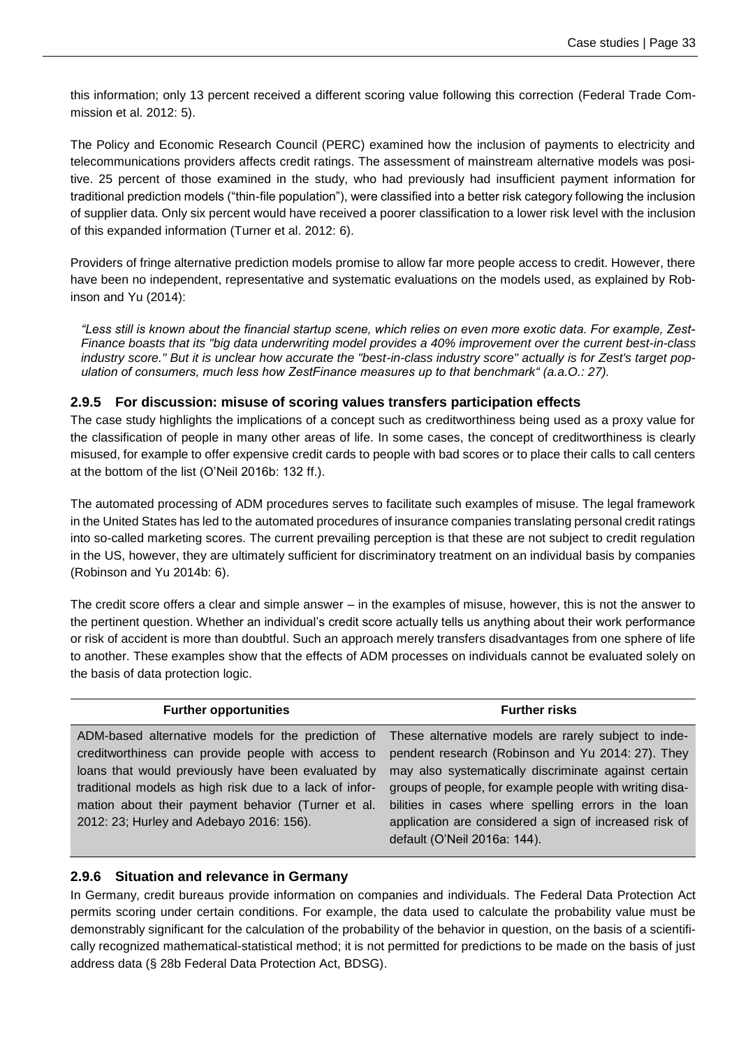this information; only 13 percent received a different scoring value following this correction (Federal Trade Commission et al. 2012: 5).

The Policy and Economic Research Council (PERC) examined how the inclusion of payments to electricity and telecommunications providers affects credit ratings. The assessment of mainstream alternative models was positive. 25 percent of those examined in the study, who had previously had insufficient payment information for traditional prediction models ("thin-file population"), were classified into a better risk category following the inclusion of supplier data. Only six percent would have received a poorer classification to a lower risk level with the inclusion of this expanded information (Turner et al. 2012: 6).

Providers of fringe alternative prediction models promise to allow far more people access to credit. However, there have been no independent, representative and systematic evaluations on the models used, as explained by Robinson and Yu (2014):

*"Less still is known about the financial startup scene, which relies on even more exotic data. For example, ZestFinance boasts that its "big data underwriting model provides a 40% improvement over the current best-in-class industry score." But it is unclear how accurate the "best-in-class industry score" actually is for Zest's target population of consumers, much less how ZestFinance measures up to that benchmark" (a.a.O.: 27).*

### 2.9.5 For discussion: misuse of scoring values transfers participation effects

The case study highlights the implications of a concept such as creditworthiness being used as a proxy value for the classification of people in many other areas of life. In some cases, the concept of creditworthiness is clearly misused, for example to offer expensive credit cards to people with bad scores or to place their calls to call centers at the bottom of the list (O'Neil 2016b: 132 ff.).

The automated processing of ADM procedures serves to facilitate such examples of misuse. The legal framework in the United States has led to the automated procedures of insurance companies translating personal credit ratings into so-called marketing scores. The current prevailing perception is that these are not subject to credit regulation in the US, however, they are ultimately sufficient for discriminatory treatment on an individual basis by companies (Robinson and Yu 2014b: 6).

The credit score offers a clear and simple answer – in the examples of misuse, however, this is not the answer to the pertinent question. Whether an individual's credit score actually tells us anything about their work performance or risk of accident is more than doubtful. Such an approach merely transfers disadvantages from one sphere of life to another. These examples show that the effects of ADM processes on individuals cannot be evaluated solely on the basis of data protection logic.

| Further opportunities | Further risks |
|---|---|
| ADM-based alternative models for the prediction of creditworthiness can provide people with access to loans that would previously have been evaluated by traditional models as high risk due to a lack of information about their payment behavior (Turner et al. 2012: 23; Hurley and Adebayo 2016: 156). | These alternative models are rarely subject to independent research (Robinson and Yu 2014: 27). They may also systematically discriminate against certain groups of people, for example people with writing disabilities in cases where spelling errors in the loan application are considered a sign of increased risk of default (O'Neil 2016a: 144). |

### 2.9.6 Situation and relevance in Germany

In Germany, credit bureaus provide information on companies and individuals. The Federal Data Protection Act permits scoring under certain conditions. For example, the data used to calculate the probability value must be demonstrably significant for the calculation of the probability of the behavior in question, on the basis of a scientifically recognized mathematical-statistical method; it is not permitted for predictions to be made on the basis of just address data (§ 28b Federal Data Protection Act, BDSG).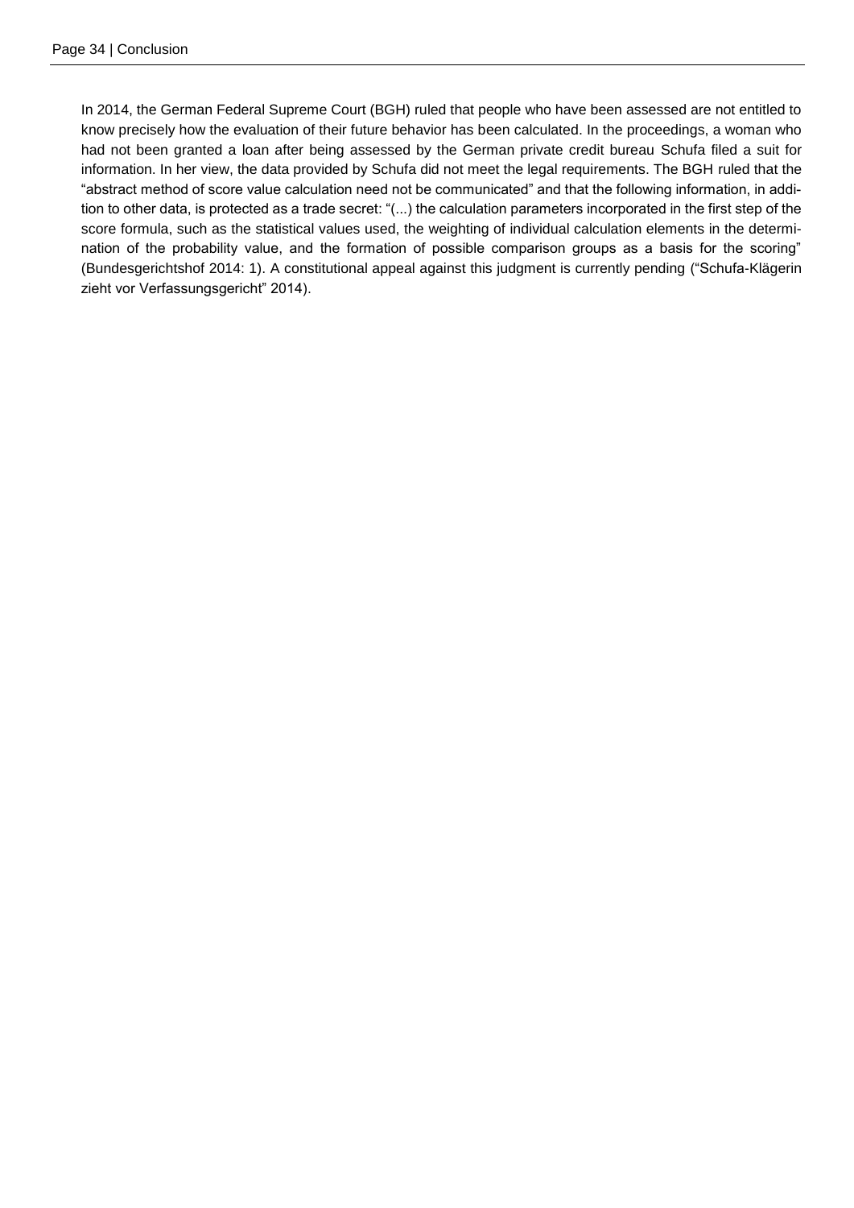In 2014, the German Federal Supreme Court (BGH) ruled that people who have been assessed are not entitled to know precisely how the evaluation of their future behavior has been calculated. In the proceedings, a woman who had not been granted a loan after being assessed by the German private credit bureau Schufa filed a suit for information. In her view, the data provided by Schufa did not meet the legal requirements. The BGH ruled that the "abstract method of score value calculation need not be communicated" and that the following information, in addition to other data, is protected as a trade secret: "(...) the calculation parameters incorporated in the first step of the score formula, such as the statistical values used, the weighting of individual calculation elements in the determination of the probability value, and the formation of possible comparison groups as a basis for the scoring" (Bundesgerichtshof 2014: 1). A constitutional appeal against this judgment is currently pending ("Schufa-Klägerin zieht vor Verfassungsgericht" 2014).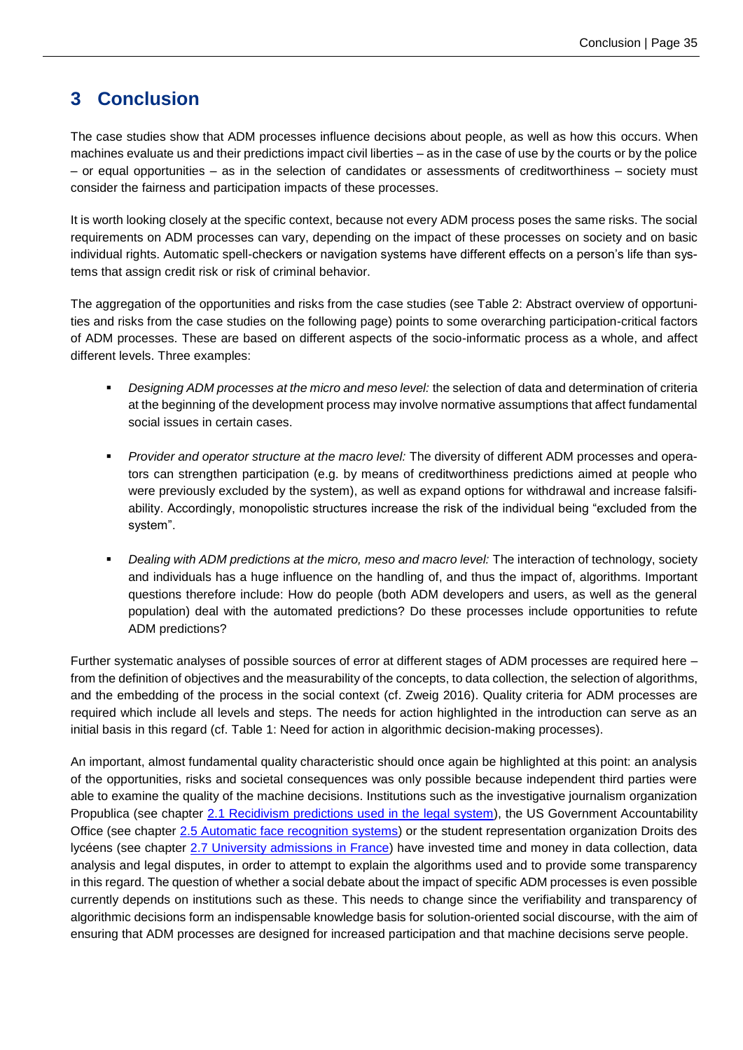# 3 Conclusion

The case studies show that ADM processes influence decisions about people, as well as how this occurs. When machines evaluate us and their predictions impact civil liberties – as in the case of use by the courts or by the police – or equal opportunities – as in the selection of candidates or assessments of creditworthiness – society must consider the fairness and participation impacts of these processes.

It is worth looking closely at the specific context, because not every ADM process poses the same risks. The social requirements on ADM processes can vary, depending on the impact of these processes on society and on basic individual rights. Automatic spell-checkers or navigation systems have different effects on a person's life than systems that assign credit risk or risk of criminal behavior.

The aggregation of the opportunities and risks from the case studies (see Table 2: Abstract overview of opportunities and risks from the case studies on the following page) points to some overarching participation-critical factors of ADM processes. These are based on different aspects of the socio-informatic process as a whole, and affect different levels. Three examples:

- *Designing ADM processes at the micro and meso level:* the selection of data and determination of criteria at the beginning of the development process may involve normative assumptions that affect fundamental social issues in certain cases.
- *Provider and operator structure at the macro level:* The diversity of different ADM processes and operators can strengthen participation (e.g. by means of creditworthiness predictions aimed at people who were previously excluded by the system), as well as expand options for withdrawal and increase falsifiability. Accordingly, monopolistic structures increase the risk of the individual being "excluded from the system".
- *Dealing with ADM predictions at the micro, meso and macro level:* The interaction of technology, society and individuals has a huge influence on the handling of, and thus the impact of, algorithms. Important questions therefore include: How do people (both ADM developers and users, as well as the general population) deal with the automated predictions? Do these processes include opportunities to refute ADM predictions?

Further systematic analyses of possible sources of error at different stages of ADM processes are required here – from the definition of objectives and the measurability of the concepts, to data collection, the selection of algorithms, and the embedding of the process in the social context (cf. Zweig 2016). Quality criteria for ADM processes are required which include all levels and steps. The needs for action highlighted in the introduction can serve as an initial basis in this regard (cf. Table 1: Need for action in algorithmic decision-making processes).

An important, almost fundamental quality characteristic should once again be highlighted at this point: an analysis of the opportunities, risks and societal consequences was only possible because independent third parties were able to examine the quality of the machine decisions. Institutions such as the investigative journalism organization Propublica (see chapter 2.1 Recidivism predictions used in the legal system), the US Government Accountability Office (see chapter 2.5 Automatic face recognition systems) or the student representation organization Droits des lycéens (see chapter 2.7 University admissions in France) have invested time and money in data collection, data analysis and legal disputes, in order to attempt to explain the algorithms used and to provide some transparency in this regard. The question of whether a social debate about the impact of specific ADM processes is even possible currently depends on institutions such as these. This needs to change since the verifiability and transparency of algorithmic decisions form an indispensable knowledge basis for solution-oriented social discourse, with the aim of ensuring that ADM processes are designed for increased participation and that machine decisions serve people.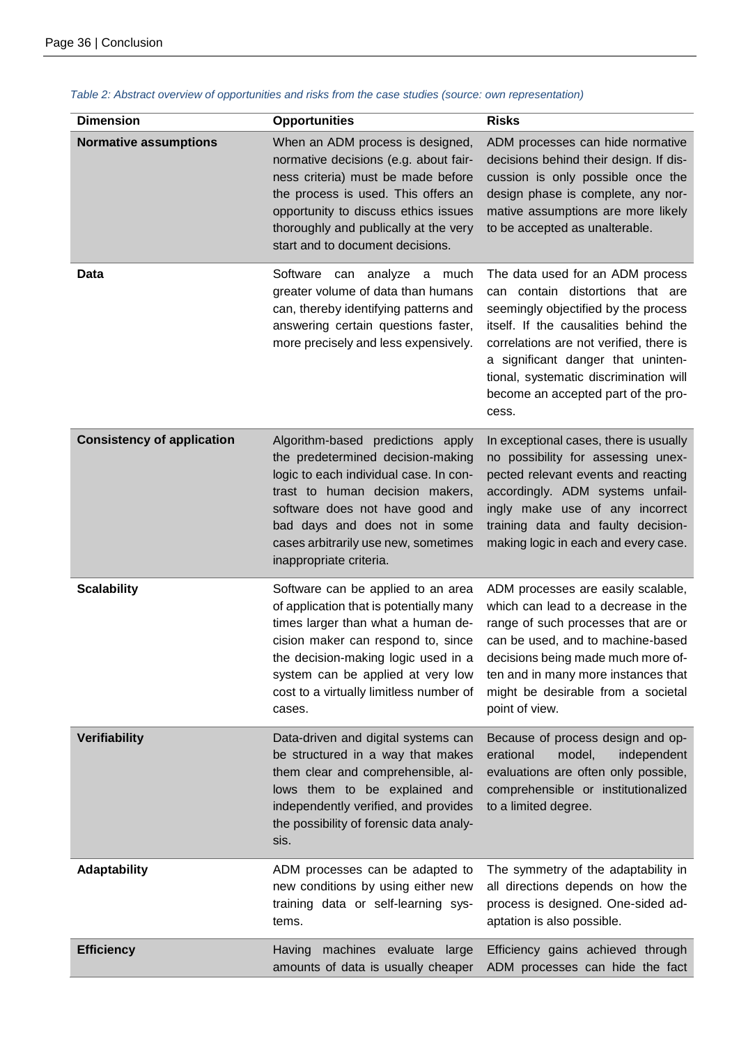*Table 2: Abstract overview of opportunities and risks from the case studies (source: own representation)*

| Dimension | Opportunities | Risks |
|---|---|---|
| **Normative assumptions** | When an ADM process is designed, normative decisions (e.g. about fairness criteria) must be made before the process is used. This offers an opportunity to discuss ethics issues thoroughly and publically at the very start and to document decisions. | ADM processes can hide normative decisions behind their design. If discussion is only possible once the design phase is complete, any normative assumptions are more likely to be accepted as unalterable. |
| **Data** | Software can analyze a much greater volume of data than humans can, thereby identifying patterns and answering certain questions faster, more precisely and less expensively. | The data used for an ADM process can contain distortions that are seemingly objectified by the process itself. If the causalities behind the correlations are not verified, there is a significant danger that unintentional, systematic discrimination will become an accepted part of the process. |
| **Consistency of application** | Algorithm-based predictions apply the predetermined decision-making logic to each individual case. In contrast to human decision makers, software does not have good and bad days and does not in some cases arbitrarily use new, sometimes inappropriate criteria. | In exceptional cases, there is usually no possibility for assessing unexpected relevant events and reacting accordingly. ADM systems unfailingly make use of any incorrect training data and faulty decision-making logic in each and every case. |
| **Scalability** | Software can be applied to an area of application that is potentially many times larger than what a human decision maker can respond to, since the decision-making logic used in a system can be applied at very low cost to a virtually limitless number of cases. | ADM processes are easily scalable, which can lead to a decrease in the range of such processes that are or can be used, and to machine-based decisions being made much more often and in many more instances that might be desirable from a societal point of view. |
| **Verifiability** | Data-driven and digital systems can be structured in a way that makes them clear and comprehensible, allows them to be explained and independently verified, and provides the possibility of forensic data analysis. | Because of process design and operational model, independent evaluations are often only possible, comprehensible or institutionalized to a limited degree. |
| **Adaptability** | ADM processes can be adapted to new conditions by using either new training data or self-learning systems. | The symmetry of the adaptability in all directions depends on how the process is designed. One-sided adaptation is also possible. |
| **Efficiency** | Having machines evaluate large amounts of data is usually cheaper | Efficiency gains achieved through ADM processes can hide the fact |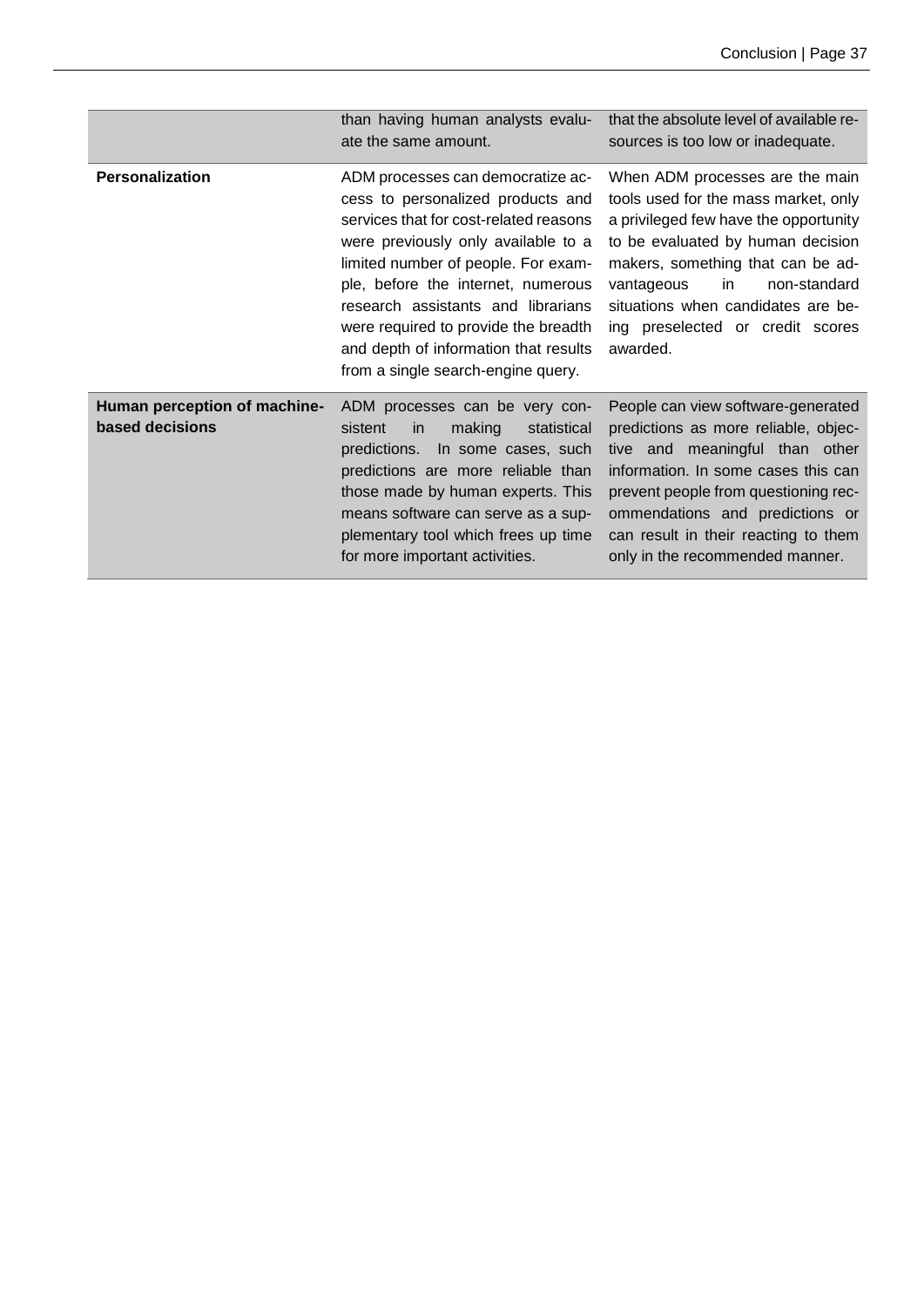| | | |
|---|---|---|
| | than having human analysts evaluate the same amount. | that the absolute level of available resources is too low or inadequate. |
| **Personalization** | ADM processes can democratize access to personalized products and services that for cost-related reasons were previously only available to a limited number of people. For example, before the internet, numerous research assistants and librarians were required to provide the breadth and depth of information that results from a single search-engine query. | When ADM processes are the main tools used for the mass market, only a privileged few have the opportunity to be evaluated by human decision makers, something that can be advantageous in non-standard situations when candidates are being preselected or credit scores awarded. |
| **Human perception of machine-based decisions** | ADM processes can be very consistent in making statistical predictions. In some cases, such predictions are more reliable than those made by human experts. This means software can serve as a supplementary tool which frees up time for more important activities. | People can view software-generated predictions as more reliable, objective and meaningful than other information. In some cases this can prevent people from questioning recommendations and predictions or can result in their reacting to them only in the recommended manner. |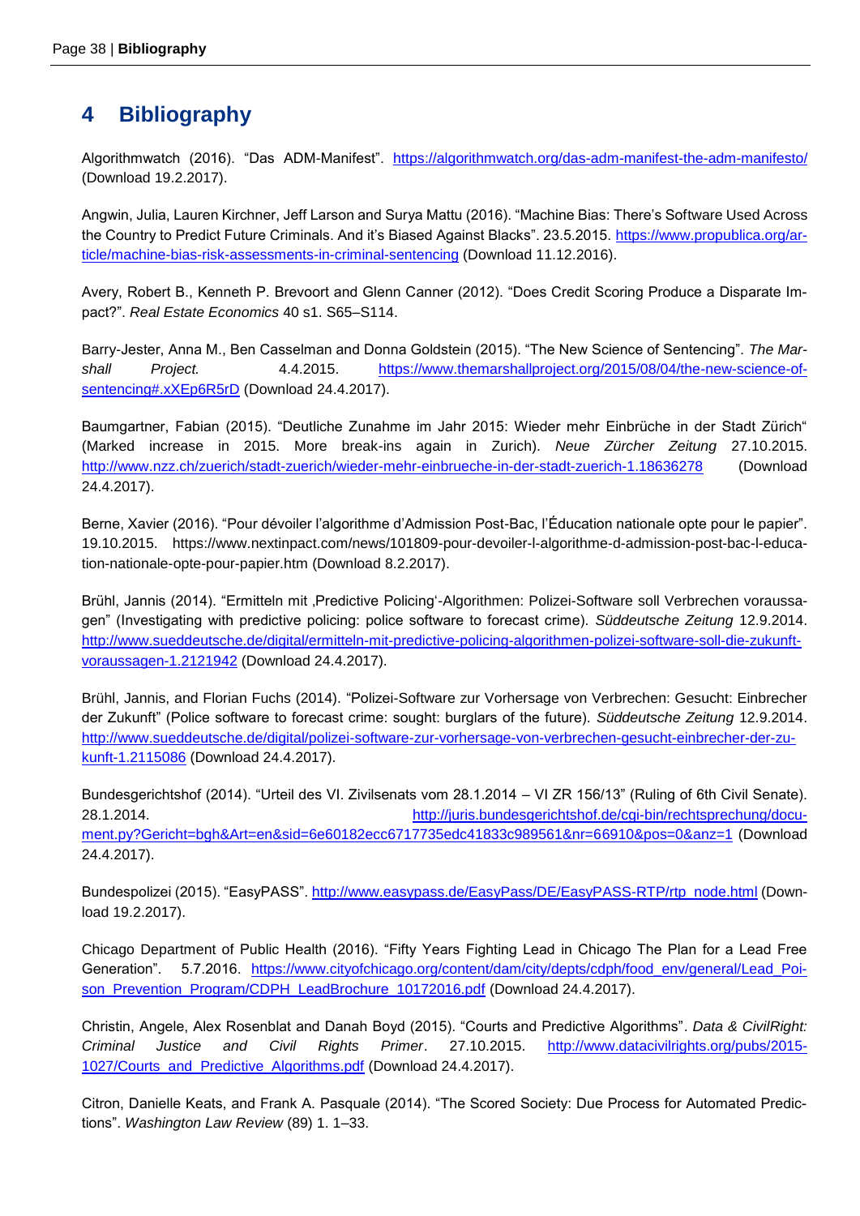# 4 Bibliography

Algorithmwatch (2016). "Das ADM-Manifest". https://algorithmwatch.org/das-adm-manifest-the-adm-manifesto/ (Download 19.2.2017).

Angwin, Julia, Lauren Kirchner, Jeff Larson and Surya Mattu (2016). "Machine Bias: There's Software Used Across the Country to Predict Future Criminals. And it's Biased Against Blacks". 23.5.2015. https://www.propublica.org/article/machine-bias-risk-assessments-in-criminal-sentencing (Download 11.12.2016).

Avery, Robert B., Kenneth P. Brevoort and Glenn Canner (2012). "Does Credit Scoring Produce a Disparate Impact?". *Real Estate Economics* 40 s1. S65–S114.

Barry-Jester, Anna M., Ben Casselman and Donna Goldstein (2015). "The New Science of Sentencing". *The Marshall Project.* 4.4.2015. https://www.themarshallproject.org/2015/08/04/the-new-science-of-sentencing#.xXEp6R5rD (Download 24.4.2017).

Baumgartner, Fabian (2015). "Deutliche Zunahme im Jahr 2015: Wieder mehr Einbrüche in der Stadt Zürich" (Marked increase in 2015. More break-ins again in Zurich). *Neue Zürcher Zeitung* 27.10.2015. http://www.nzz.ch/zuerich/stadt-zuerich/wieder-mehr-einbrueche-in-der-stadt-zuerich-1.18636278 (Download 24.4.2017).

Berne, Xavier (2016). "Pour dévoiler l'algorithme d'Admission Post-Bac, l'Éducation nationale opte pour le papier". 19.10.2015. https://www.nextinpact.com/news/101809-pour-devoiler-l-algorithme-d-admission-post-bac-l-education-nationale-opte-pour-papier.htm (Download 8.2.2017).

Brühl, Jannis (2014). "Ermitteln mit ‚Predictive Policing'-Algorithmen: Polizei-Software soll Verbrechen voraussagen" (Investigating with predictive policing: police software to forecast crime). *Süddeutsche Zeitung* 12.9.2014. http://www.sueddeutsche.de/digital/ermitteln-mit-predictive-policing-algorithmen-polizei-software-soll-die-zukunft-voraussagen-1.2121942 (Download 24.4.2017).

Brühl, Jannis, and Florian Fuchs (2014). "Polizei-Software zur Vorhersage von Verbrechen: Gesucht: Einbrecher der Zukunft" (Police software to forecast crime: sought: burglars of the future). *Süddeutsche Zeitung* 12.9.2014. http://www.sueddeutsche.de/digital/polizei-software-zur-vorhersage-von-verbrechen-gesucht-einbrecher-der-zukunft-1.2115086 (Download 24.4.2017).

Bundesgerichtshof (2014). "Urteil des VI. Zivilsenats vom 28.1.2014 – VI ZR 156/13" (Ruling of 6th Civil Senate). 28.1.2014. http://juris.bundesgerichtshof.de/cgi-bin/rechtsprechung/document.py?Gericht=bgh&Art=en&sid=6e60182ecc6717735edc41833c989561&nr=66910&pos=0&anz=1 (Download 24.4.2017).

Bundespolizei (2015). "EasyPASS". http://www.easypass.de/EasyPass/DE/EasyPASS-RTP/rtp_node.html (Download 19.2.2017).

Chicago Department of Public Health (2016). "Fifty Years Fighting Lead in Chicago The Plan for a Lead Free Generation". 5.7.2016. https://www.cityofchicago.org/content/dam/city/depts/cdph/food_env/general/Lead_Poison_Prevention_Program/CDPH_LeadBrochure_10172016.pdf (Download 24.4.2017).

Christin, Angele, Alex Rosenblat and Danah Boyd (2015). "Courts and Predictive Algorithms". *Data & CivilRight: Criminal Justice and Civil Rights Primer*. 27.10.2015. http://www.datacivilrights.org/pubs/2015-1027/Courts_and_Predictive_Algorithms.pdf (Download 24.4.2017).

Citron, Danielle Keats, and Frank A. Pasquale (2014). "The Scored Society: Due Process for Automated Predictions". *Washington Law Review* (89) 1. 1–33.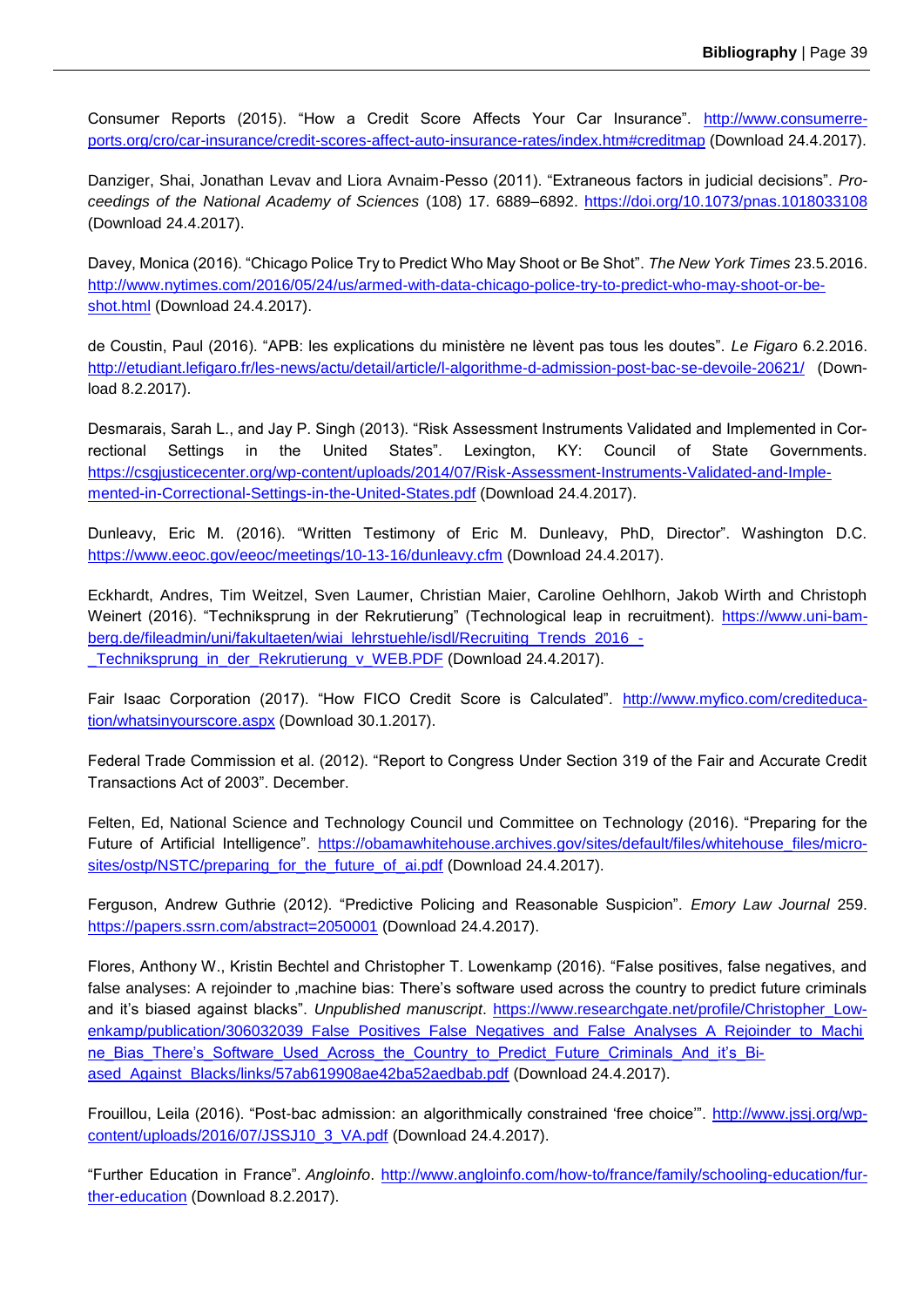Consumer Reports (2015). "How a Credit Score Affects Your Car Insurance". http://www.consumerreports.org/cro/car-insurance/credit-scores-affect-auto-insurance-rates/index.htm#creditmap (Download 24.4.2017).

Danziger, Shai, Jonathan Levav and Liora Avnaim-Pesso (2011). "Extraneous factors in judicial decisions". *Proceedings of the National Academy of Sciences* (108) 17. 6889–6892. https://doi.org/10.1073/pnas.1018033108 (Download 24.4.2017).

Davey, Monica (2016). "Chicago Police Try to Predict Who May Shoot or Be Shot". *The New York Times* 23.5.2016. http://www.nytimes.com/2016/05/24/us/armed-with-data-chicago-police-try-to-predict-who-may-shoot-or-be-shot.html (Download 24.4.2017).

de Coustin, Paul (2016). "APB: les explications du ministère ne lèvent pas tous les doutes". *Le Figaro* 6.2.2016. http://etudiant.lefigaro.fr/les-news/actu/detail/article/l-algorithme-d-admission-post-bac-se-devoile-20621/ (Download 8.2.2017).

Desmarais, Sarah L., and Jay P. Singh (2013). "Risk Assessment Instruments Validated and Implemented in Correctional Settings in the United States". Lexington, KY: Council of State Governments. https://csgjusticecenter.org/wp-content/uploads/2014/07/Risk-Assessment-Instruments-Validated-and-Implemented-in-Correctional-Settings-in-the-United-States.pdf (Download 24.4.2017).

Dunleavy, Eric M. (2016). "Written Testimony of Eric M. Dunleavy, PhD, Director". Washington D.C. https://www.eeoc.gov/eeoc/meetings/10-13-16/dunleavy.cfm (Download 24.4.2017).

Eckhardt, Andres, Tim Weitzel, Sven Laumer, Christian Maier, Caroline Oehlhorn, Jakob Wirth and Christoph Weinert (2016). "Techniksprung in der Rekrutierung" (Technological leap in recruitment). https://www.uni-bamberg.de/fileadmin/uni/fakultaeten/wiai_lehrstuehle/isdl/Recruiting_Trends_2016_-_Techniksprung_in_der_Rekrutierung_v_WEB.PDF (Download 24.4.2017).

Fair Isaac Corporation (2017). "How FICO Credit Score is Calculated". http://www.myfico.com/crediteducation/whatsinyourscore.aspx (Download 30.1.2017).

Federal Trade Commission et al. (2012). "Report to Congress Under Section 319 of the Fair and Accurate Credit Transactions Act of 2003". December.

Felten, Ed, National Science and Technology Council und Committee on Technology (2016). "Preparing for the Future of Artificial Intelligence". https://obamawhitehouse.archives.gov/sites/default/files/whitehouse_files/microsites/ostp/NSTC/preparing_for_the_future_of_ai.pdf (Download 24.4.2017).

Ferguson, Andrew Guthrie (2012). "Predictive Policing and Reasonable Suspicion". *Emory Law Journal* 259. https://papers.ssrn.com/abstract=2050001 (Download 24.4.2017).

Flores, Anthony W., Kristin Bechtel and Christopher T. Lowenkamp (2016). "False positives, false negatives, and false analyses: A rejoinder to ‚machine bias: There's software used across the country to predict future criminals and it's biased against blacks". *Unpublished manuscript*. https://www.researchgate.net/profile/Christopher_Lowenkamp/publication/306032039_False_Positives_False_Negatives_and_False_Analyses_A_Rejoinder_to_Machine_Bias_There's_Software_Used_Across_the_Country_to_Predict_Future_Criminals_And_it's_Biased_Against_Blacks/links/57ab619908ae42ba52aedbab.pdf (Download 24.4.2017).

Frouillou, Leila (2016). "Post-bac admission: an algorithmically constrained 'free choice'". http://www.jssj.org/wp-content/uploads/2016/07/JSSJ10_3_VA.pdf (Download 24.4.2017).

"Further Education in France". *Angloinfo*. http://www.angloinfo.com/how-to/france/family/schooling-education/further-education (Download 8.2.2017).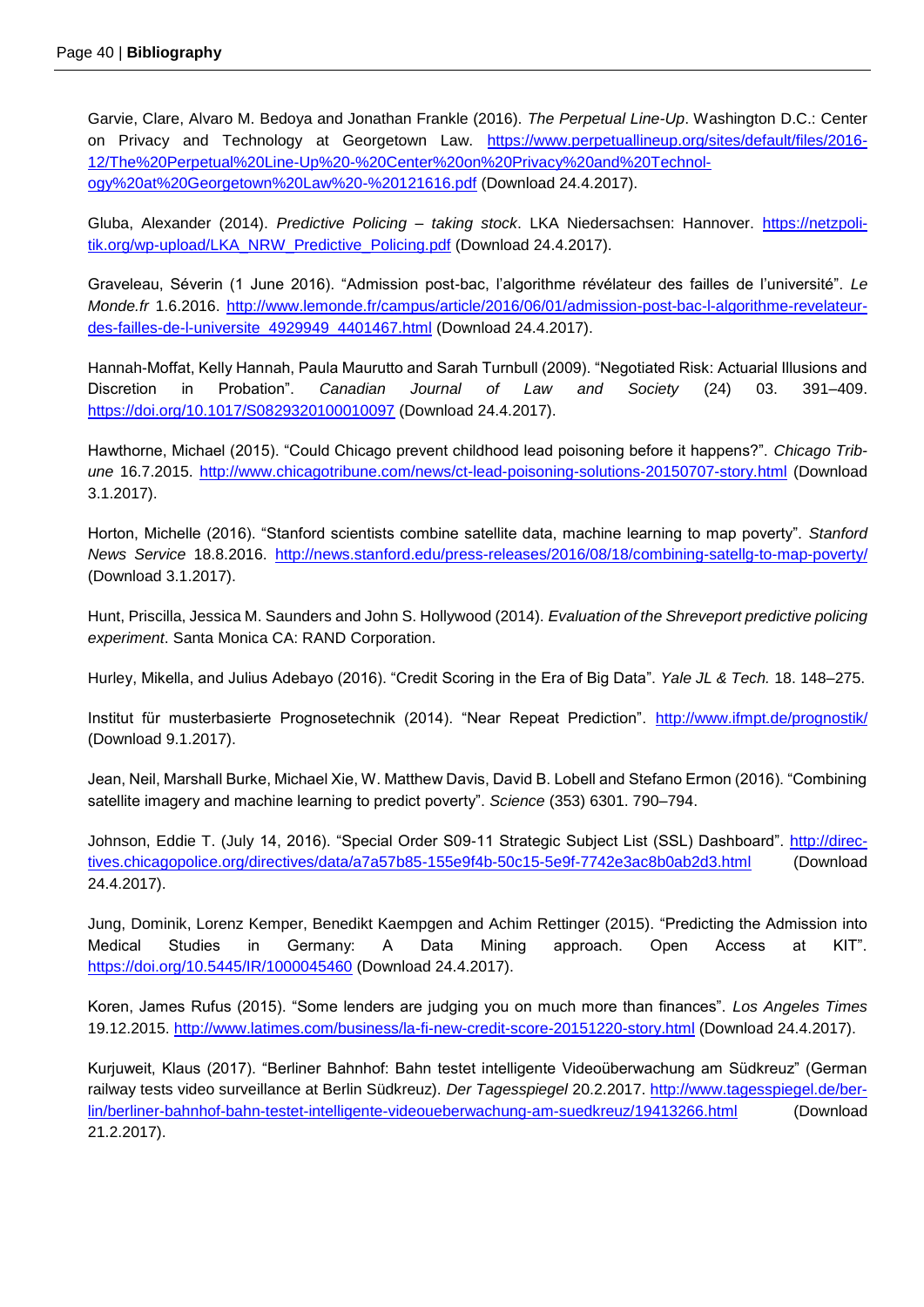Garvie, Clare, Alvaro M. Bedoya and Jonathan Frankle (2016). *The Perpetual Line-Up*. Washington D.C.: Center on Privacy and Technology at Georgetown Law. https://www.perpetuallineup.org/sites/default/files/2016-12/The%20Perpetual%20Line-Up%20-%20Center%20on%20Privacy%20and%20Technology%20at%20Georgetown%20Law%20-%20121616.pdf (Download 24.4.2017).

Gluba, Alexander (2014). *Predictive Policing – taking stock*. LKA Niedersachsen: Hannover. https://netzpolitik.org/wp-upload/LKA_NRW_Predictive_Policing.pdf (Download 24.4.2017).

Graveleau, Séverin (1 June 2016). "Admission post-bac, l'algorithme révélateur des failles de l'université". *Le Monde.fr* 1.6.2016. http://www.lemonde.fr/campus/article/2016/06/01/admission-post-bac-l-algorithme-revelateur-des-failles-de-l-universite_4929949_4401467.html (Download 24.4.2017).

Hannah-Moffat, Kelly Hannah, Paula Maurutto and Sarah Turnbull (2009). "Negotiated Risk: Actuarial Illusions and Discretion in Probation". *Canadian Journal of Law and Society* (24) 03. 391–409. https://doi.org/10.1017/S0829320100010097 (Download 24.4.2017).

Hawthorne, Michael (2015). "Could Chicago prevent childhood lead poisoning before it happens?". *Chicago Tribune* 16.7.2015. http://www.chicagotribune.com/news/ct-lead-poisoning-solutions-20150707-story.html (Download 3.1.2017).

Horton, Michelle (2016). "Stanford scientists combine satellite data, machine learning to map poverty". *Stanford News Service* 18.8.2016. http://news.stanford.edu/press-releases/2016/08/18/combining-satellg-to-map-poverty/ (Download 3.1.2017).

Hunt, Priscilla, Jessica M. Saunders and John S. Hollywood (2014). *Evaluation of the Shreveport predictive policing experiment*. Santa Monica CA: RAND Corporation.

Hurley, Mikella, and Julius Adebayo (2016). "Credit Scoring in the Era of Big Data". *Yale JL & Tech.* 18. 148–275.

Institut für musterbasierte Prognosetechnik (2014). "Near Repeat Prediction". http://www.ifmpt.de/prognostik/ (Download 9.1.2017).

Jean, Neil, Marshall Burke, Michael Xie, W. Matthew Davis, David B. Lobell and Stefano Ermon (2016). "Combining satellite imagery and machine learning to predict poverty". *Science* (353) 6301. 790–794.

Johnson, Eddie T. (July 14, 2016). "Special Order S09-11 Strategic Subject List (SSL) Dashboard". http://directives.chicagopolice.org/directives/data/a7a57b85-155e9f4b-50c15-5e9f-7742e3ac8b0ab2d3.html (Download 24.4.2017).

Jung, Dominik, Lorenz Kemper, Benedikt Kaempgen and Achim Rettinger (2015). "Predicting the Admission into Medical Studies in Germany: A Data Mining approach. Open Access at KIT". https://doi.org/10.5445/IR/1000045460 (Download 24.4.2017).

Koren, James Rufus (2015). "Some lenders are judging you on much more than finances". *Los Angeles Times* 19.12.2015. http://www.latimes.com/business/la-fi-new-credit-score-20151220-story.html (Download 24.4.2017).

Kurjuweit, Klaus (2017). "Berliner Bahnhof: Bahn testet intelligente Videoüberwachung am Südkreuz" (German railway tests video surveillance at Berlin Südkreuz). *Der Tagesspiegel* 20.2.2017. http://www.tagesspiegel.de/berlin/berliner-bahnhof-bahn-testet-intelligente-videoueberwachung-am-suedkreuz/19413266.html (Download 21.2.2017).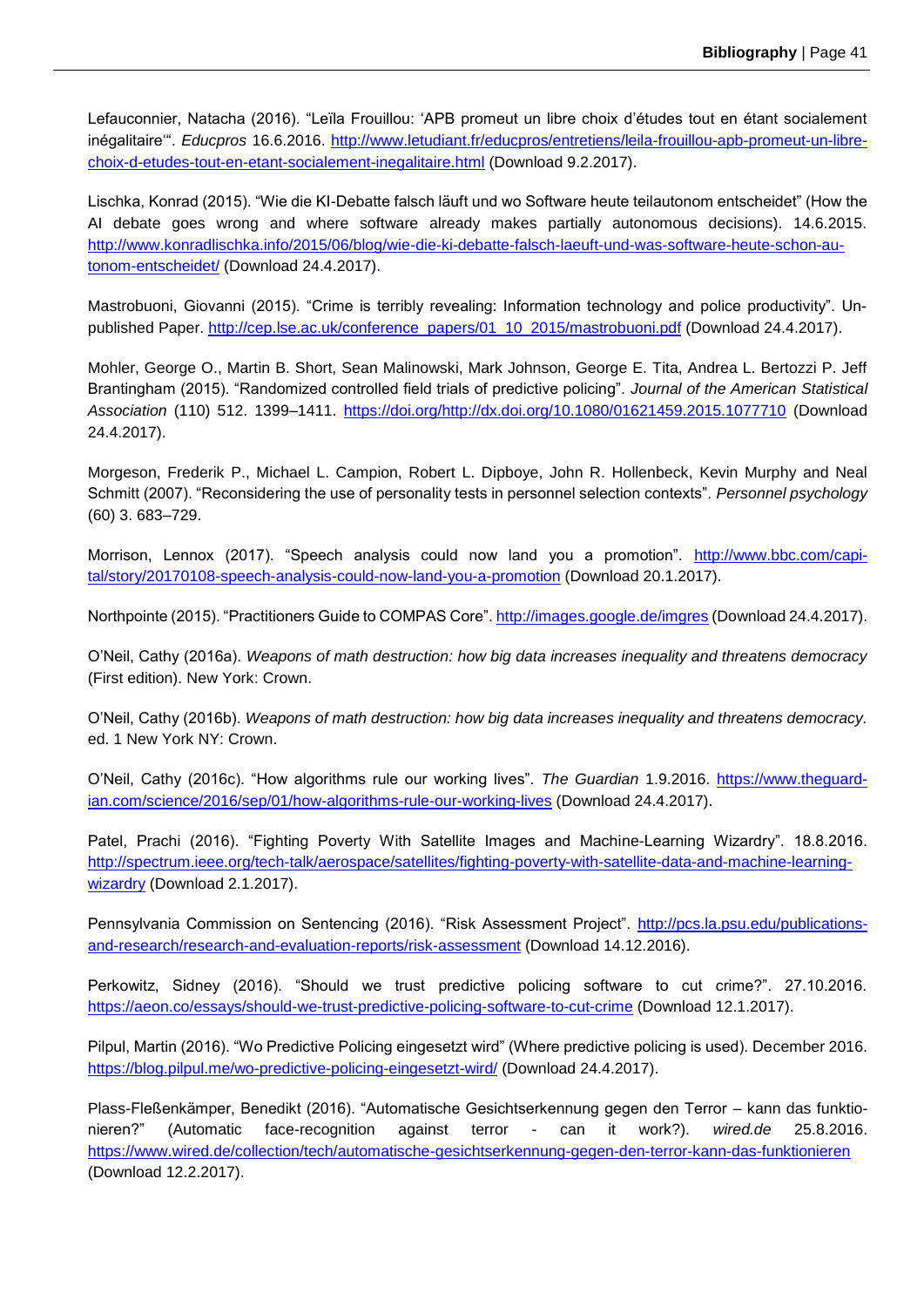Lefauconnier, Natacha (2016). "Leïla Frouillou: 'APB promeut un libre choix d'études tout en étant socialement inégalitaire'". *Educpros* 16.6.2016. http://www.letudiant.fr/educpros/entretiens/leila-frouillou-apb-promeut-un-libre-choix-d-etudes-tout-en-etant-socialement-inegalitaire.html (Download 9.2.2017).

Lischka, Konrad (2015). "Wie die KI-Debatte falsch läuft und wo Software heute teilautonom entscheidet" (How the AI debate goes wrong and where software already makes partially autonomous decisions). 14.6.2015. http://www.konradlischka.info/2015/06/blog/wie-die-ki-debatte-falsch-laeuft-und-was-software-heute-schon-autonom-entscheidet/ (Download 24.4.2017).

Mastrobuoni, Giovanni (2015). "Crime is terribly revealing: Information technology and police productivity". Unpublished Paper. http://cep.lse.ac.uk/conference_papers/01_10_2015/mastrobuoni.pdf (Download 24.4.2017).

Mohler, George O., Martin B. Short, Sean Malinowski, Mark Johnson, George E. Tita, Andrea L. Bertozzi P. Jeff Brantingham (2015). "Randomized controlled field trials of predictive policing". *Journal of the American Statistical Association* (110) 512. 1399–1411. https://doi.org/http://dx.doi.org/10.1080/01621459.2015.1077710 (Download 24.4.2017).

Morgeson, Frederik P., Michael L. Campion, Robert L. Dipboye, John R. Hollenbeck, Kevin Murphy and Neal Schmitt (2007). "Reconsidering the use of personality tests in personnel selection contexts". *Personnel psychology* (60) 3. 683–729.

Morrison, Lennox (2017). "Speech analysis could now land you a promotion". http://www.bbc.com/capital/story/20170108-speech-analysis-could-now-land-you-a-promotion (Download 20.1.2017).

Northpointe (2015). "Practitioners Guide to COMPAS Core". http://images.google.de/imgres (Download 24.4.2017).

O'Neil, Cathy (2016a). *Weapons of math destruction: how big data increases inequality and threatens democracy* (First edition). New York: Crown.

O'Neil, Cathy (2016b). *Weapons of math destruction: how big data increases inequality and threatens democracy.* ed. 1 New York NY: Crown.

O'Neil, Cathy (2016c). "How algorithms rule our working lives". *The Guardian* 1.9.2016. https://www.theguardian.com/science/2016/sep/01/how-algorithms-rule-our-working-lives (Download 24.4.2017).

Patel, Prachi (2016). "Fighting Poverty With Satellite Images and Machine-Learning Wizardry". 18.8.2016. http://spectrum.ieee.org/tech-talk/aerospace/satellites/fighting-poverty-with-satellite-data-and-machine-learning-wizardry (Download 2.1.2017).

Pennsylvania Commission on Sentencing (2016). "Risk Assessment Project". http://pcs.la.psu.edu/publications-and-research/research-and-evaluation-reports/risk-assessment (Download 14.12.2016).

Perkowitz, Sidney (2016). "Should we trust predictive policing software to cut crime?". 27.10.2016. https://aeon.co/essays/should-we-trust-predictive-policing-software-to-cut-crime (Download 12.1.2017).

Pilpul, Martin (2016). "Wo Predictive Policing eingesetzt wird" (Where predictive policing is used). December 2016. https://blog.pilpul.me/wo-predictive-policing-eingesetzt-wird/ (Download 24.4.2017).

Plass-Fleßenkämper, Benedikt (2016). "Automatische Gesichtserkennung gegen den Terror – kann das funktionieren?" (Automatic face-recognition against terror - can it work?). *wired.de* 25.8.2016. https://www.wired.de/collection/tech/automatische-gesichtserkennung-gegen-den-terror-kann-das-funktionieren (Download 12.2.2017).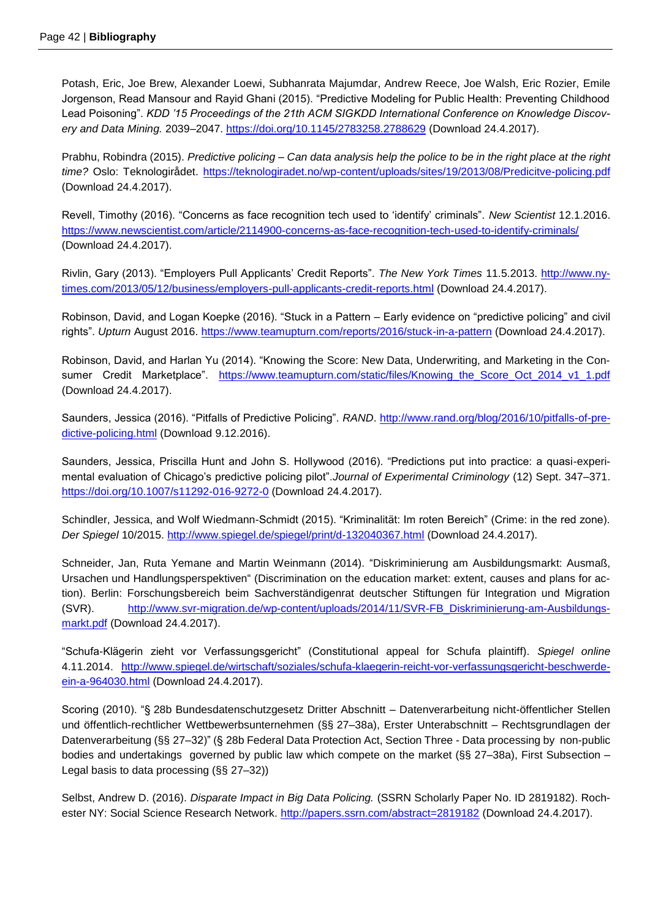Potash, Eric, Joe Brew, Alexander Loewi, Subhanrata Majumdar, Andrew Reece, Joe Walsh, Eric Rozier, Emile Jorgenson, Read Mansour and Rayid Ghani (2015). “Predictive Modeling for Public Health: Preventing Childhood Lead Poisoning”. *KDD ’15 Proceedings of the 21th ACM SIGKDD International Conference on Knowledge Discovery and Data Mining.* 2039–2047. https://doi.org/10.1145/2783258.2788629 (Download 24.4.2017).

Prabhu, Robindra (2015). *Predictive policing – Can data analysis help the police to be in the right place at the right time?* Oslo: Teknologirådet. https://teknologiradet.no/wp-content/uploads/sites/19/2013/08/Predicitve-policing.pdf (Download 24.4.2017).

Revell, Timothy (2016). “Concerns as face recognition tech used to ‘identify’ criminals”. *New Scientist* 12.1.2016. https://www.newscientist.com/article/2114900-concerns-as-face-recognition-tech-used-to-identify-criminals/ (Download 24.4.2017).

Rivlin, Gary (2013). “Employers Pull Applicants’ Credit Reports”. *The New York Times* 11.5.2013. http://www.nytimes.com/2013/05/12/business/employers-pull-applicants-credit-reports.html (Download 24.4.2017).

Robinson, David, and Logan Koepke (2016). “Stuck in a Pattern – Early evidence on “predictive policing” and civil rights”. *Upturn* August 2016. https://www.teamupturn.com/reports/2016/stuck-in-a-pattern (Download 24.4.2017).

Robinson, David, and Harlan Yu (2014). “Knowing the Score: New Data, Underwriting, and Marketing in the Consumer Credit Marketplace”. https://www.teamupturn.com/static/files/Knowing_the_Score_Oct_2014_v1_1.pdf (Download 24.4.2017).

Saunders, Jessica (2016). “Pitfalls of Predictive Policing”. *RAND*. http://www.rand.org/blog/2016/10/pitfalls-of-predictive-policing.html (Download 9.12.2016).

Saunders, Jessica, Priscilla Hunt and John S. Hollywood (2016). “Predictions put into practice: a quasi-experimental evaluation of Chicago’s predictive policing pilot”.*Journal of Experimental Criminology* (12) Sept. 347–371. https://doi.org/10.1007/s11292-016-9272-0 (Download 24.4.2017).

Schindler, Jessica, and Wolf Wiedmann-Schmidt (2015). “Kriminalität: Im roten Bereich” (Crime: in the red zone). *Der Spiegel* 10/2015. http://www.spiegel.de/spiegel/print/d-132040367.html (Download 24.4.2017).

Schneider, Jan, Ruta Yemane and Martin Weinmann (2014). “Diskriminierung am Ausbildungsmarkt: Ausmaß, Ursachen und Handlungsperspektiven“ (Discrimination on the education market: extent, causes and plans for action). Berlin: Forschungsbereich beim Sachverständigenrat deutscher Stiftungen für Integration und Migration (SVR). http://www.svr-migration.de/wp-content/uploads/2014/11/SVR-FB_Diskriminierung-am-Ausbildungsmarkt.pdf (Download 24.4.2017).

“Schufa-Klägerin zieht vor Verfassungsgericht” (Constitutional appeal for Schufa plaintiff). *Spiegel online* 4.11.2014. http://www.spiegel.de/wirtschaft/soziales/schufa-klaegerin-reicht-vor-verfassungsgericht-beschwerde-ein-a-964030.html (Download 24.4.2017).

Scoring (2010). “§ 28b Bundesdatenschutzgesetz Dritter Abschnitt – Datenverarbeitung nicht-öffentlicher Stellen und öffentlich-rechtlicher Wettbewerbsunternehmen (§§ 27–38a), Erster Unterabschnitt – Rechtsgrundlagen der Datenverarbeitung (§§ 27–32)” (§ 28b Federal Data Protection Act, Section Three - Data processing by non-public bodies and undertakings governed by public law which compete on the market (§§ 27–38a), First Subsection – Legal basis to data processing (§§ 27–32))

Selbst, Andrew D. (2016). *Disparate Impact in Big Data Policing.* (SSRN Scholarly Paper No. ID 2819182). Rochester NY: Social Science Research Network. http://papers.ssrn.com/abstract=2819182 (Download 24.4.2017).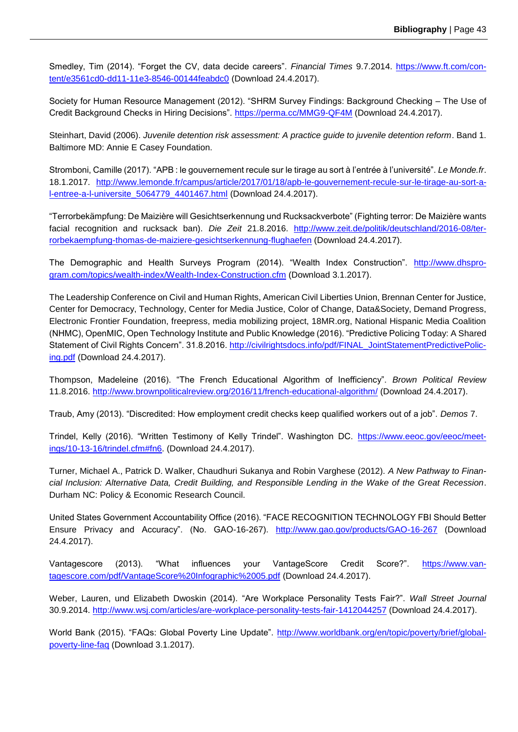Smedley, Tim (2014). “Forget the CV, data decide careers”. *Financial Times* 9.7.2014. https://www.ft.com/content/e3561cd0-dd11-11e3-8546-00144feabdc0 (Download 24.4.2017).

Society for Human Resource Management (2012). “SHRM Survey Findings: Background Checking – The Use of Credit Background Checks in Hiring Decisions”. https://perma.cc/MMG9-QF4M (Download 24.4.2017).

Steinhart, David (2006). *Juvenile detention risk assessment: A practice guide to juvenile detention reform*. Band 1. Baltimore MD: Annie E Casey Foundation.

Stromboni, Camille (2017). “APB : le gouvernement recule sur le tirage au sort à l’entrée à l’université”. *Le Monde.fr*. 18.1.2017. http://www.lemonde.fr/campus/article/2017/01/18/apb-le-gouvernement-recule-sur-le-tirage-au-sort-a-l-entree-a-l-universite_5064779_4401467.html (Download 24.4.2017).

“Terrorbekämpfung: De Maizière will Gesichtserkennung und Rucksackverbote” (Fighting terror: De Maizière wants facial recognition and rucksack ban). *Die Zeit* 21.8.2016. http://www.zeit.de/politik/deutschland/2016-08/terrorbekaempfung-thomas-de-maiziere-gesichtserkennung-flughaefen (Download 24.4.2017).

The Demographic and Health Surveys Program (2014). “Wealth Index Construction”. http://www.dhsprogram.com/topics/wealth-index/Wealth-Index-Construction.cfm (Download 3.1.2017).

The Leadership Conference on Civil and Human Rights, American Civil Liberties Union, Brennan Center for Justice, Center for Democracy, Technology, Center for Media Justice, Color of Change, Data&Society, Demand Progress, Electronic Frontier Foundation, freepress, media mobilizing project, 18MR.org, National Hispanic Media Coalition (NHMC), OpenMIC, Open Technology Institute and Public Knowledge (2016). “Predictive Policing Today: A Shared Statement of Civil Rights Concern”. 31.8.2016. http://civilrightsdocs.info/pdf/FINAL_JointStatementPredictivePolicing.pdf (Download 24.4.2017).

Thompson, Madeleine (2016). “The French Educational Algorithm of Inefficiency”. *Brown Political Review* 11.8.2016. http://www.brownpoliticalreview.org/2016/11/french-educational-algorithm/ (Download 24.4.2017).

Traub, Amy (2013). “Discredited: How employment credit checks keep qualified workers out of a job”. *Demos* 7.

Trindel, Kelly (2016). “Written Testimony of Kelly Trindel”. Washington DC. https://www.eeoc.gov/eeoc/meetings/10-13-16/trindel.cfm#fn6. (Download 24.4.2017).

Turner, Michael A., Patrick D. Walker, Chaudhuri Sukanya and Robin Varghese (2012). *A New Pathway to Financial Inclusion: Alternative Data, Credit Building, and Responsible Lending in the Wake of the Great Recession*. Durham NC: Policy & Economic Research Council.

United States Government Accountability Office (2016). “FACE RECOGNITION TECHNOLOGY FBI Should Better Ensure Privacy and Accuracy”. (No. GAO-16-267). http://www.gao.gov/products/GAO-16-267 (Download 24.4.2017).

Vantagescore (2013). “What influences your VantageScore Credit Score?”. https://www.vantagescore.com/pdf/VantageScore%20Infographic%2005.pdf (Download 24.4.2017).

Weber, Lauren, und Elizabeth Dwoskin (2014). “Are Workplace Personality Tests Fair?”. *Wall Street Journal* 30.9.2014. http://www.wsj.com/articles/are-workplace-personality-tests-fair-1412044257 (Download 24.4.2017).

World Bank (2015). “FAQs: Global Poverty Line Update”. http://www.worldbank.org/en/topic/poverty/brief/global-poverty-line-faq (Download 3.1.2017).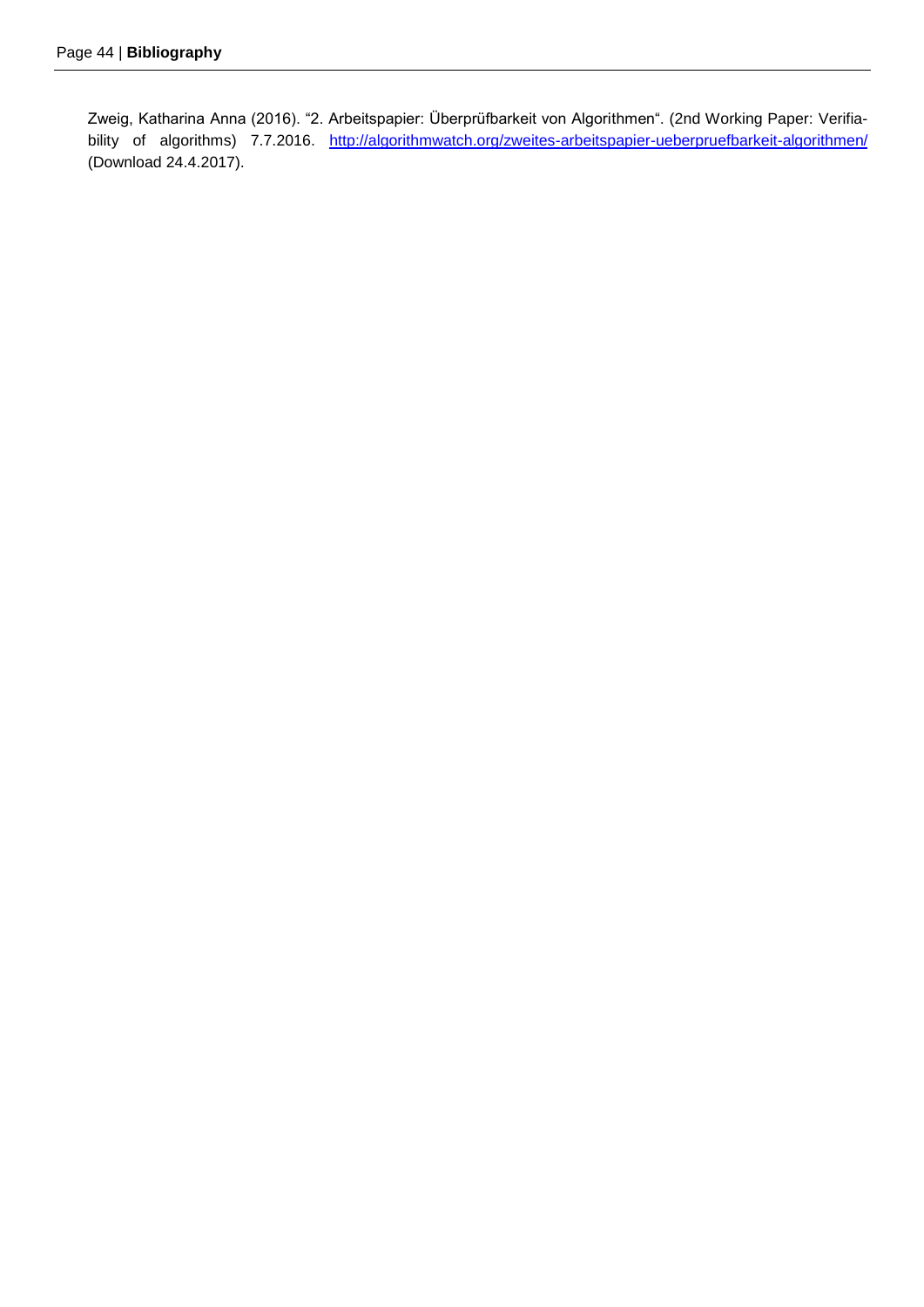Zweig, Katharina Anna (2016). "2. Arbeitspapier: Überprüfbarkeit von Algorithmen". (2nd Working Paper: Verifiability of algorithms) 7.7.2016. http://algorithmwatch.org/zweites-arbeitspapier-ueberpruefbarkeit-algorithmen/ (Download 24.4.2017).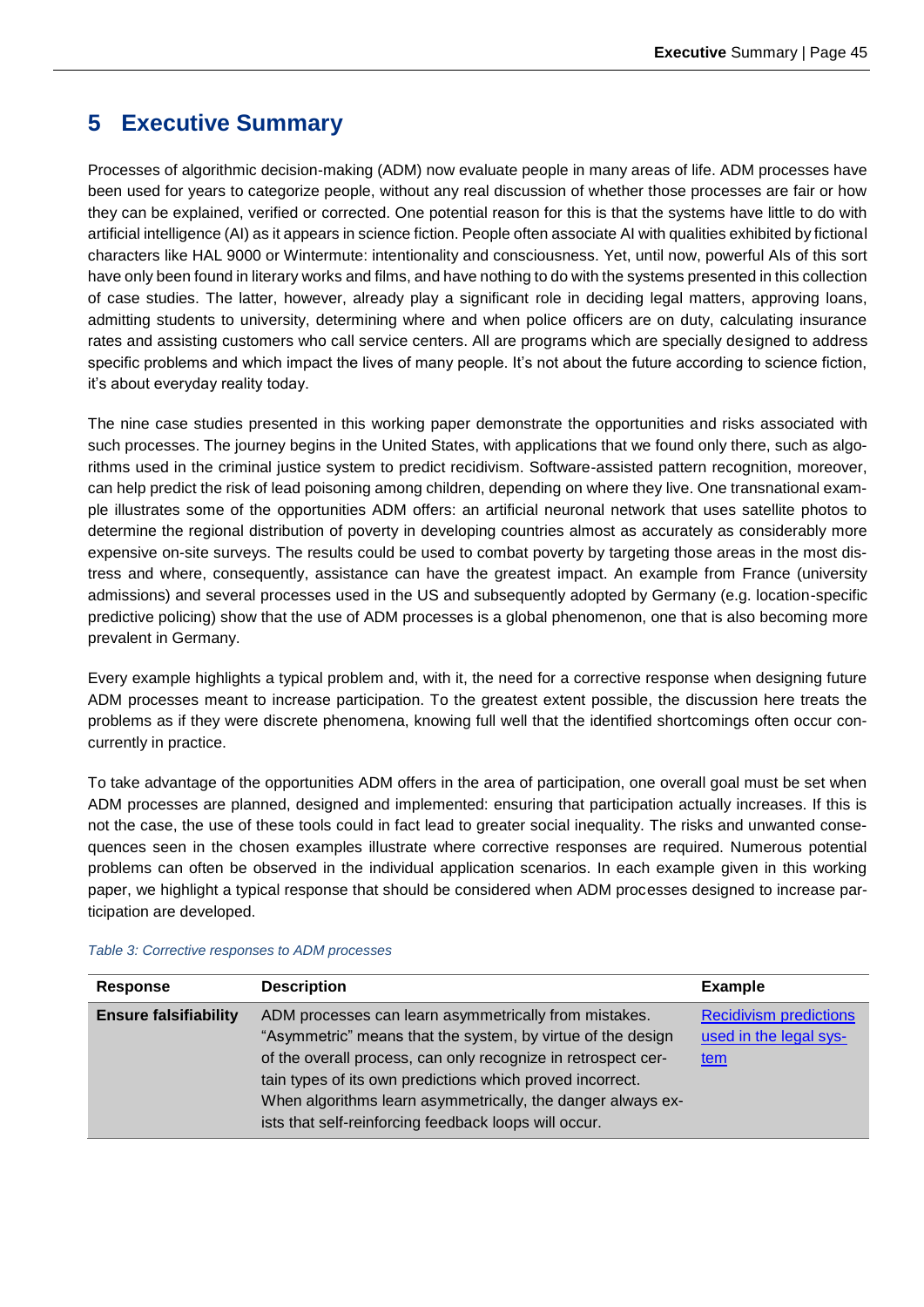# 5 Executive Summary

Processes of algorithmic decision-making (ADM) now evaluate people in many areas of life. ADM processes have been used for years to categorize people, without any real discussion of whether those processes are fair or how they can be explained, verified or corrected. One potential reason for this is that the systems have little to do with artificial intelligence (AI) as it appears in science fiction. People often associate AI with qualities exhibited by fictional characters like HAL 9000 or Wintermute: intentionality and consciousness. Yet, until now, powerful AIs of this sort have only been found in literary works and films, and have nothing to do with the systems presented in this collection of case studies. The latter, however, already play a significant role in deciding legal matters, approving loans, admitting students to university, determining where and when police officers are on duty, calculating insurance rates and assisting customers who call service centers. All are programs which are specially designed to address specific problems and which impact the lives of many people. It's not about the future according to science fiction, it's about everyday reality today.

The nine case studies presented in this working paper demonstrate the opportunities and risks associated with such processes. The journey begins in the United States, with applications that we found only there, such as algorithms used in the criminal justice system to predict recidivism. Software-assisted pattern recognition, moreover, can help predict the risk of lead poisoning among children, depending on where they live. One transnational example illustrates some of the opportunities ADM offers: an artificial neuronal network that uses satellite photos to determine the regional distribution of poverty in developing countries almost as accurately as considerably more expensive on-site surveys. The results could be used to combat poverty by targeting those areas in the most distress and where, consequently, assistance can have the greatest impact. An example from France (university admissions) and several processes used in the US and subsequently adopted by Germany (e.g. location-specific predictive policing) show that the use of ADM processes is a global phenomenon, one that is also becoming more prevalent in Germany.

Every example highlights a typical problem and, with it, the need for a corrective response when designing future ADM processes meant to increase participation. To the greatest extent possible, the discussion here treats the problems as if they were discrete phenomena, knowing full well that the identified shortcomings often occur concurrently in practice.

To take advantage of the opportunities ADM offers in the area of participation, one overall goal must be set when ADM processes are planned, designed and implemented: ensuring that participation actually increases. If this is not the case, the use of these tools could in fact lead to greater social inequality. The risks and unwanted consequences seen in the chosen examples illustrate where corrective responses are required. Numerous potential problems can often be observed in the individual application scenarios. In each example given in this working paper, we highlight a typical response that should be considered when ADM processes designed to increase participation are developed.

*Table 3: Corrective responses to ADM processes*

| Response | Description | Example |
|---|---|---|
| **Ensure falsifiability** | ADM processes can learn asymmetrically from mistakes. "Asymmetric" means that the system, by virtue of the design of the overall process, can only recognize in retrospect certain types of its own predictions which proved incorrect. When algorithms learn asymmetrically, the danger always exists that self-reinforcing feedback loops will occur. | Recidivism predictions used in the legal system |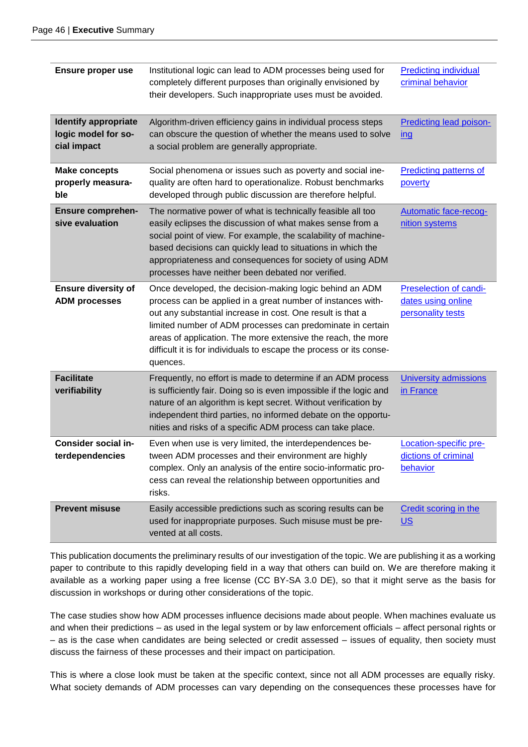| | | |
|---|---|---|
| **Ensure proper use** | Institutional logic can lead to ADM processes being used for completely different purposes than originally envisioned by their developers. Such inappropriate uses must be avoided. | Predicting individual criminal behavior |
| **Identify appropriate logic model for social impact** | Algorithm-driven efficiency gains in individual process steps can obscure the question of whether the means used to solve a social problem are generally appropriate. | Predicting lead poisoning |
| **Make concepts properly measurable** | Social phenomena or issues such as poverty and social inequality are often hard to operationalize. Robust benchmarks developed through public discussion are therefore helpful. | Predicting patterns of poverty |
| **Ensure comprehensive evaluation** | The normative power of what is technically feasible all too easily eclipses the discussion of what makes sense from a social point of view. For example, the scalability of machine-based decisions can quickly lead to situations in which the appropriateness and consequences for society of using ADM processes have neither been debated nor verified. | Automatic face-recognition systems |
| **Ensure diversity of ADM processes** | Once developed, the decision-making logic behind an ADM process can be applied in a great number of instances without any substantial increase in cost. One result is that a limited number of ADM processes can predominate in certain areas of application. The more extensive the reach, the more difficult it is for individuals to escape the process or its consequences. | Preselection of candidates using online personality tests |
| **Facilitate verifiability** | Frequently, no effort is made to determine if an ADM process is sufficiently fair. Doing so is even impossible if the logic and nature of an algorithm is kept secret. Without verification by independent third parties, no informed debate on the opportunities and risks of a specific ADM process can take place. | University admissions in France |
| **Consider social interdependencies** | Even when use is very limited, the interdependences between ADM processes and their environment are highly complex. Only an analysis of the entire socio-informatic process can reveal the relationship between opportunities and risks. | Location-specific predictions of criminal behavior |
| **Prevent misuse** | Easily accessible predictions such as scoring results can be used for inappropriate purposes. Such misuse must be prevented at all costs. | Credit scoring in the US |

This publication documents the preliminary results of our investigation of the topic. We are publishing it as a working paper to contribute to this rapidly developing field in a way that others can build on. We are therefore making it available as a working paper using a free license (CC BY-SA 3.0 DE), so that it might serve as the basis for discussion in workshops or during other considerations of the topic.

The case studies show how ADM processes influence decisions made about people. When machines evaluate us and when their predictions – as used in the legal system or by law enforcement officials – affect personal rights or – as is the case when candidates are being selected or credit assessed – issues of equality, then society must discuss the fairness of these processes and their impact on participation.

This is where a close look must be taken at the specific context, since not all ADM processes are equally risky. What society demands of ADM processes can vary depending on the consequences these processes have for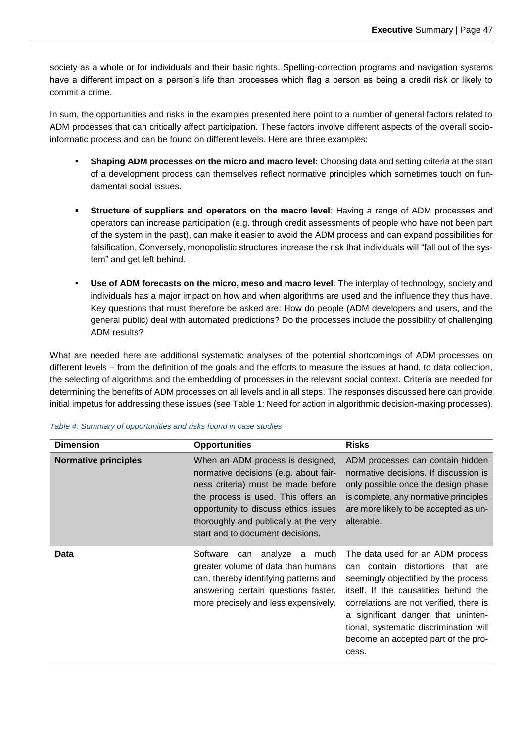society as a whole or for individuals and their basic rights. Spelling-correction programs and navigation systems have a different impact on a person's life than processes which flag a person as being a credit risk or likely to commit a crime.

In sum, the opportunities and risks in the examples presented here point to a number of general factors related to ADM processes that can critically affect participation. These factors involve different aspects of the overall socio-informatic process and can be found on different levels. Here are three examples:

- **Shaping ADM processes on the micro and macro level:** Choosing data and setting criteria at the start of a development process can themselves reflect normative principles which sometimes touch on fundamental social issues.
- **Structure of suppliers and operators on the macro level**: Having a range of ADM processes and operators can increase participation (e.g. through credit assessments of people who have not been part of the system in the past), can make it easier to avoid the ADM process and can expand possibilities for falsification. Conversely, monopolistic structures increase the risk that individuals will "fall out of the system" and get left behind.
- **Use of ADM forecasts on the micro, meso and macro level**: The interplay of technology, society and individuals has a major impact on how and when algorithms are used and the influence they thus have. Key questions that must therefore be asked are: How do people (ADM developers and users, and the general public) deal with automated predictions? Do the processes include the possibility of challenging ADM results?

What are needed here are additional systematic analyses of the potential shortcomings of ADM processes on different levels – from the definition of the goals and the efforts to measure the issues at hand, to data collection, the selecting of algorithms and the embedding of processes in the relevant social context. Criteria are needed for determining the benefits of ADM processes on all levels and in all steps. The responses discussed here can provide initial impetus for addressing these issues (see Table 1: Need for action in algorithmic decision-making processes).

*Table 4: Summary of opportunities and risks found in case studies*

| Dimension | Opportunities | Risks |
|---|---|---|
| **Normative principles** | When an ADM process is designed, normative decisions (e.g. about fairness criteria) must be made before the process is used. This offers an opportunity to discuss ethics issues thoroughly and publically at the very start and to document decisions. | ADM processes can contain hidden normative decisions. If discussion is only possible once the design phase is complete, any normative principles are more likely to be accepted as unalterable. |
| **Data** | Software can analyze a much greater volume of data than humans can, thereby identifying patterns and answering certain questions faster, more precisely and less expensively. | The data used for an ADM process can contain distortions that are seemingly objectified by the process itself. If the causalities behind the correlations are not verified, there is a significant danger that unintentional, systematic discrimination will become an accepted part of the process. |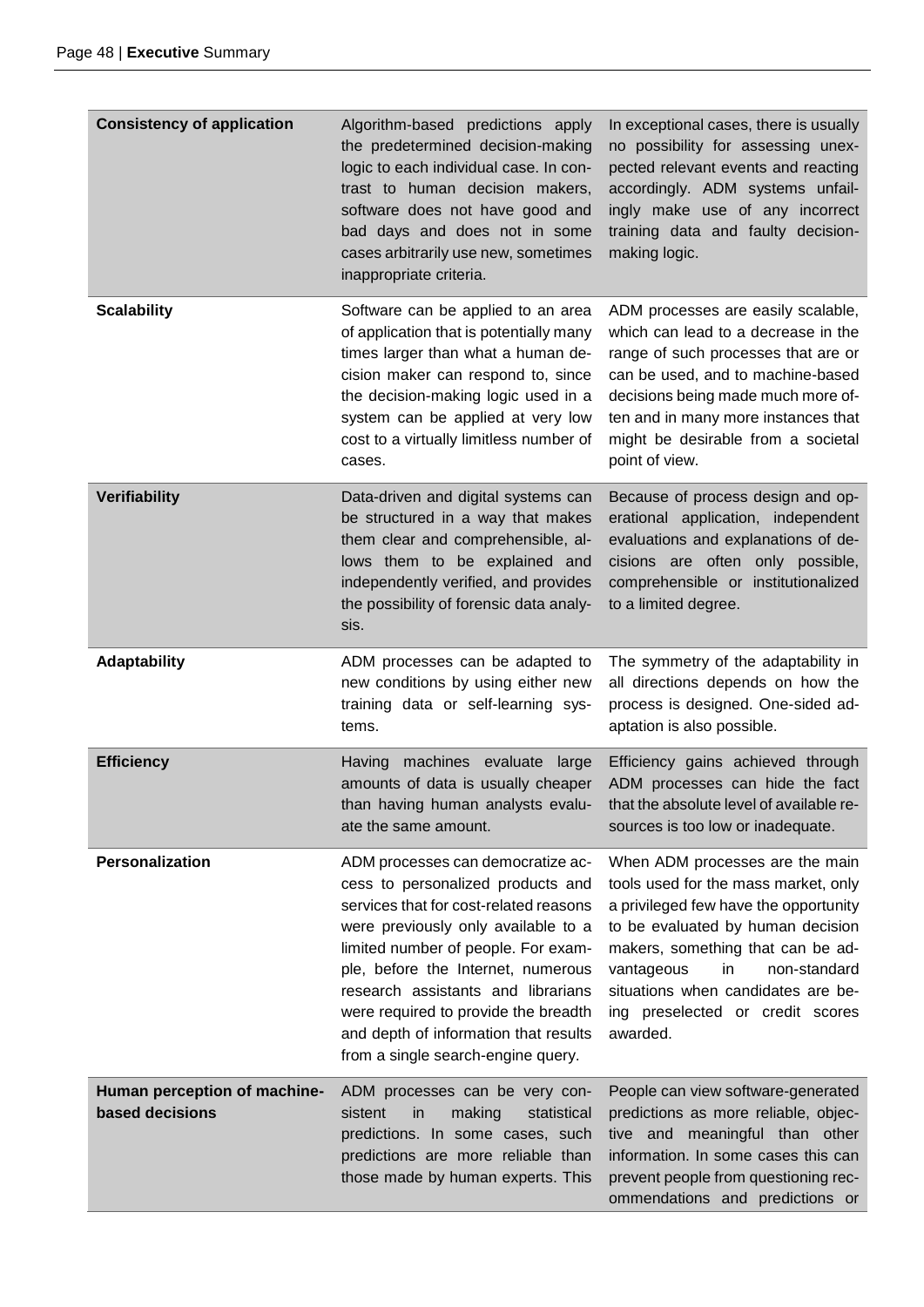| | | |
|---|---|---|
| **Consistency of application** | Algorithm-based predictions apply the predetermined decision-making logic to each individual case. In contrast to human decision makers, software does not have good and bad days and does not in some cases arbitrarily use new, sometimes inappropriate criteria. | In exceptional cases, there is usually no possibility for assessing unexpected relevant events and reacting accordingly. ADM systems unfailingly make use of any incorrect training data and faulty decision-making logic. |
| **Scalability** | Software can be applied to an area of application that is potentially many times larger than what a human decision maker can respond to, since the decision-making logic used in a system can be applied at very low cost to a virtually limitless number of cases. | ADM processes are easily scalable, which can lead to a decrease in the range of such processes that are or can be used, and to machine-based decisions being made much more often and in many more instances that might be desirable from a societal point of view. |
| **Verifiability** | Data-driven and digital systems can be structured in a way that makes them clear and comprehensible, allows them to be explained and independently verified, and provides the possibility of forensic data analysis. | Because of process design and operational application, independent evaluations and explanations of decisions are often only possible, comprehensible or institutionalized to a limited degree. |
| **Adaptability** | ADM processes can be adapted to new conditions by using either new training data or self-learning systems. | The symmetry of the adaptability in all directions depends on how the process is designed. One-sided adaptation is also possible. |
| **Efficiency** | Having machines evaluate large amounts of data is usually cheaper than having human analysts evaluate the same amount. | Efficiency gains achieved through ADM processes can hide the fact that the absolute level of available resources is too low or inadequate. |
| **Personalization** | ADM processes can democratize access to personalized products and services that for cost-related reasons were previously only available to a limited number of people. For example, before the Internet, numerous research assistants and librarians were required to provide the breadth and depth of information that results from a single search-engine query. | When ADM processes are the main tools used for the mass market, only a privileged few have the opportunity to be evaluated by human decision makers, something that can be advantageous in non-standard situations when candidates are being preselected or credit scores awarded. |
| **Human perception of machine-based decisions** | ADM processes can be very consistent in making statistical predictions. In some cases, such predictions are more reliable than those made by human experts. This | People can view software-generated predictions as more reliable, objective and meaningful than other information. In some cases this can prevent people from questioning recommendations and predictions or |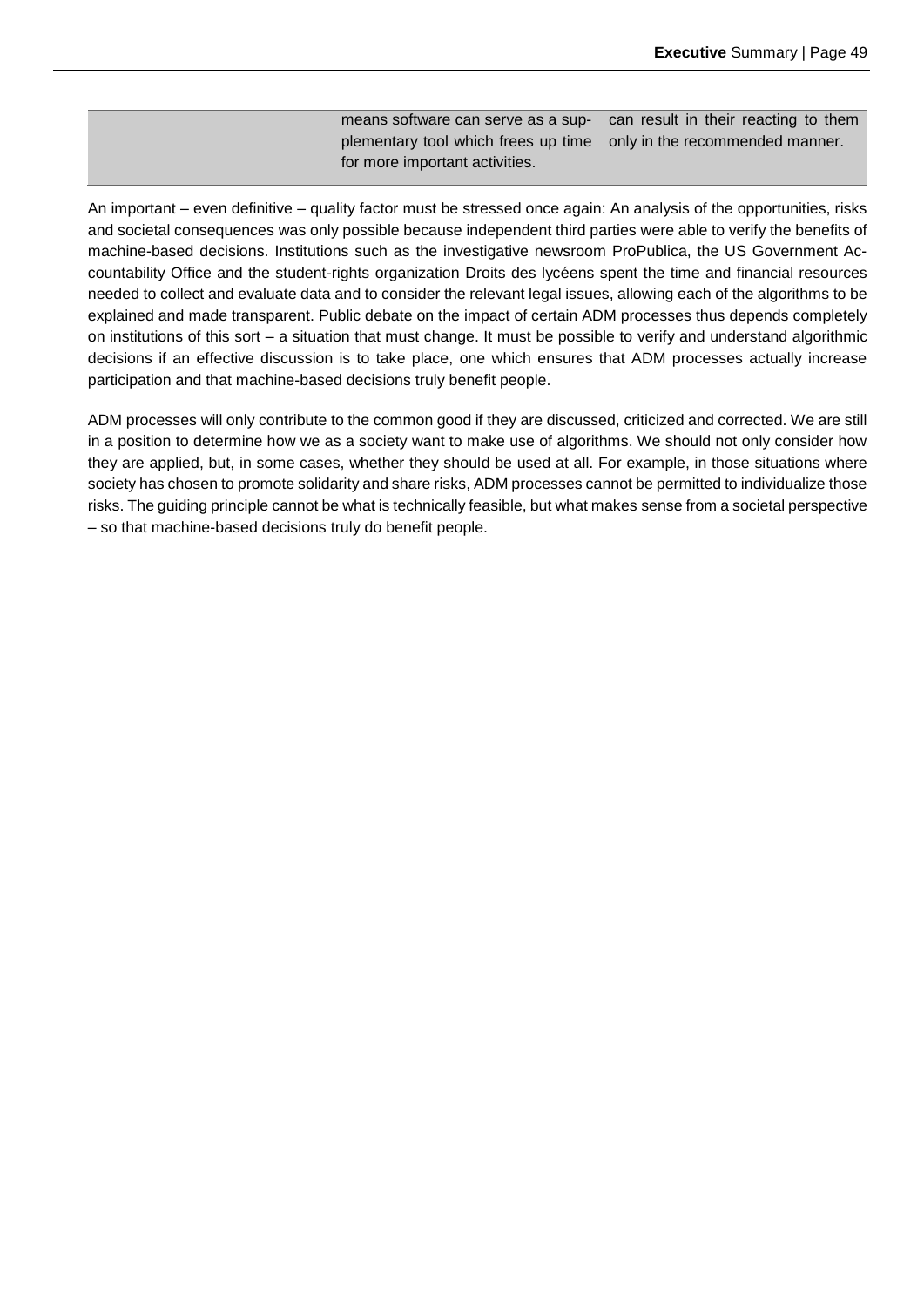| | | |
|---|---|---|
| | means software can serve as a supplementary tool which frees up time for more important activities. | can result in their reacting to them only in the recommended manner. |

An important – even definitive – quality factor must be stressed once again: An analysis of the opportunities, risks and societal consequences was only possible because independent third parties were able to verify the benefits of machine-based decisions. Institutions such as the investigative newsroom ProPublica, the US Government Accountability Office and the student-rights organization Droits des lycéens spent the time and financial resources needed to collect and evaluate data and to consider the relevant legal issues, allowing each of the algorithms to be explained and made transparent. Public debate on the impact of certain ADM processes thus depends completely on institutions of this sort – a situation that must change. It must be possible to verify and understand algorithmic decisions if an effective discussion is to take place, one which ensures that ADM processes actually increase participation and that machine-based decisions truly benefit people.

ADM processes will only contribute to the common good if they are discussed, criticized and corrected. We are still in a position to determine how we as a society want to make use of algorithms. We should not only consider how they are applied, but, in some cases, whether they should be used at all. For example, in those situations where society has chosen to promote solidarity and share risks, ADM processes cannot be permitted to individualize those risks. The guiding principle cannot be what is technically feasible, but what makes sense from a societal perspective – so that machine-based decisions truly do benefit people.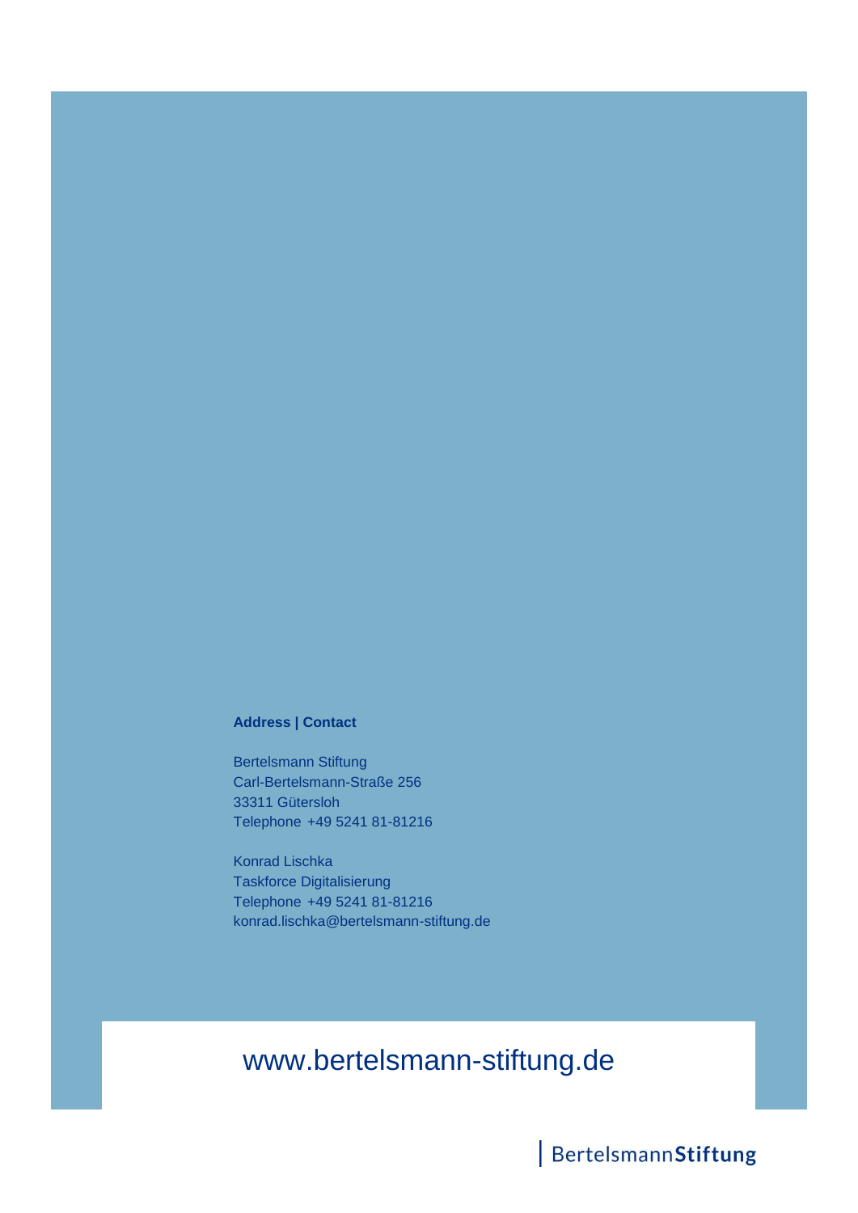**Address | Contact**

Bertelsmann Stiftung
Carl-Bertelsmann-Straße 256
33311 Gütersloh
Telephone +49 5241 81-81216

Konrad Lischka
Taskforce Digitalisierung
Telephone +49 5241 81-81216
konrad.lischka@bertelsmann-stiftung.de

www.bertelsmann-stiftung.de

BertelsmannStiftung